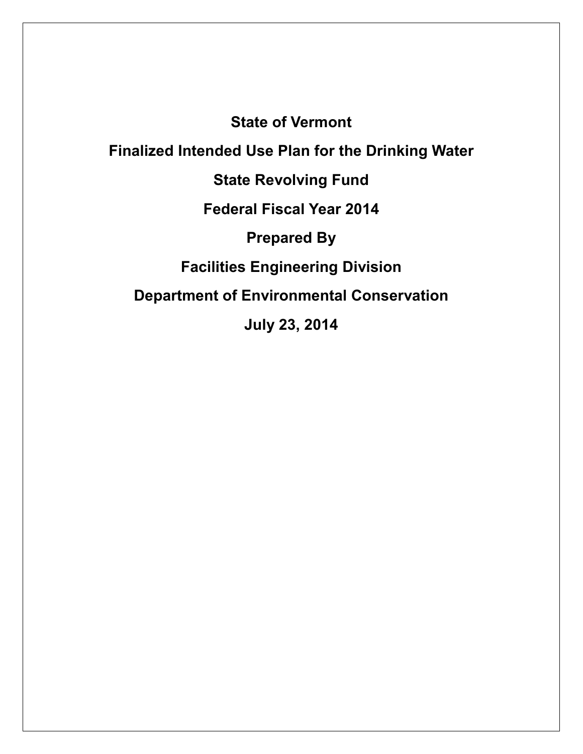# State of Vermont

# Finalized Intended Use Plan for the Drinking Water State Revolving Fund

## Federal Fiscal Year 2014

**Prepared By**

**Facilities Engineering Division**

**Department of Environmental Conservation**

**July 23, 2014**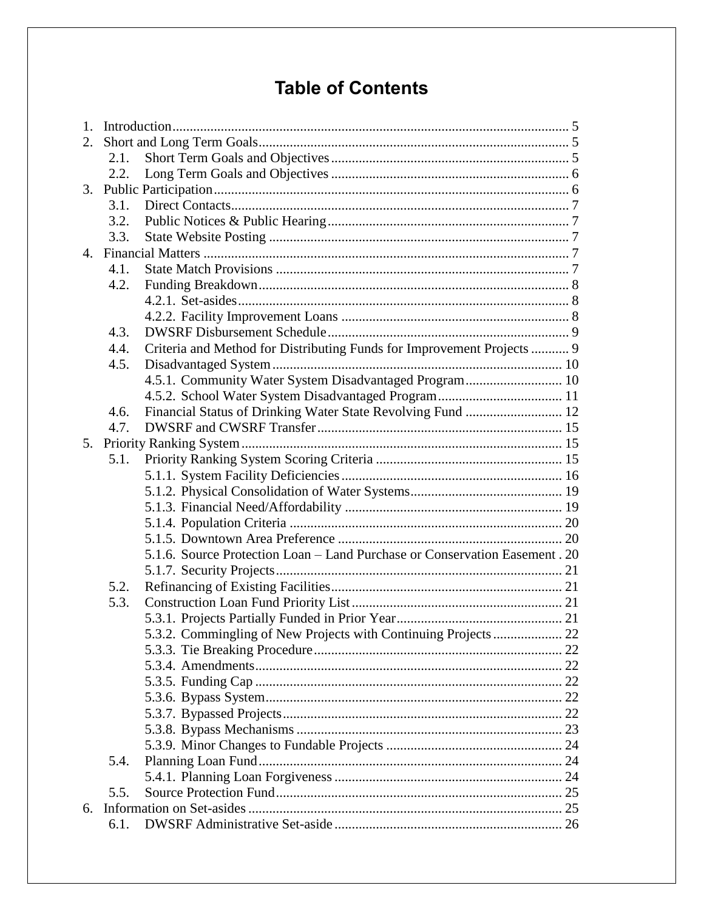# Table of Contents

1. Introduction ..... 5
2. Short and Long Term Goals ..... 5
   - 2.1. Short Term Goals and Objectives ..... 5
   - 2.2. Long Term Goals and Objectives ..... 6
3. Public Participation ..... 6
   - 3.1. Direct Contacts ..... 7
   - 3.2. Public Notices & Public Hearing ..... 7
   - 3.3. State Website Posting ..... 7
4. Financial Matters ..... 7
   - 4.1. State Match Provisions ..... 7
   - 4.2. Funding Breakdown ..... 8
     - 4.2.1. Set-asides ..... 8
     - 4.2.2. Facility Improvement Loans ..... 8
   - 4.3. DWSRF Disbursement Schedule ..... 9
   - 4.4. Criteria and Method for Distributing Funds for Improvement Projects ..... 9
   - 4.5. Disadvantaged System ..... 10
     - 4.5.1. Community Water System Disadvantaged Program ..... 10
     - 4.5.2. School Water System Disadvantaged Program ..... 11
   - 4.6. Financial Status of Drinking Water State Revolving Fund ..... 12
   - 4.7. DWSRF and CWSRF Transfer ..... 15
5. Priority Ranking System ..... 15
   - 5.1. Priority Ranking System Scoring Criteria ..... 15
     - 5.1.1. System Facility Deficiencies ..... 16
     - 5.1.2. Physical Consolidation of Water Systems ..... 19
     - 5.1.3. Financial Need/Affordability ..... 19
     - 5.1.4. Population Criteria ..... 20
     - 5.1.5. Downtown Area Preference ..... 20
     - 5.1.6. Source Protection Loan – Land Purchase or Conservation Easement . 20
     - 5.1.7. Security Projects ..... 21
   - 5.2. Refinancing of Existing Facilities ..... 21
   - 5.3. Construction Loan Fund Priority List ..... 21
     - 5.3.1. Projects Partially Funded in Prior Year ..... 21
     - 5.3.2. Commingling of New Projects with Continuing Projects ..... 22
     - 5.3.3. Tie Breaking Procedure ..... 22
     - 5.3.4. Amendments ..... 22
     - 5.3.5. Funding Cap ..... 22
     - 5.3.6. Bypass System ..... 22
     - 5.3.7. Bypassed Projects ..... 22
     - 5.3.8. Bypass Mechanisms ..... 23
     - 5.3.9. Minor Changes to Fundable Projects ..... 24
   - 5.4. Planning Loan Fund ..... 24
     - 5.4.1. Planning Loan Forgiveness ..... 24
   - 5.5. Source Protection Fund ..... 25
6. Information on Set-asides ..... 25
   - 6.1. DWSRF Administrative Set-aside ..... 26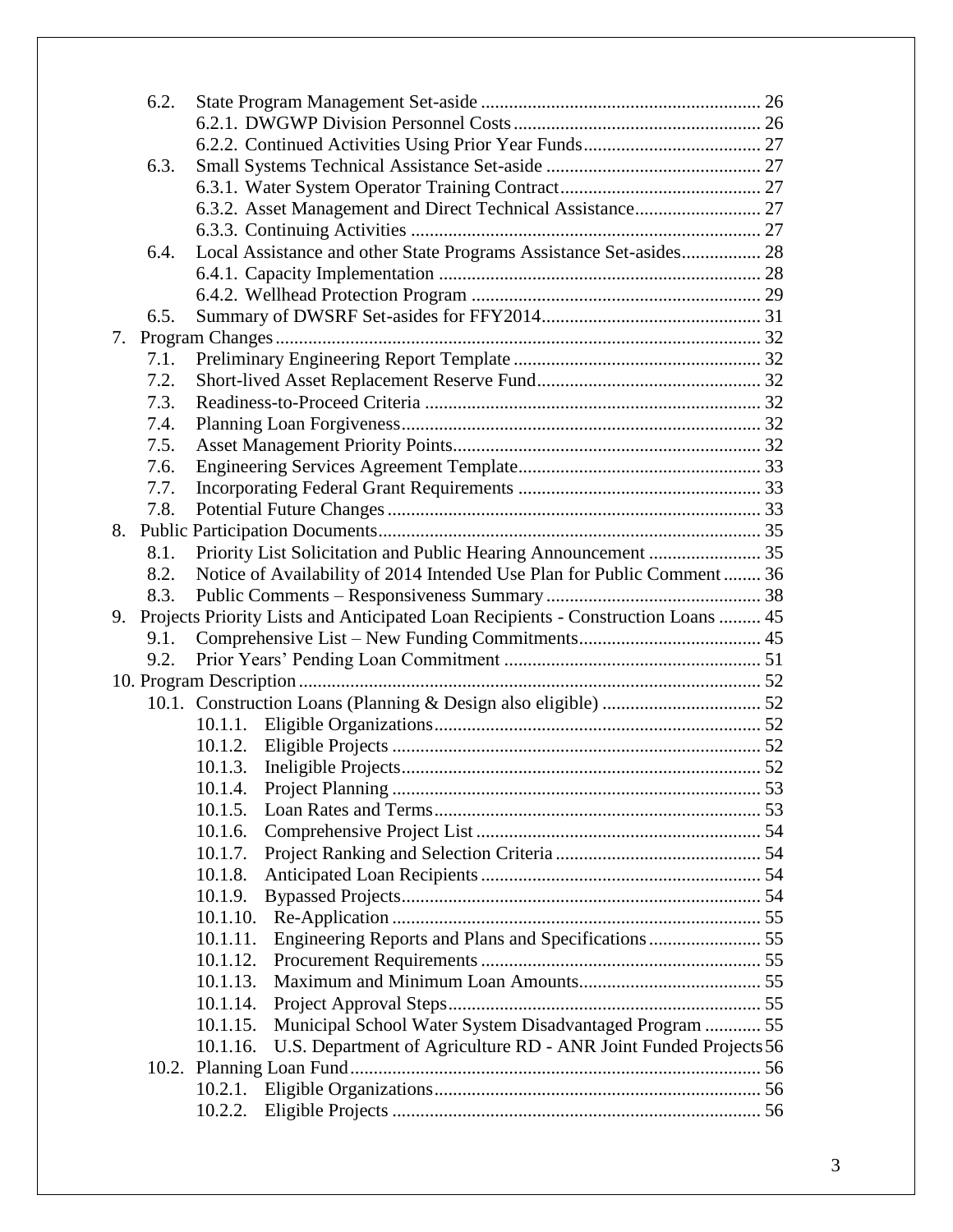- 6.2. State Program Management Set-aside ... 26
  - 6.2.1. DWGWP Division Personnel Costs ... 26
  - 6.2.2. Continued Activities Using Prior Year Funds ... 27
- 6.3. Small Systems Technical Assistance Set-aside ... 27
  - 6.3.1. Water System Operator Training Contract ... 27
  - 6.3.2. Asset Management and Direct Technical Assistance ... 27
  - 6.3.3. Continuing Activities ... 27
- 6.4. Local Assistance and other State Programs Assistance Set-asides ... 28
  - 6.4.1. Capacity Implementation ... 28
  - 6.4.2. Wellhead Protection Program ... 29
- 6.5. Summary of DWSRF Set-asides for FFY2014 ... 31

7. Program Changes ... 32
   - 7.1. Preliminary Engineering Report Template ... 32
   - 7.2. Short-lived Asset Replacement Reserve Fund ... 32
   - 7.3. Readiness-to-Proceed Criteria ... 32
   - 7.4. Planning Loan Forgiveness ... 32
   - 7.5. Asset Management Priority Points ... 32
   - 7.6. Engineering Services Agreement Template ... 33
   - 7.7. Incorporating Federal Grant Requirements ... 33
   - 7.8. Potential Future Changes ... 33
8. Public Participation Documents ... 35
   - 8.1. Priority List Solicitation and Public Hearing Announcement ... 35
   - 8.2. Notice of Availability of 2014 Intended Use Plan for Public Comment ... 36
   - 8.3. Public Comments – Responsiveness Summary ... 38
9. Projects Priority Lists and Anticipated Loan Recipients - Construction Loans ... 45
   - 9.1. Comprehensive List – New Funding Commitments ... 45
   - 9.2. Prior Years' Pending Loan Commitment ... 51
10. Program Description ... 52
    - 10.1. Construction Loans (Planning & Design also eligible) ... 52
      - 10.1.1. Eligible Organizations ... 52
      - 10.1.2. Eligible Projects ... 52
      - 10.1.3. Ineligible Projects ... 52
      - 10.1.4. Project Planning ... 53
      - 10.1.5. Loan Rates and Terms ... 53
      - 10.1.6. Comprehensive Project List ... 54
      - 10.1.7. Project Ranking and Selection Criteria ... 54
      - 10.1.8. Anticipated Loan Recipients ... 54
      - 10.1.9. Bypassed Projects ... 54
      - 10.1.10. Re-Application ... 55
      - 10.1.11. Engineering Reports and Plans and Specifications ... 55
      - 10.1.12. Procurement Requirements ... 55
      - 10.1.13. Maximum and Minimum Loan Amounts ... 55
      - 10.1.14. Project Approval Steps ... 55
      - 10.1.15. Municipal School Water System Disadvantaged Program ... 55
      - 10.1.16. U.S. Department of Agriculture RD - ANR Joint Funded Projects 56
    - 10.2. Planning Loan Fund ... 56
      - 10.2.1. Eligible Organizations ... 56
      - 10.2.2. Eligible Projects ... 56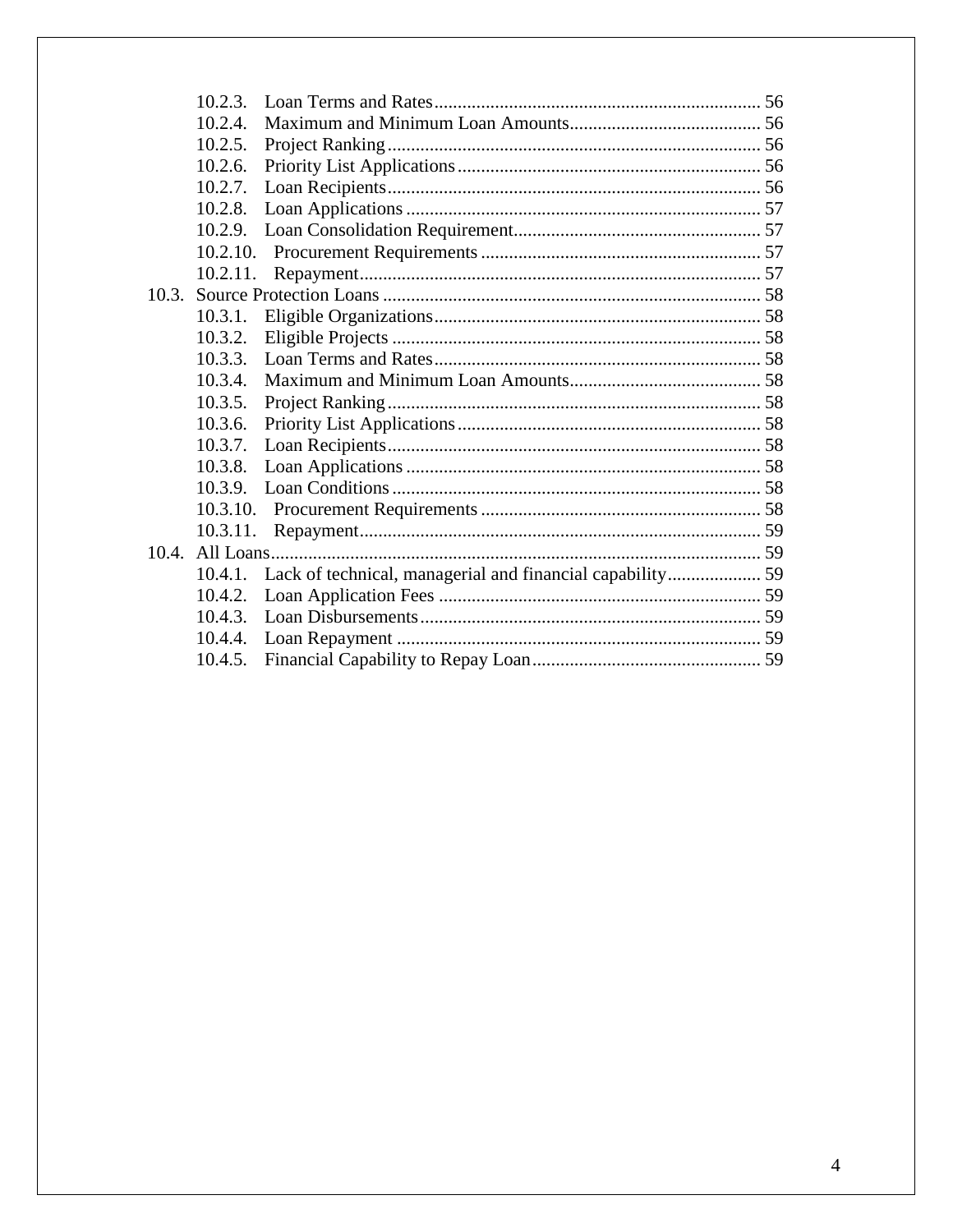10.2.3. Loan Terms and Rates ..... 56
10.2.4. Maximum and Minimum Loan Amounts ..... 56
10.2.5. Project Ranking ..... 56
10.2.6. Priority List Applications ..... 56
10.2.7. Loan Recipients ..... 56
10.2.8. Loan Applications ..... 57
10.2.9. Loan Consolidation Requirement ..... 57
10.2.10. Procurement Requirements ..... 57
10.2.11. Repayment ..... 57

10.3. Source Protection Loans ..... 58
10.3.1. Eligible Organizations ..... 58
10.3.2. Eligible Projects ..... 58
10.3.3. Loan Terms and Rates ..... 58
10.3.4. Maximum and Minimum Loan Amounts ..... 58
10.3.5. Project Ranking ..... 58
10.3.6. Priority List Applications ..... 58
10.3.7. Loan Recipients ..... 58
10.3.8. Loan Applications ..... 58
10.3.9. Loan Conditions ..... 58
10.3.10. Procurement Requirements ..... 58
10.3.11. Repayment ..... 59

10.4. All Loans ..... 59
10.4.1. Lack of technical, managerial and financial capability ..... 59
10.4.2. Loan Application Fees ..... 59
10.4.3. Loan Disbursements ..... 59
10.4.4. Loan Repayment ..... 59
10.4.5. Financial Capability to Repay Loan ..... 59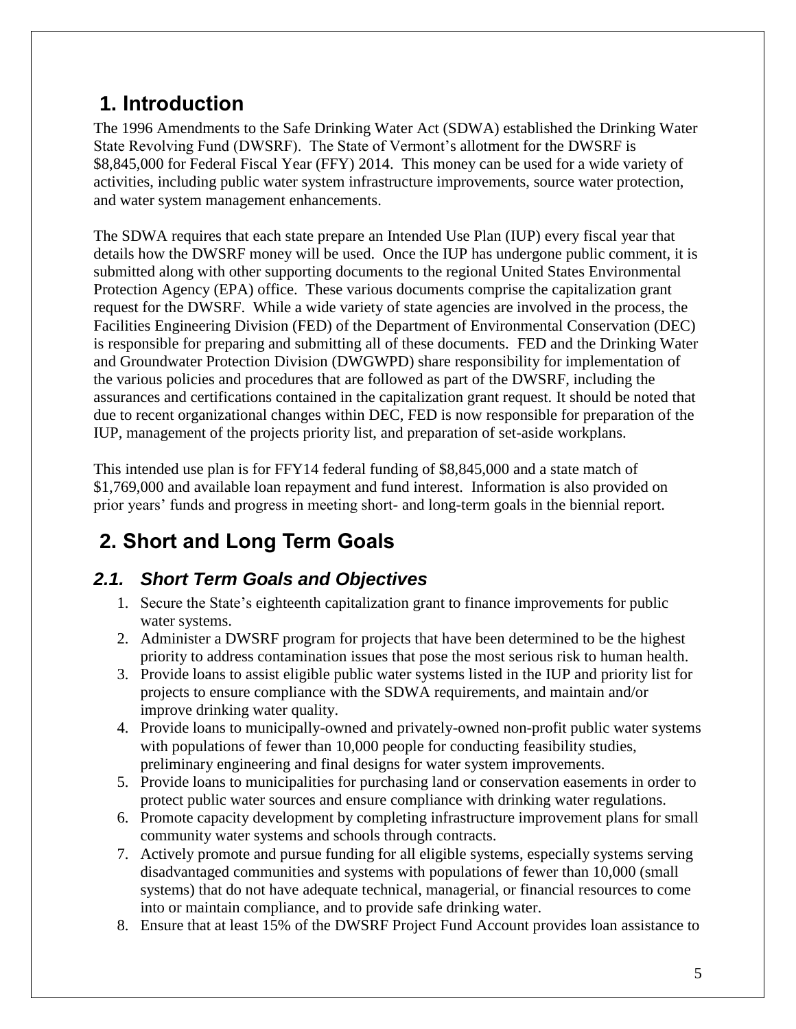# 1. Introduction

The 1996 Amendments to the Safe Drinking Water Act (SDWA) established the Drinking Water State Revolving Fund (DWSRF). The State of Vermont's allotment for the DWSRF is $8,845,000 for Federal Fiscal Year (FFY) 2014. This money can be used for a wide variety of activities, including public water system infrastructure improvements, source water protection, and water system management enhancements.

The SDWA requires that each state prepare an Intended Use Plan (IUP) every fiscal year that details how the DWSRF money will be used. Once the IUP has undergone public comment, it is submitted along with other supporting documents to the regional United States Environmental Protection Agency (EPA) office. These various documents comprise the capitalization grant request for the DWSRF. While a wide variety of state agencies are involved in the process, the Facilities Engineering Division (FED) of the Department of Environmental Conservation (DEC) is responsible for preparing and submitting all of these documents. FED and the Drinking Water and Groundwater Protection Division (DWGWPD) share responsibility for implementation of the various policies and procedures that are followed as part of the DWSRF, including the assurances and certifications contained in the capitalization grant request. It should be noted that due to recent organizational changes within DEC, FED is now responsible for preparation of the IUP, management of the projects priority list, and preparation of set-aside workplans.

This intended use plan is for FFY14 federal funding of $8,845,000 and a state match of $1,769,000 and available loan repayment and fund interest. Information is also provided on prior years' funds and progress in meeting short- and long-term goals in the biennial report.

# 2. Short and Long Term Goals

## 2.1. *Short Term Goals and Objectives*

1. Secure the State's eighteenth capitalization grant to finance improvements for public water systems.
2. Administer a DWSRF program for projects that have been determined to be the highest priority to address contamination issues that pose the most serious risk to human health.
3. Provide loans to assist eligible public water systems listed in the IUP and priority list for projects to ensure compliance with the SDWA requirements, and maintain and/or improve drinking water quality.
4. Provide loans to municipally-owned and privately-owned non-profit public water systems with populations of fewer than 10,000 people for conducting feasibility studies, preliminary engineering and final designs for water system improvements.
5. Provide loans to municipalities for purchasing land or conservation easements in order to protect public water sources and ensure compliance with drinking water regulations.
6. Promote capacity development by completing infrastructure improvement plans for small community water systems and schools through contracts.
7. Actively promote and pursue funding for all eligible systems, especially systems serving disadvantaged communities and systems with populations of fewer than 10,000 (small systems) that do not have adequate technical, managerial, or financial resources to come into or maintain compliance, and to provide safe drinking water.
8. Ensure that at least 15% of the DWSRF Project Fund Account provides loan assistance to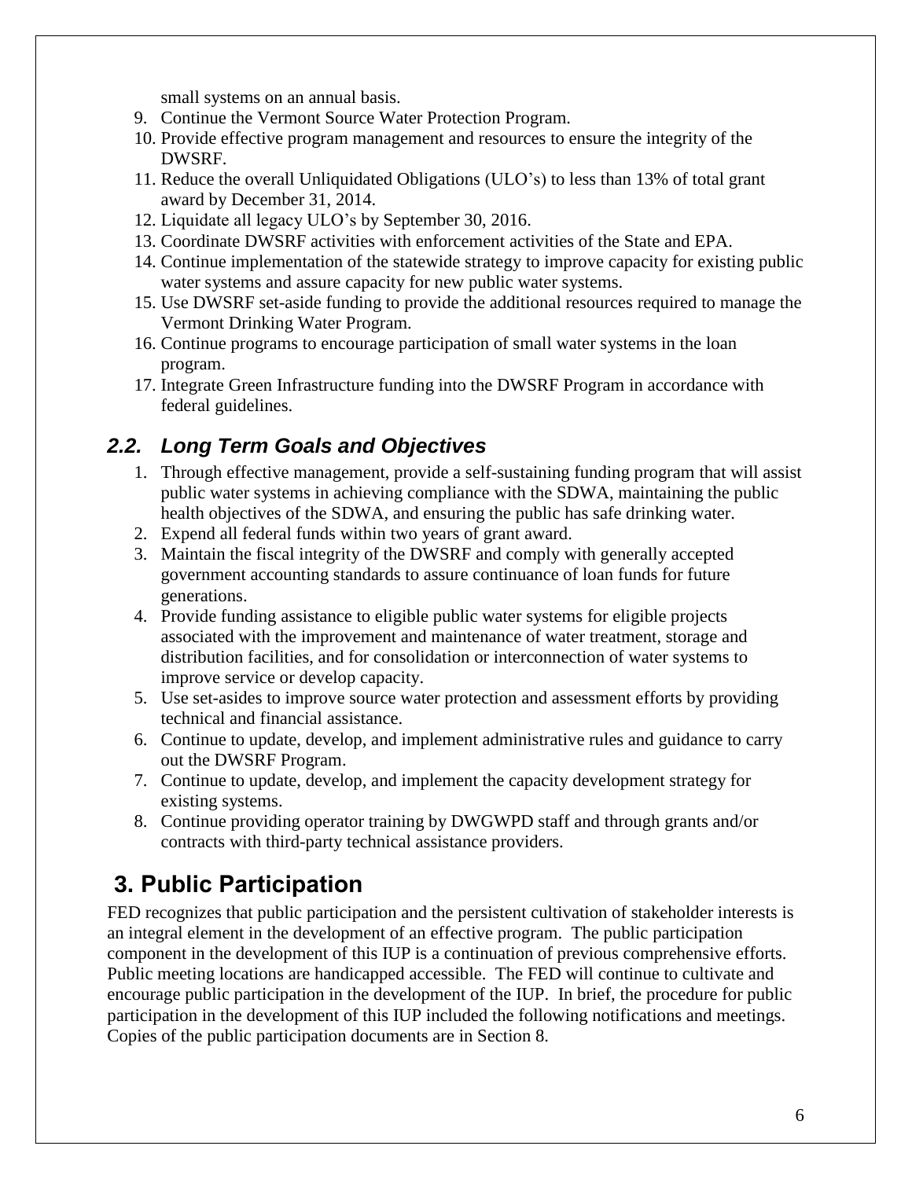small systems on an annual basis.

9. Continue the Vermont Source Water Protection Program.
10. Provide effective program management and resources to ensure the integrity of the DWSRF.
11. Reduce the overall Unliquidated Obligations (ULO's) to less than 13% of total grant award by December 31, 2014.
12. Liquidate all legacy ULO's by September 30, 2016.
13. Coordinate DWSRF activities with enforcement activities of the State and EPA.
14. Continue implementation of the statewide strategy to improve capacity for existing public water systems and assure capacity for new public water systems.
15. Use DWSRF set-aside funding to provide the additional resources required to manage the Vermont Drinking Water Program.
16. Continue programs to encourage participation of small water systems in the loan program.
17. Integrate Green Infrastructure funding into the DWSRF Program in accordance with federal guidelines.

### *2.2. Long Term Goals and Objectives*

1. Through effective management, provide a self-sustaining funding program that will assist public water systems in achieving compliance with the SDWA, maintaining the public health objectives of the SDWA, and ensuring the public has safe drinking water.
2. Expend all federal funds within two years of grant award.
3. Maintain the fiscal integrity of the DWSRF and comply with generally accepted government accounting standards to assure continuance of loan funds for future generations.
4. Provide funding assistance to eligible public water systems for eligible projects associated with the improvement and maintenance of water treatment, storage and distribution facilities, and for consolidation or interconnection of water systems to improve service or develop capacity.
5. Use set-asides to improve source water protection and assessment efforts by providing technical and financial assistance.
6. Continue to update, develop, and implement administrative rules and guidance to carry out the DWSRF Program.
7. Continue to update, develop, and implement the capacity development strategy for existing systems.
8. Continue providing operator training by DWGWPD staff and through grants and/or contracts with third-party technical assistance providers.

## 3. Public Participation

FED recognizes that public participation and the persistent cultivation of stakeholder interests is an integral element in the development of an effective program. The public participation component in the development of this IUP is a continuation of previous comprehensive efforts. Public meeting locations are handicapped accessible. The FED will continue to cultivate and encourage public participation in the development of the IUP. In brief, the procedure for public participation in the development of this IUP included the following notifications and meetings. Copies of the public participation documents are in Section 8.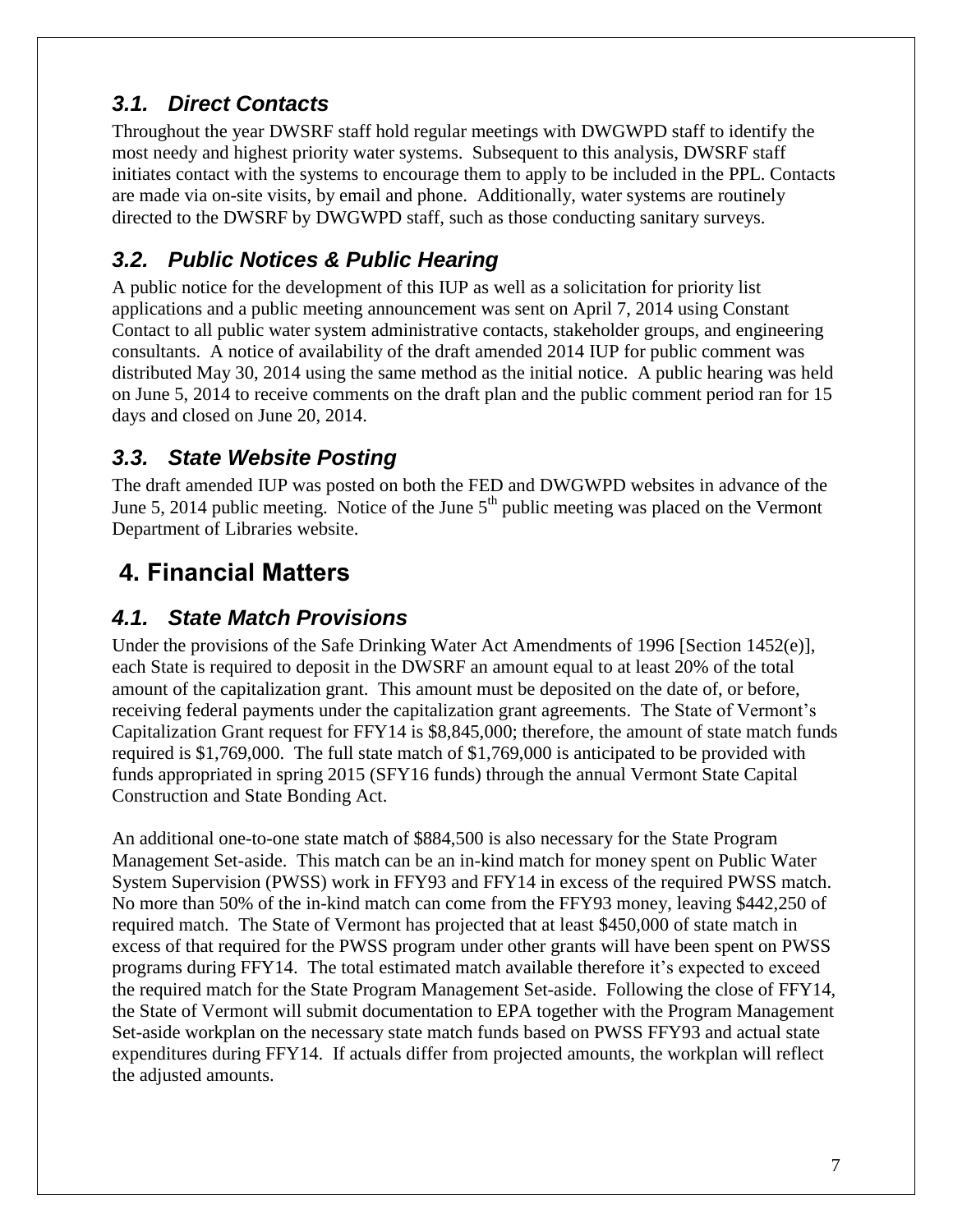### *3.1. Direct Contacts*

Throughout the year DWSRF staff hold regular meetings with DWGWPD staff to identify the most needy and highest priority water systems. Subsequent to this analysis, DWSRF staff initiates contact with the systems to encourage them to apply to be included in the PPL. Contacts are made via on-site visits, by email and phone. Additionally, water systems are routinely directed to the DWSRF by DWGWPD staff, such as those conducting sanitary surveys.

### *3.2. Public Notices & Public Hearing*

A public notice for the development of this IUP as well as a solicitation for priority list applications and a public meeting announcement was sent on April 7, 2014 using Constant Contact to all public water system administrative contacts, stakeholder groups, and engineering consultants. A notice of availability of the draft amended 2014 IUP for public comment was distributed May 30, 2014 using the same method as the initial notice. A public hearing was held on June 5, 2014 to receive comments on the draft plan and the public comment period ran for 15 days and closed on June 20, 2014.

### *3.3. State Website Posting*

The draft amended IUP was posted on both the FED and DWGWPD websites in advance of the June 5, 2014 public meeting. Notice of the June 5th public meeting was placed on the Vermont Department of Libraries website.

## 4. Financial Matters

### *4.1. State Match Provisions*

Under the provisions of the Safe Drinking Water Act Amendments of 1996 [Section 1452(e)], each State is required to deposit in the DWSRF an amount equal to at least 20% of the total amount of the capitalization grant. This amount must be deposited on the date of, or before, receiving federal payments under the capitalization grant agreements. The State of Vermont's Capitalization Grant request for FFY14 is $8,845,000; therefore, the amount of state match funds required is $1,769,000. The full state match of $1,769,000 is anticipated to be provided with funds appropriated in spring 2015 (SFY16 funds) through the annual Vermont State Capital Construction and State Bonding Act.

An additional one-to-one state match of $884,500 is also necessary for the State Program Management Set-aside. This match can be an in-kind match for money spent on Public Water System Supervision (PWSS) work in FFY93 and FFY14 in excess of the required PWSS match. No more than 50% of the in-kind match can come from the FFY93 money, leaving $442,250 of required match. The State of Vermont has projected that at least $450,000 of state match in excess of that required for the PWSS program under other grants will have been spent on PWSS programs during FFY14. The total estimated match available therefore it's expected to exceed the required match for the State Program Management Set-aside. Following the close of FFY14, the State of Vermont will submit documentation to EPA together with the Program Management Set-aside workplan on the necessary state match funds based on PWSS FFY93 and actual state expenditures during FFY14. If actuals differ from projected amounts, the workplan will reflect the adjusted amounts.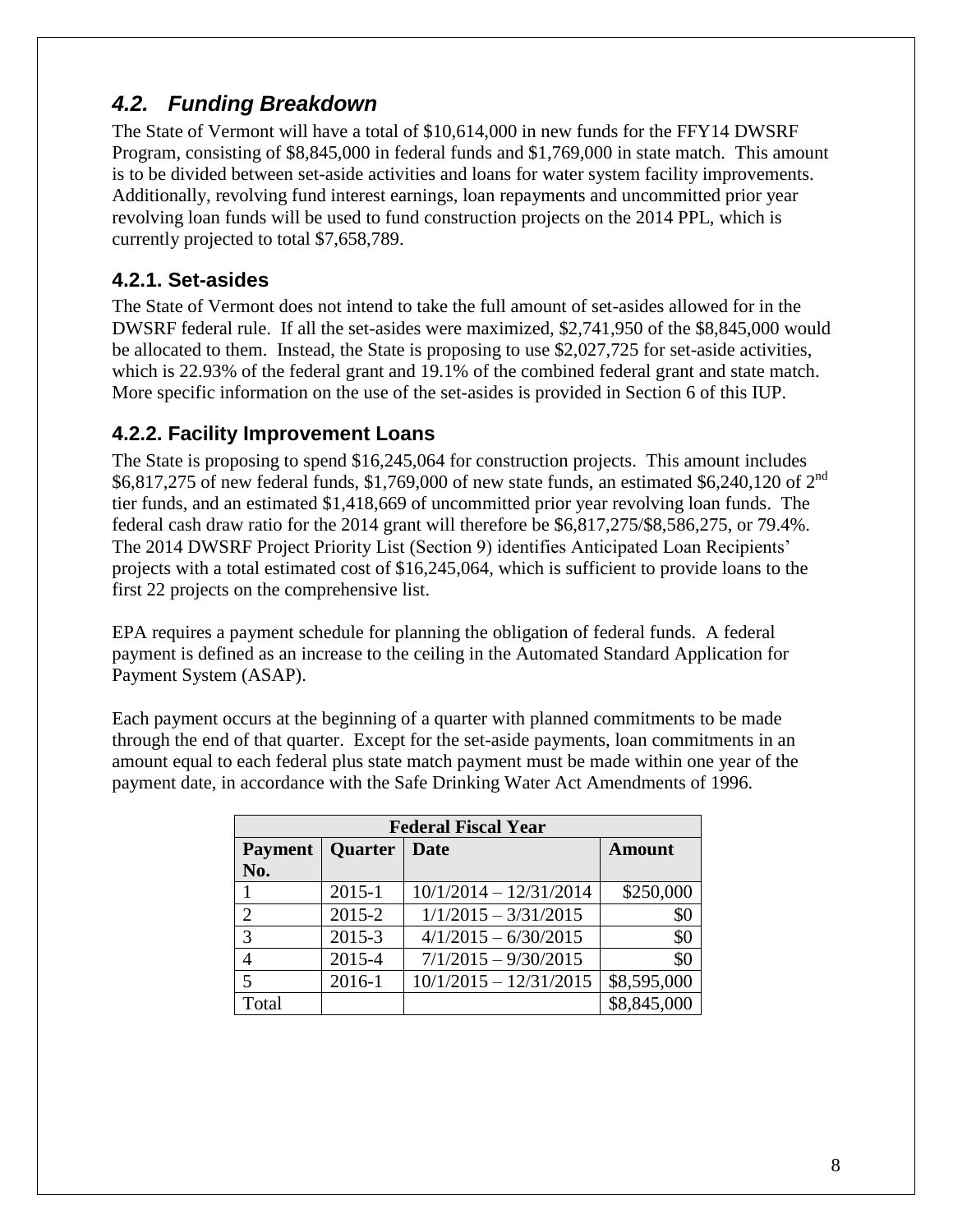## *4.2. Funding Breakdown*

The State of Vermont will have a total of $10,614,000 in new funds for the FFY14 DWSRF Program, consisting of $8,845,000 in federal funds and $1,769,000 in state match. This amount is to be divided between set-aside activities and loans for water system facility improvements. Additionally, revolving fund interest earnings, loan repayments and uncommitted prior year revolving loan funds will be used to fund construction projects on the 2014 PPL, which is currently projected to total $7,658,789.

### 4.2.1. Set-asides

The State of Vermont does not intend to take the full amount of set-asides allowed for in the DWSRF federal rule. If all the set-asides were maximized, $2,741,950 of the $8,845,000 would be allocated to them. Instead, the State is proposing to use $2,027,725 for set-aside activities, which is 22.93% of the federal grant and 19.1% of the combined federal grant and state match. More specific information on the use of the set-asides is provided in Section 6 of this IUP.

### 4.2.2. Facility Improvement Loans

The State is proposing to spend $16,245,064 for construction projects. This amount includes $6,817,275 of new federal funds, $1,769,000 of new state funds, an estimated $6,240,120 of 2nd tier funds, and an estimated $1,418,669 of uncommitted prior year revolving loan funds. The federal cash draw ratio for the 2014 grant will therefore be $6,817,275/$8,586,275, or 79.4%. The 2014 DWSRF Project Priority List (Section 9) identifies Anticipated Loan Recipients' projects with a total estimated cost of $16,245,064, which is sufficient to provide loans to the first 22 projects on the comprehensive list.

EPA requires a payment schedule for planning the obligation of federal funds. A federal payment is defined as an increase to the ceiling in the Automated Standard Application for Payment System (ASAP).

Each payment occurs at the beginning of a quarter with planned commitments to be made through the end of that quarter. Except for the set-aside payments, loan commitments in an amount equal to each federal plus state match payment must be made within one year of the payment date, in accordance with the Safe Drinking Water Act Amendments of 1996.

| Federal Fiscal Year | | | |
|---|---|---|---|
| **Payment No.** | **Quarter** | **Date** | **Amount** |
| 1 | 2015-1 | 10/1/2014 – 12/31/2014 | $250,000 |
| 2 | 2015-2 | 1/1/2015 – 3/31/2015 | $0 |
| 3 | 2015-3 | 4/1/2015 – 6/30/2015 | $0 |
| 4 | 2015-4 | 7/1/2015 – 9/30/2015 | $0 |
| 5 | 2016-1 | 10/1/2015 – 12/31/2015 | $8,595,000 |
| Total | | | $8,845,000 |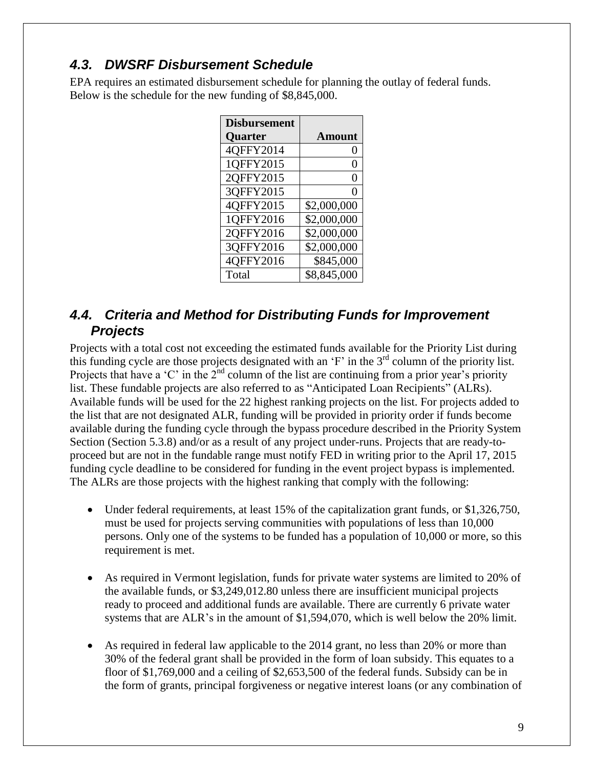## *4.3. DWSRF Disbursement Schedule*

EPA requires an estimated disbursement schedule for planning the outlay of federal funds. Below is the schedule for the new funding of $8,845,000.

| Disbursement Quarter | Amount |
|---|---|
| 4QFFY2014 | 0 |
| 1QFFY2015 | 0 |
| 2QFFY2015 | 0 |
| 3QFFY2015 | 0 |
| 4QFFY2015 | $2,000,000 |
| 1QFFY2016 | $2,000,000 |
| 2QFFY2016 | $2,000,000 |
| 3QFFY2016 | $2,000,000 |
| 4QFFY2016 | $845,000 |
| Total | $8,845,000 |

## *4.4. Criteria and Method for Distributing Funds for Improvement Projects*

Projects with a total cost not exceeding the estimated funds available for the Priority List during this funding cycle are those projects designated with an 'F' in the 3rd column of the priority list. Projects that have a 'C' in the 2nd column of the list are continuing from a prior year's priority list. These fundable projects are also referred to as "Anticipated Loan Recipients" (ALRs). Available funds will be used for the 22 highest ranking projects on the list. For projects added to the list that are not designated ALR, funding will be provided in priority order if funds become available during the funding cycle through the bypass procedure described in the Priority System Section (Section 5.3.8) and/or as a result of any project under-runs. Projects that are ready-to-proceed but are not in the fundable range must notify FED in writing prior to the April 17, 2015 funding cycle deadline to be considered for funding in the event project bypass is implemented. The ALRs are those projects with the highest ranking that comply with the following:

- Under federal requirements, at least 15% of the capitalization grant funds, or $1,326,750, must be used for projects serving communities with populations of less than 10,000 persons. Only one of the systems to be funded has a population of 10,000 or more, so this requirement is met.

- As required in Vermont legislation, funds for private water systems are limited to 20% of the available funds, or $3,249,012.80 unless there are insufficient municipal projects ready to proceed and additional funds are available. There are currently 6 private water systems that are ALR's in the amount of $1,594,070, which is well below the 20% limit.

- As required in federal law applicable to the 2014 grant, no less than 20% or more than 30% of the federal grant shall be provided in the form of loan subsidy. This equates to a floor of $1,769,000 and a ceiling of $2,653,500 of the federal funds. Subsidy can be in the form of grants, principal forgiveness or negative interest loans (or any combination of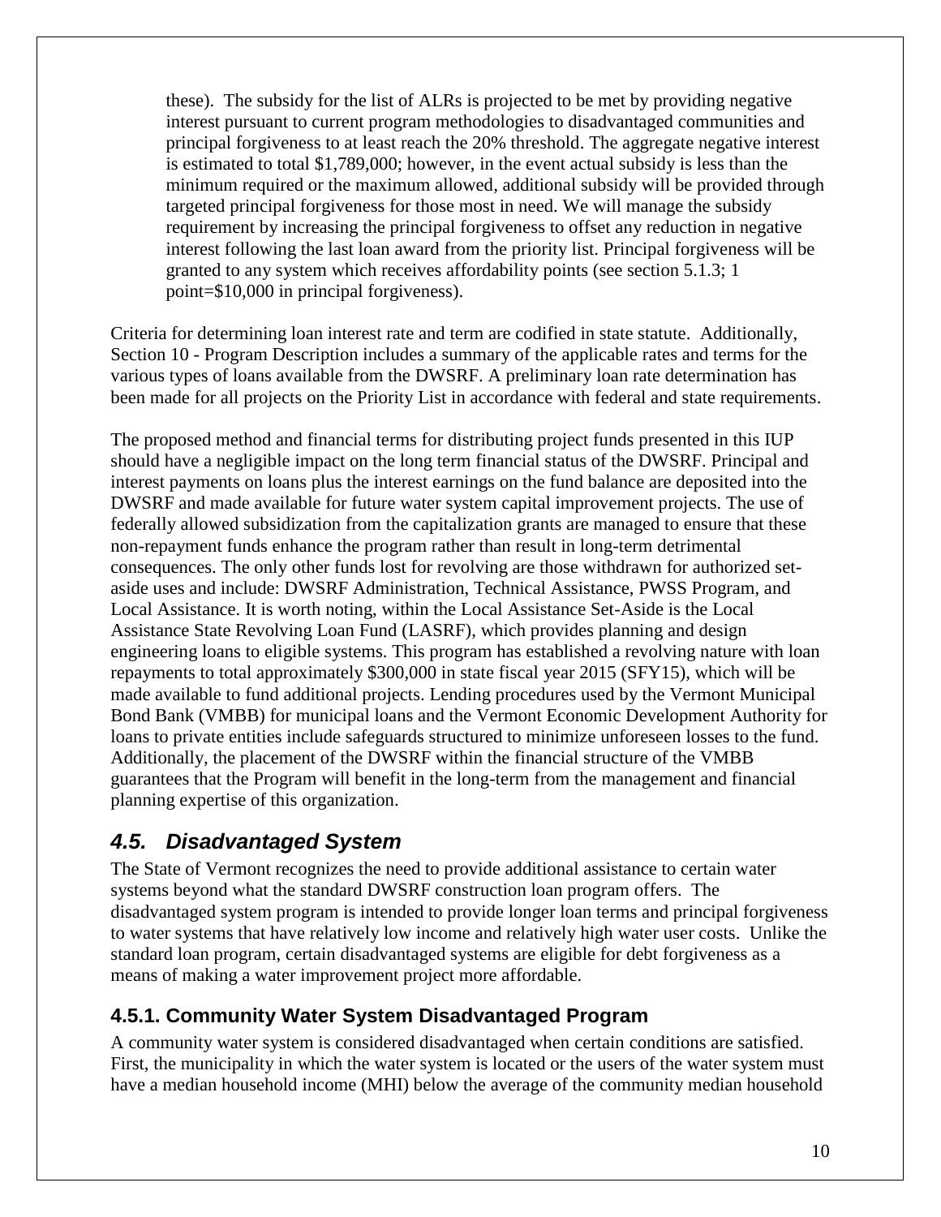these). The subsidy for the list of ALRs is projected to be met by providing negative interest pursuant to current program methodologies to disadvantaged communities and principal forgiveness to at least reach the 20% threshold. The aggregate negative interest is estimated to total $1,789,000; however, in the event actual subsidy is less than the minimum required or the maximum allowed, additional subsidy will be provided through targeted principal forgiveness for those most in need. We will manage the subsidy requirement by increasing the principal forgiveness to offset any reduction in negative interest following the last loan award from the priority list. Principal forgiveness will be granted to any system which receives affordability points (see section 5.1.3; 1 point=$10,000 in principal forgiveness).

Criteria for determining loan interest rate and term are codified in state statute. Additionally, Section 10 - Program Description includes a summary of the applicable rates and terms for the various types of loans available from the DWSRF. A preliminary loan rate determination has been made for all projects on the Priority List in accordance with federal and state requirements.

The proposed method and financial terms for distributing project funds presented in this IUP should have a negligible impact on the long term financial status of the DWSRF. Principal and interest payments on loans plus the interest earnings on the fund balance are deposited into the DWSRF and made available for future water system capital improvement projects. The use of federally allowed subsidization from the capitalization grants are managed to ensure that these non-repayment funds enhance the program rather than result in long-term detrimental consequences. The only other funds lost for revolving are those withdrawn for authorized set-aside uses and include: DWSRF Administration, Technical Assistance, PWSS Program, and Local Assistance. It is worth noting, within the Local Assistance Set-Aside is the Local Assistance State Revolving Loan Fund (LASRF), which provides planning and design engineering loans to eligible systems. This program has established a revolving nature with loan repayments to total approximately $300,000 in state fiscal year 2015 (SFY15), which will be made available to fund additional projects. Lending procedures used by the Vermont Municipal Bond Bank (VMBB) for municipal loans and the Vermont Economic Development Authority for loans to private entities include safeguards structured to minimize unforeseen losses to the fund. Additionally, the placement of the DWSRF within the financial structure of the VMBB guarantees that the Program will benefit in the long-term from the management and financial planning expertise of this organization.

## *4.5. Disadvantaged System*

The State of Vermont recognizes the need to provide additional assistance to certain water systems beyond what the standard DWSRF construction loan program offers. The disadvantaged system program is intended to provide longer loan terms and principal forgiveness to water systems that have relatively low income and relatively high water user costs. Unlike the standard loan program, certain disadvantaged systems are eligible for debt forgiveness as a means of making a water improvement project more affordable.

### 4.5.1. Community Water System Disadvantaged Program

A community water system is considered disadvantaged when certain conditions are satisfied. First, the municipality in which the water system is located or the users of the water system must have a median household income (MHI) below the average of the community median household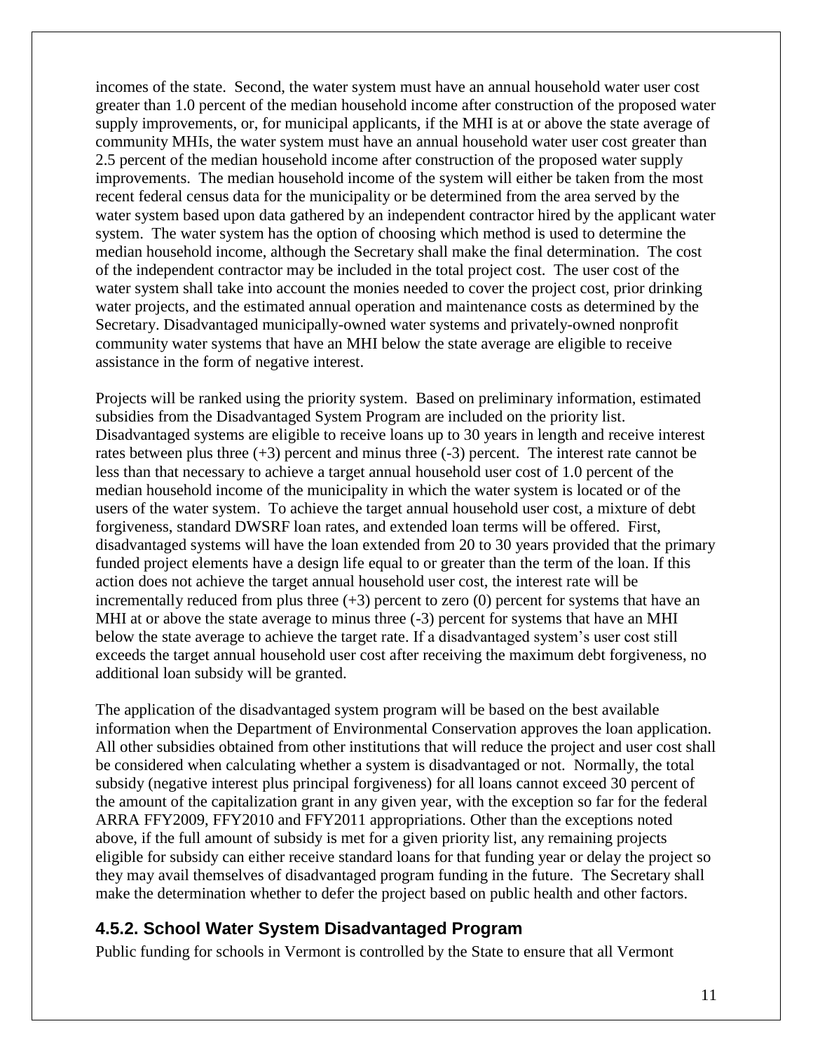incomes of the state. Second, the water system must have an annual household water user cost greater than 1.0 percent of the median household income after construction of the proposed water supply improvements, or, for municipal applicants, if the MHI is at or above the state average of community MHIs, the water system must have an annual household water user cost greater than 2.5 percent of the median household income after construction of the proposed water supply improvements. The median household income of the system will either be taken from the most recent federal census data for the municipality or be determined from the area served by the water system based upon data gathered by an independent contractor hired by the applicant water system. The water system has the option of choosing which method is used to determine the median household income, although the Secretary shall make the final determination. The cost of the independent contractor may be included in the total project cost. The user cost of the water system shall take into account the monies needed to cover the project cost, prior drinking water projects, and the estimated annual operation and maintenance costs as determined by the Secretary. Disadvantaged municipally-owned water systems and privately-owned nonprofit community water systems that have an MHI below the state average are eligible to receive assistance in the form of negative interest.

Projects will be ranked using the priority system. Based on preliminary information, estimated subsidies from the Disadvantaged System Program are included on the priority list. Disadvantaged systems are eligible to receive loans up to 30 years in length and receive interest rates between plus three (+3) percent and minus three (-3) percent. The interest rate cannot be less than that necessary to achieve a target annual household user cost of 1.0 percent of the median household income of the municipality in which the water system is located or of the users of the water system. To achieve the target annual household user cost, a mixture of debt forgiveness, standard DWSRF loan rates, and extended loan terms will be offered. First, disadvantaged systems will have the loan extended from 20 to 30 years provided that the primary funded project elements have a design life equal to or greater than the term of the loan. If this action does not achieve the target annual household user cost, the interest rate will be incrementally reduced from plus three (+3) percent to zero (0) percent for systems that have an MHI at or above the state average to minus three (-3) percent for systems that have an MHI below the state average to achieve the target rate. If a disadvantaged system's user cost still exceeds the target annual household user cost after receiving the maximum debt forgiveness, no additional loan subsidy will be granted.

The application of the disadvantaged system program will be based on the best available information when the Department of Environmental Conservation approves the loan application. All other subsidies obtained from other institutions that will reduce the project and user cost shall be considered when calculating whether a system is disadvantaged or not. Normally, the total subsidy (negative interest plus principal forgiveness) for all loans cannot exceed 30 percent of the amount of the capitalization grant in any given year, with the exception so far for the federal ARRA FFY2009, FFY2010 and FFY2011 appropriations. Other than the exceptions noted above, if the full amount of subsidy is met for a given priority list, any remaining projects eligible for subsidy can either receive standard loans for that funding year or delay the project so they may avail themselves of disadvantaged program funding in the future. The Secretary shall make the determination whether to defer the project based on public health and other factors.

### 4.5.2. School Water System Disadvantaged Program

Public funding for schools in Vermont is controlled by the State to ensure that all Vermont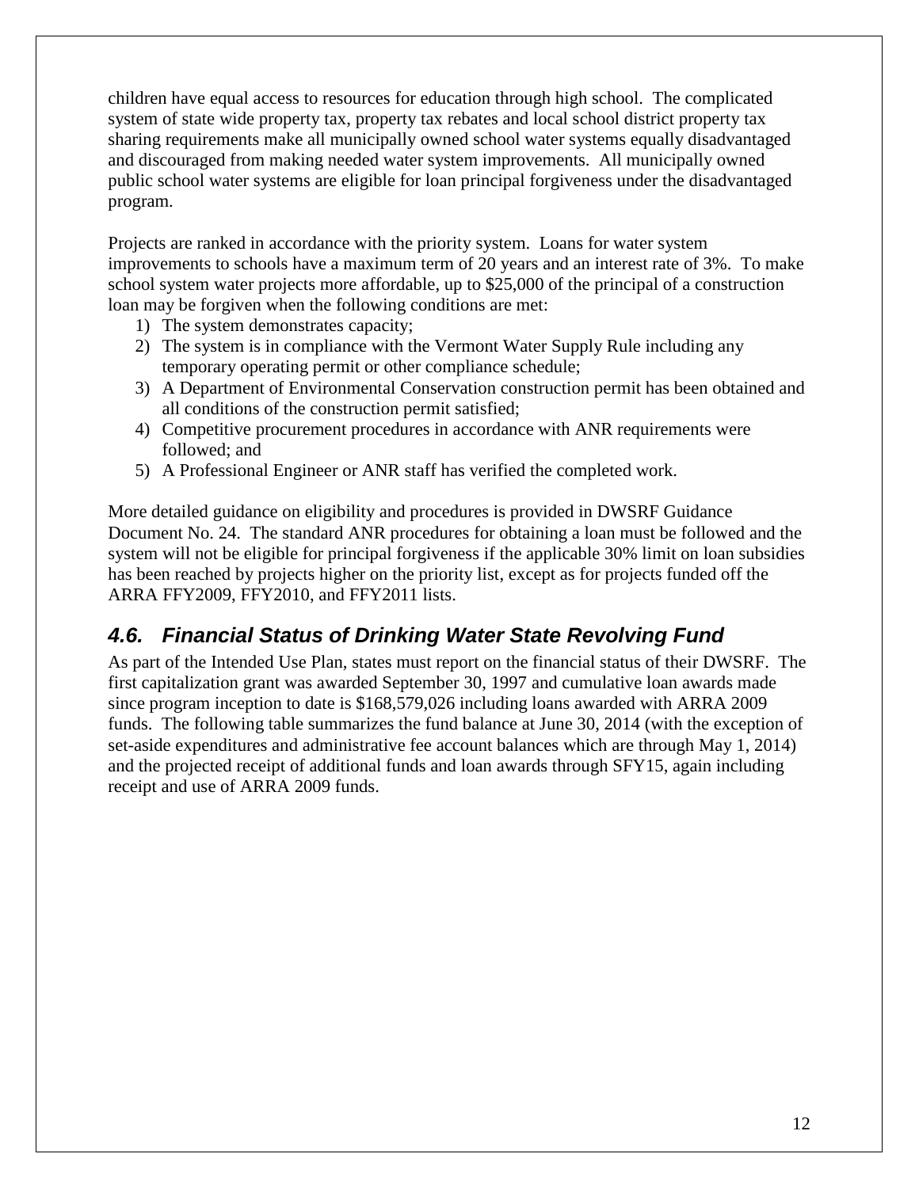children have equal access to resources for education through high school. The complicated system of state wide property tax, property tax rebates and local school district property tax sharing requirements make all municipally owned school water systems equally disadvantaged and discouraged from making needed water system improvements. All municipally owned public school water systems are eligible for loan principal forgiveness under the disadvantaged program.

Projects are ranked in accordance with the priority system. Loans for water system improvements to schools have a maximum term of 20 years and an interest rate of 3%. To make school system water projects more affordable, up to $25,000 of the principal of a construction loan may be forgiven when the following conditions are met:

1) The system demonstrates capacity;
2) The system is in compliance with the Vermont Water Supply Rule including any temporary operating permit or other compliance schedule;
3) A Department of Environmental Conservation construction permit has been obtained and all conditions of the construction permit satisfied;
4) Competitive procurement procedures in accordance with ANR requirements were followed; and
5) A Professional Engineer or ANR staff has verified the completed work.

More detailed guidance on eligibility and procedures is provided in DWSRF Guidance Document No. 24. The standard ANR procedures for obtaining a loan must be followed and the system will not be eligible for principal forgiveness if the applicable 30% limit on loan subsidies has been reached by projects higher on the priority list, except as for projects funded off the ARRA FFY2009, FFY2010, and FFY2011 lists.

## *4.6. Financial Status of Drinking Water State Revolving Fund*

As part of the Intended Use Plan, states must report on the financial status of their DWSRF. The first capitalization grant was awarded September 30, 1997 and cumulative loan awards made since program inception to date is $168,579,026 including loans awarded with ARRA 2009 funds. The following table summarizes the fund balance at June 30, 2014 (with the exception of set-aside expenditures and administrative fee account balances which are through May 1, 2014) and the projected receipt of additional funds and loan awards through SFY15, again including receipt and use of ARRA 2009 funds.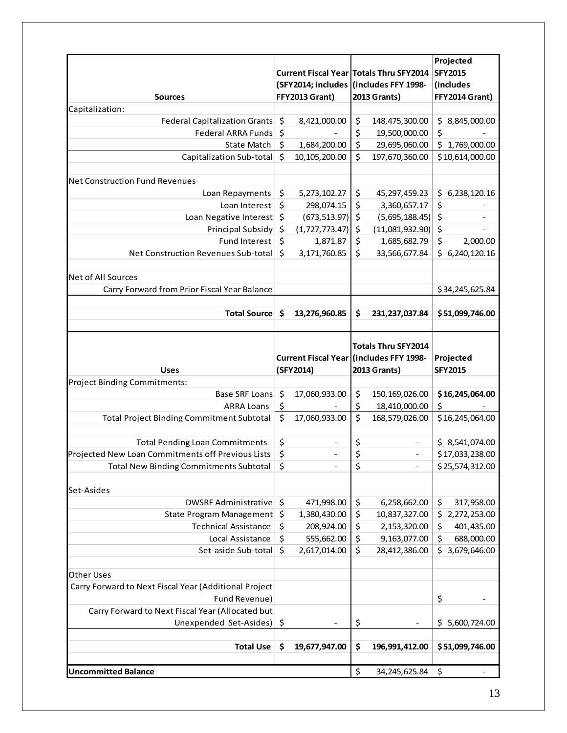| Sources | Current Fiscal Year (SFY2014; includes FFY2013 Grant) | Totals Thru SFY2014 (includes FFY 1998-2013 Grants) | Projected SFY2015 (includes FFY2014 Grant) |
|---|---|---|---|
| Capitalization: | | | |
| Federal Capitalization Grants | $ 8,421,000.00 | $ 148,475,300.00 | $ 8,845,000.00 |
| Federal ARRA Funds | $ - | $ 19,500,000.00 | $ - |
| State Match | $ 1,684,200.00 | $ 29,695,060.00 | $ 1,769,000.00 |
| Capitalization Sub-total | $ 10,105,200.00 | $ 197,670,360.00 | $ 10,614,000.00 |
| | | | |
| Net Construction Fund Revenues | | | |
| Loan Repayments | $ 5,273,102.27 | $ 45,297,459.23 | $ 6,238,120.16 |
| Loan Interest | $ 298,074.15 | $ 3,360,657.17 | $ - |
| Loan Negative Interest | $ (673,513.97) | $ (5,695,188.45) | $ - |
| Principal Subsidy | $ (1,727,773.47) | $ (11,081,932.90) | $ - |
| Fund Interest | $ 1,871.87 | $ 1,685,682.79 | $ 2,000.00 |
| Net Construction Revenues Sub-total | $ 3,171,760.85 | $ 33,566,677.84 | $ 6,240,120.16 |
| | | | |
| Net of All Sources | | | |
| Carry Forward from Prior Fiscal Year Balance | | | $ 34,245,625.84 |
| | | | |
| **Total Source** | **$ 13,276,960.85** | **$ 231,237,037.84** | **$ 51,099,746.00** |

| Uses | Current Fiscal Year (SFY2014) | Totals Thru SFY2014 (includes FFY 1998-2013 Grants) | Projected SFY2015 |
|---|---|---|---|
| Project Binding Commitments: | | | |
| Base SRF Loans | $ 17,060,933.00 | $ 150,169,026.00 | **$ 16,245,064.00** |
| ARRA Loans | $ - | $ 18,410,000.00 | $ - |
| Total Project Binding Commitment Subtotal | $ 17,060,933.00 | $ 168,579,026.00 | $ 16,245,064.00 |
| | | | |
| Total Pending Loan Commitments | $ - | $ - | $ 8,541,074.00 |
| Projected New Loan Commitments off Previous Lists | $ - | $ - | $ 17,033,238.00 |
| Total New Binding Commitments Subtotal | $ - | $ - | $ 25,574,312.00 |
| | | | |
| Set-Asides | | | |
| DWSRF Administrative | $ 471,998.00 | $ 6,258,662.00 | $ 317,958.00 |
| State Program Management | $ 1,380,430.00 | $ 10,837,327.00 | $ 2,272,253.00 |
| Technical Assistance | $ 208,924.00 | $ 2,153,320.00 | $ 401,435.00 |
| Local Assistance | $ 555,662.00 | $ 9,163,077.00 | $ 688,000.00 |
| Set-aside Sub-total | $ 2,617,014.00 | $ 28,412,386.00 | $ 3,679,646.00 |
| | | | |
| Other Uses | | | |
| Carry Forward to Next Fiscal Year (Additional Project Fund Revenue) | | | $ - |
| Carry Forward to Next Fiscal Year (Allocated but Unexpended Set-Asides) | $ - | $ - | $ 5,600,724.00 |
| | | | |
| **Total Use** | **$ 19,677,947.00** | **$ 196,991,412.00** | **$ 51,099,746.00** |
| | | | |
| **Uncommitted Balance** | | $ 34,245,625.84 | $ - |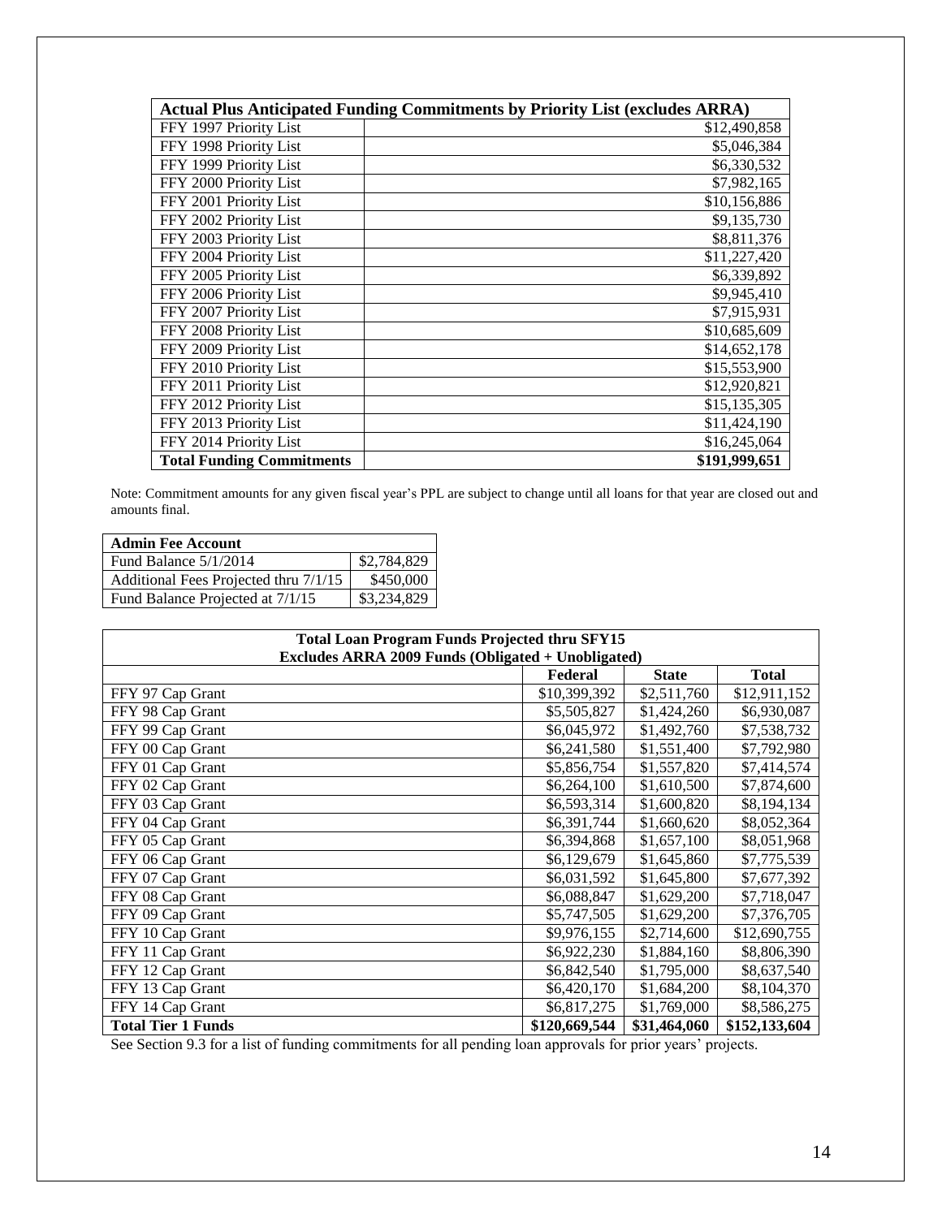| Actual Plus Anticipated Funding Commitments by Priority List (excludes ARRA) | |
|---|---|
| FFY 1997 Priority List | $12,490,858 |
| FFY 1998 Priority List | $5,046,384 |
| FFY 1999 Priority List | $6,330,532 |
| FFY 2000 Priority List | $7,982,165 |
| FFY 2001 Priority List | $10,156,886 |
| FFY 2002 Priority List | $9,135,730 |
| FFY 2003 Priority List | $8,811,376 |
| FFY 2004 Priority List | $11,227,420 |
| FFY 2005 Priority List | $6,339,892 |
| FFY 2006 Priority List | $9,945,410 |
| FFY 2007 Priority List | $7,915,931 |
| FFY 2008 Priority List | $10,685,609 |
| FFY 2009 Priority List | $14,652,178 |
| FFY 2010 Priority List | $15,553,900 |
| FFY 2011 Priority List | $12,920,821 |
| FFY 2012 Priority List | $15,135,305 |
| FFY 2013 Priority List | $11,424,190 |
| FFY 2014 Priority List | $16,245,064 |
| **Total Funding Commitments** | **$191,999,651** |

Note: Commitment amounts for any given fiscal year's PPL are subject to change until all loans for that year are closed out and amounts final.

| Admin Fee Account | |
|---|---|
| Fund Balance 5/1/2014 | $2,784,829 |
| Additional Fees Projected thru 7/1/15 | $450,000 |
| Fund Balance Projected at 7/1/15 | $3,234,829 |

| Total Loan Program Funds Projected thru SFY15 Excludes ARRA 2009 Funds (Obligated + Unobligated) | | | |
|---|---|---|---|
| | **Federal** | **State** | **Total** |
| FFY 97 Cap Grant | $10,399,392 | $2,511,760 | $12,911,152 |
| FFY 98 Cap Grant | $5,505,827 | $1,424,260 | $6,930,087 |
| FFY 99 Cap Grant | $6,045,972 | $1,492,760 | $7,538,732 |
| FFY 00 Cap Grant | $6,241,580 | $1,551,400 | $7,792,980 |
| FFY 01 Cap Grant | $5,856,754 | $1,557,820 | $7,414,574 |
| FFY 02 Cap Grant | $6,264,100 | $1,610,500 | $7,874,600 |
| FFY 03 Cap Grant | $6,593,314 | $1,600,820 | $8,194,134 |
| FFY 04 Cap Grant | $6,391,744 | $1,660,620 | $8,052,364 |
| FFY 05 Cap Grant | $6,394,868 | $1,657,100 | $8,051,968 |
| FFY 06 Cap Grant | $6,129,679 | $1,645,860 | $7,775,539 |
| FFY 07 Cap Grant | $6,031,592 | $1,645,800 | $7,677,392 |
| FFY 08 Cap Grant | $6,088,847 | $1,629,200 | $7,718,047 |
| FFY 09 Cap Grant | $5,747,505 | $1,629,200 | $7,376,705 |
| FFY 10 Cap Grant | $9,976,155 | $2,714,600 | $12,690,755 |
| FFY 11 Cap Grant | $6,922,230 | $1,884,160 | $8,806,390 |
| FFY 12 Cap Grant | $6,842,540 | $1,795,000 | $8,637,540 |
| FFY 13 Cap Grant | $6,420,170 | $1,684,200 | $8,104,370 |
| FFY 14 Cap Grant | $6,817,275 | $1,769,000 | $8,586,275 |
| **Total Tier 1 Funds** | **$120,669,544** | **$31,464,060** | **$152,133,604** |

See Section 9.3 for a list of funding commitments for all pending loan approvals for prior years' projects.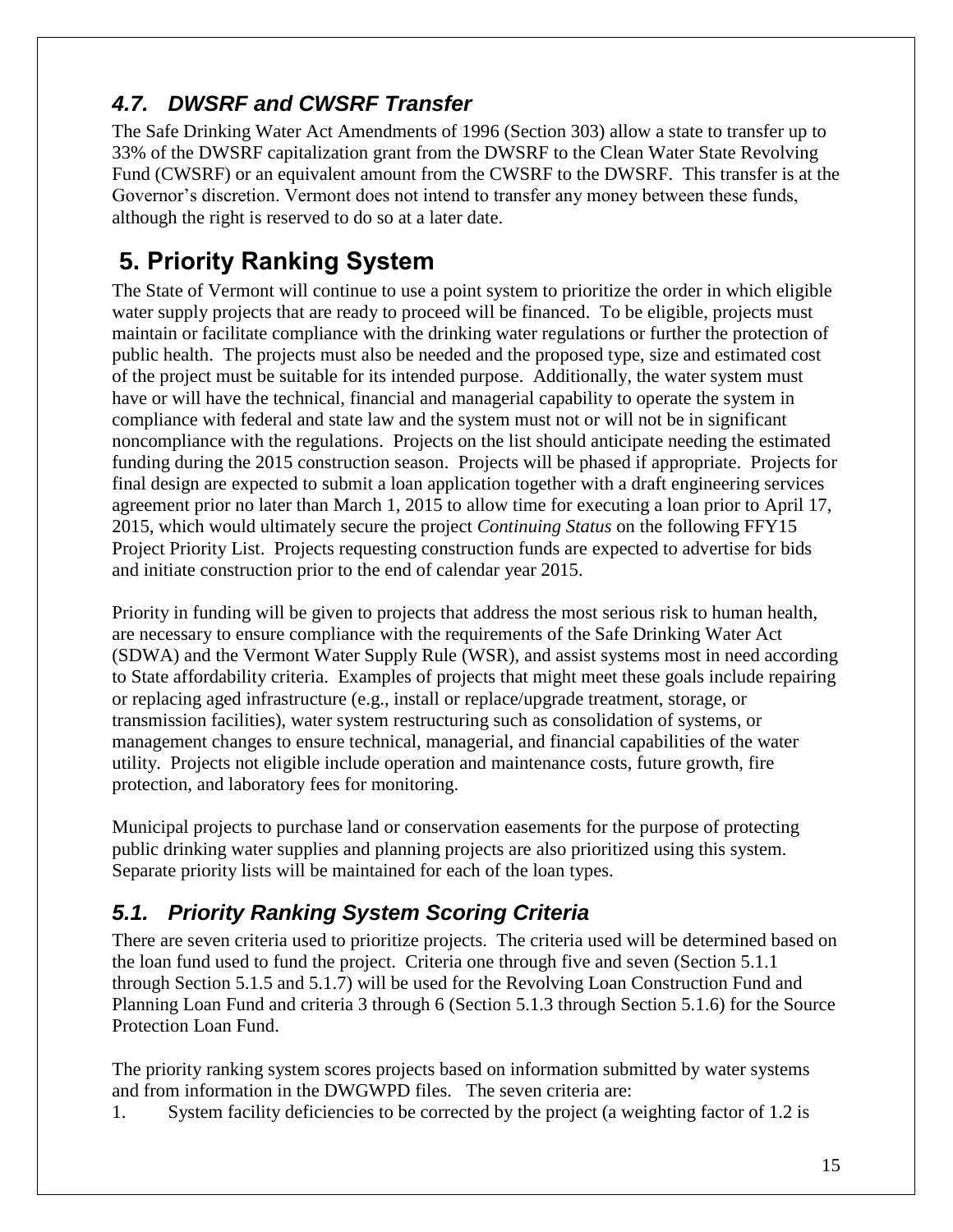### *4.7. DWSRF and CWSRF Transfer*

The Safe Drinking Water Act Amendments of 1996 (Section 303) allow a state to transfer up to 33% of the DWSRF capitalization grant from the DWSRF to the Clean Water State Revolving Fund (CWSRF) or an equivalent amount from the CWSRF to the DWSRF. This transfer is at the Governor's discretion. Vermont does not intend to transfer any money between these funds, although the right is reserved to do so at a later date.

## 5. Priority Ranking System

The State of Vermont will continue to use a point system to prioritize the order in which eligible water supply projects that are ready to proceed will be financed. To be eligible, projects must maintain or facilitate compliance with the drinking water regulations or further the protection of public health. The projects must also be needed and the proposed type, size and estimated cost of the project must be suitable for its intended purpose. Additionally, the water system must have or will have the technical, financial and managerial capability to operate the system in compliance with federal and state law and the system must not or will not be in significant noncompliance with the regulations. Projects on the list should anticipate needing the estimated funding during the 2015 construction season. Projects will be phased if appropriate. Projects for final design are expected to submit a loan application together with a draft engineering services agreement prior no later than March 1, 2015 to allow time for executing a loan prior to April 17, 2015, which would ultimately secure the project *Continuing Status* on the following FFY15 Project Priority List. Projects requesting construction funds are expected to advertise for bids and initiate construction prior to the end of calendar year 2015.

Priority in funding will be given to projects that address the most serious risk to human health, are necessary to ensure compliance with the requirements of the Safe Drinking Water Act (SDWA) and the Vermont Water Supply Rule (WSR), and assist systems most in need according to State affordability criteria. Examples of projects that might meet these goals include repairing or replacing aged infrastructure (e.g., install or replace/upgrade treatment, storage, or transmission facilities), water system restructuring such as consolidation of systems, or management changes to ensure technical, managerial, and financial capabilities of the water utility. Projects not eligible include operation and maintenance costs, future growth, fire protection, and laboratory fees for monitoring.

Municipal projects to purchase land or conservation easements for the purpose of protecting public drinking water supplies and planning projects are also prioritized using this system. Separate priority lists will be maintained for each of the loan types.

### *5.1. Priority Ranking System Scoring Criteria*

There are seven criteria used to prioritize projects. The criteria used will be determined based on the loan fund used to fund the project. Criteria one through five and seven (Section 5.1.1 through Section 5.1.5 and 5.1.7) will be used for the Revolving Loan Construction Fund and Planning Loan Fund and criteria 3 through 6 (Section 5.1.3 through Section 5.1.6) for the Source Protection Loan Fund.

The priority ranking system scores projects based on information submitted by water systems and from information in the DWGWPD files. The seven criteria are:

1. System facility deficiencies to be corrected by the project (a weighting factor of 1.2 is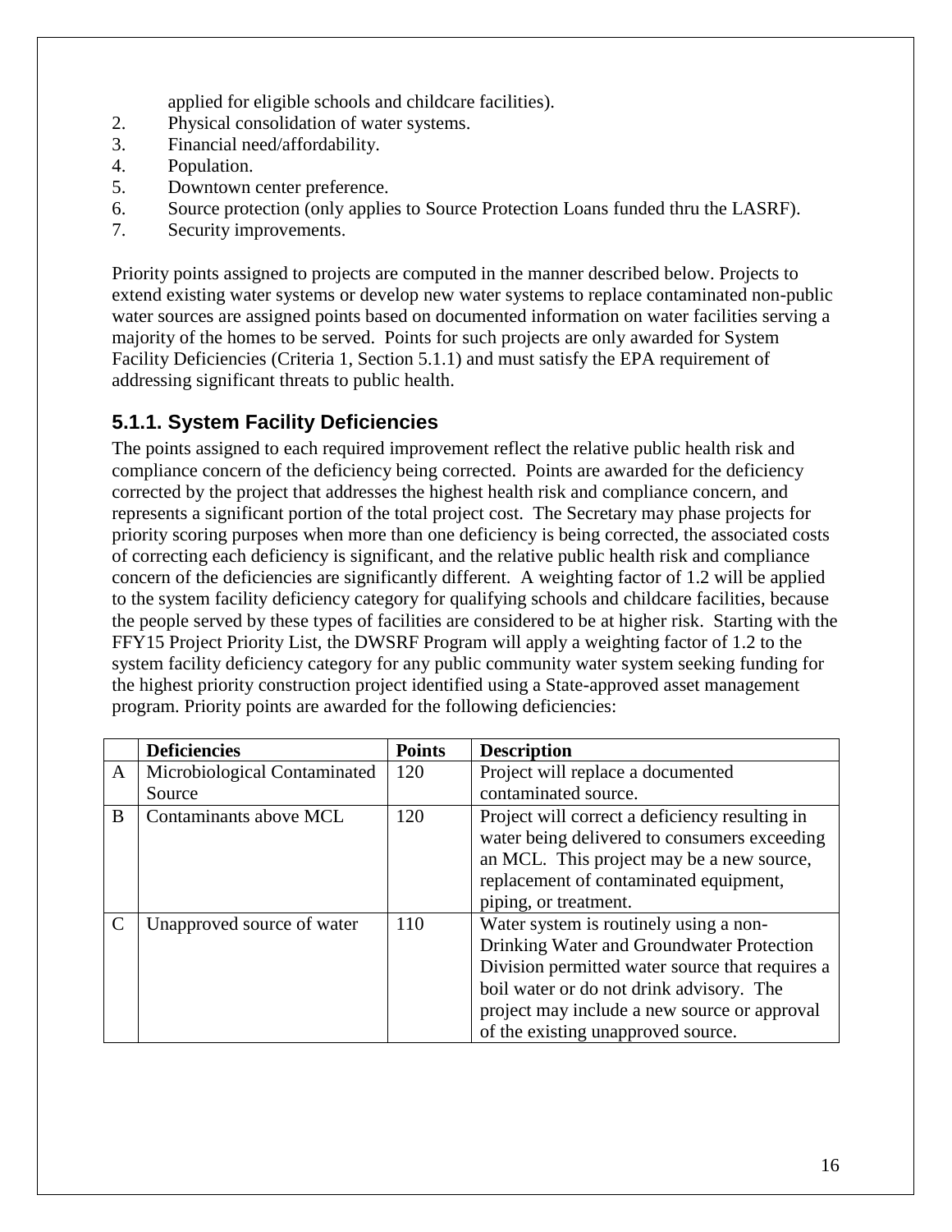applied for eligible schools and childcare facilities).

2. Physical consolidation of water systems.
3. Financial need/affordability.
4. Population.
5. Downtown center preference.
6. Source protection (only applies to Source Protection Loans funded thru the LASRF).
7. Security improvements.

Priority points assigned to projects are computed in the manner described below. Projects to extend existing water systems or develop new water systems to replace contaminated non-public water sources are assigned points based on documented information on water facilities serving a majority of the homes to be served. Points for such projects are only awarded for System Facility Deficiencies (Criteria 1, Section 5.1.1) and must satisfy the EPA requirement of addressing significant threats to public health.

### 5.1.1. System Facility Deficiencies

The points assigned to each required improvement reflect the relative public health risk and compliance concern of the deficiency being corrected. Points are awarded for the deficiency corrected by the project that addresses the highest health risk and compliance concern, and represents a significant portion of the total project cost. The Secretary may phase projects for priority scoring purposes when more than one deficiency is being corrected, the associated costs of correcting each deficiency is significant, and the relative public health risk and compliance concern of the deficiencies are significantly different. A weighting factor of 1.2 will be applied to the system facility deficiency category for qualifying schools and childcare facilities, because the people served by these types of facilities are considered to be at higher risk. Starting with the FFY15 Project Priority List, the DWSRF Program will apply a weighting factor of 1.2 to the system facility deficiency category for any public community water system seeking funding for the highest priority construction project identified using a State-approved asset management program. Priority points are awarded for the following deficiencies:

| | Deficiencies | Points | Description |
|---|---|---|---|
| A | Microbiological Contaminated Source | 120 | Project will replace a documented contaminated source. |
| B | Contaminants above MCL | 120 | Project will correct a deficiency resulting in water being delivered to consumers exceeding an MCL. This project may be a new source, replacement of contaminated equipment, piping, or treatment. |
| C | Unapproved source of water | 110 | Water system is routinely using a non-Drinking Water and Groundwater Protection Division permitted water source that requires a boil water or do not drink advisory. The project may include a new source or approval of the existing unapproved source. |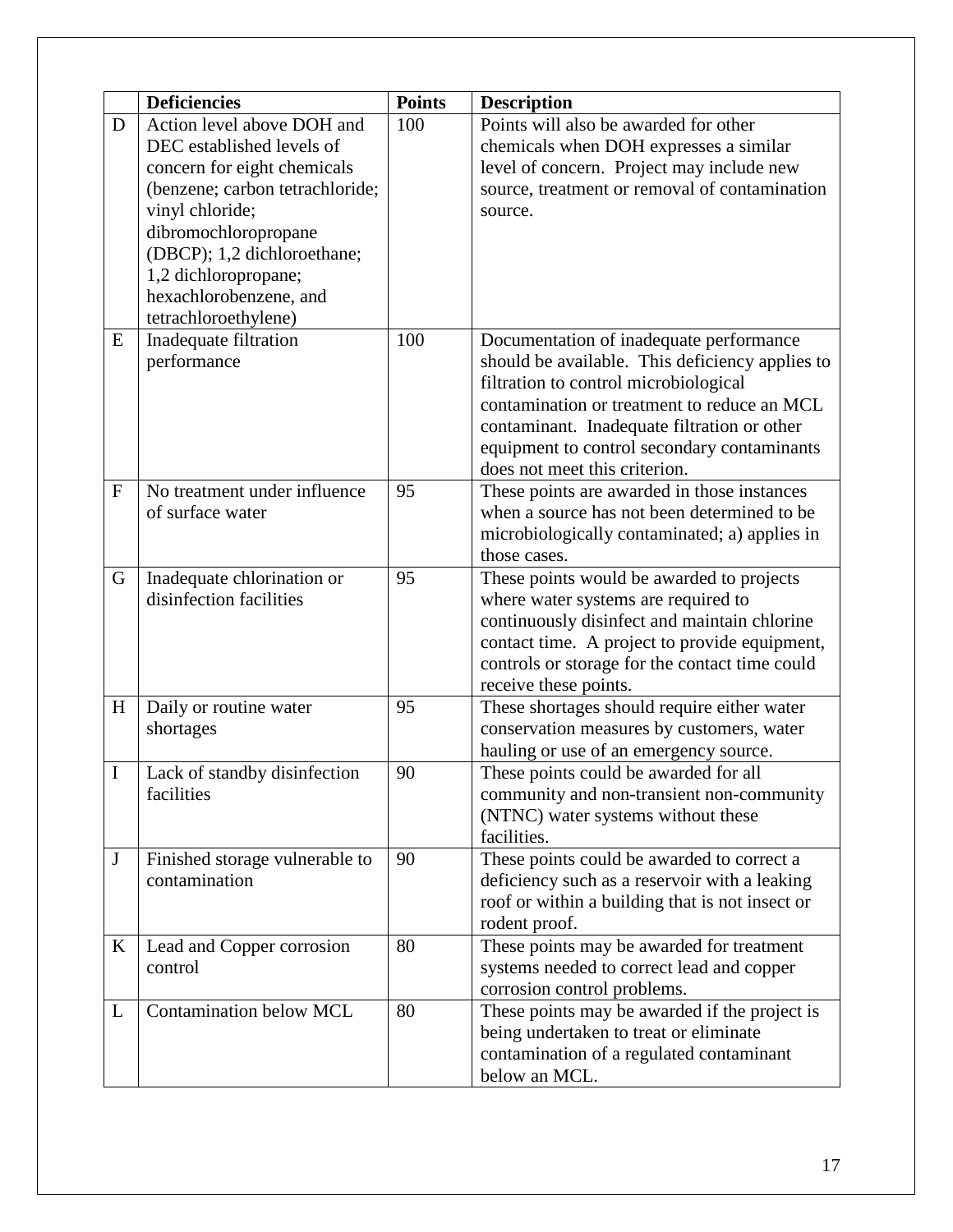| | Deficiencies | Points | Description |
|---|---|---|---|
| D | Action level above DOH and DEC established levels of concern for eight chemicals (benzene; carbon tetrachloride; vinyl chloride; dibromochloropropane (DBCP); 1,2 dichloroethane; 1,2 dichloropropane; hexachlorobenzene, and tetrachloroethylene) | 100 | Points will also be awarded for other chemicals when DOH expresses a similar level of concern. Project may include new source, treatment or removal of contamination source. |
| E | Inadequate filtration performance | 100 | Documentation of inadequate performance should be available. This deficiency applies to filtration to control microbiological contamination or treatment to reduce an MCL contaminant. Inadequate filtration or other equipment to control secondary contaminants does not meet this criterion. |
| F | No treatment under influence of surface water | 95 | These points are awarded in those instances when a source has not been determined to be microbiologically contaminated; a) applies in those cases. |
| G | Inadequate chlorination or disinfection facilities | 95 | These points would be awarded to projects where water systems are required to continuously disinfect and maintain chlorine contact time. A project to provide equipment, controls or storage for the contact time could receive these points. |
| H | Daily or routine water shortages | 95 | These shortages should require either water conservation measures by customers, water hauling or use of an emergency source. |
| I | Lack of standby disinfection facilities | 90 | These points could be awarded for all community and non-transient non-community (NTNC) water systems without these facilities. |
| J | Finished storage vulnerable to contamination | 90 | These points could be awarded to correct a deficiency such as a reservoir with a leaking roof or within a building that is not insect or rodent proof. |
| K | Lead and Copper corrosion control | 80 | These points may be awarded for treatment systems needed to correct lead and copper corrosion control problems. |
| L | Contamination below MCL | 80 | These points may be awarded if the project is being undertaken to treat or eliminate contamination of a regulated contaminant below an MCL. |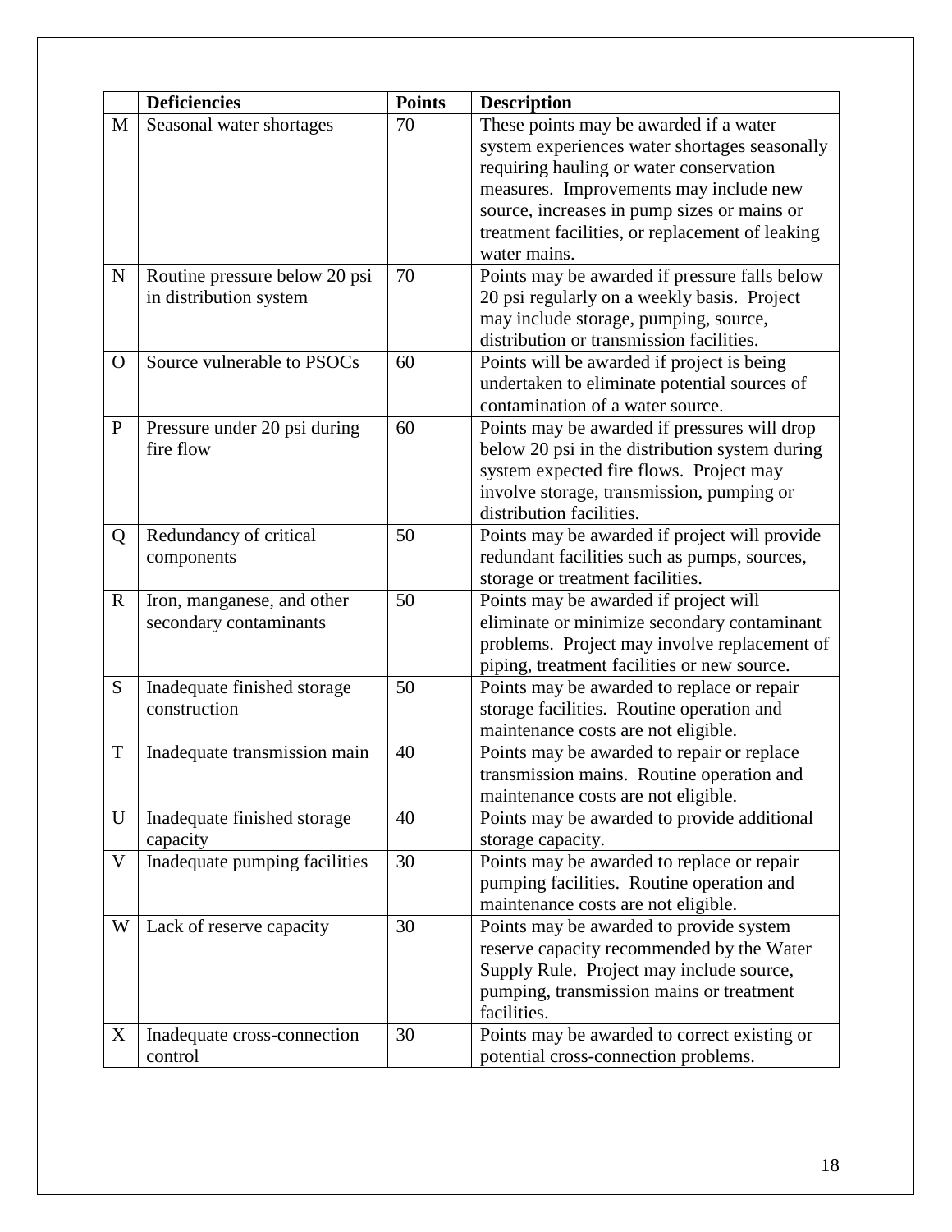| | Deficiencies | Points | Description |
|---|---|---|---|
| M | Seasonal water shortages | 70 | These points may be awarded if a water system experiences water shortages seasonally requiring hauling or water conservation measures. Improvements may include new source, increases in pump sizes or mains or treatment facilities, or replacement of leaking water mains. |
| N | Routine pressure below 20 psi in distribution system | 70 | Points may be awarded if pressure falls below 20 psi regularly on a weekly basis. Project may include storage, pumping, source, distribution or transmission facilities. |
| O | Source vulnerable to PSOCs | 60 | Points will be awarded if project is being undertaken to eliminate potential sources of contamination of a water source. |
| P | Pressure under 20 psi during fire flow | 60 | Points may be awarded if pressures will drop below 20 psi in the distribution system during system expected fire flows. Project may involve storage, transmission, pumping or distribution facilities. |
| Q | Redundancy of critical components | 50 | Points may be awarded if project will provide redundant facilities such as pumps, sources, storage or treatment facilities. |
| R | Iron, manganese, and other secondary contaminants | 50 | Points may be awarded if project will eliminate or minimize secondary contaminant problems. Project may involve replacement of piping, treatment facilities or new source. |
| S | Inadequate finished storage construction | 50 | Points may be awarded to replace or repair storage facilities. Routine operation and maintenance costs are not eligible. |
| T | Inadequate transmission main | 40 | Points may be awarded to repair or replace transmission mains. Routine operation and maintenance costs are not eligible. |
| U | Inadequate finished storage capacity | 40 | Points may be awarded to provide additional storage capacity. |
| V | Inadequate pumping facilities | 30 | Points may be awarded to replace or repair pumping facilities. Routine operation and maintenance costs are not eligible. |
| W | Lack of reserve capacity | 30 | Points may be awarded to provide system reserve capacity recommended by the Water Supply Rule. Project may include source, pumping, transmission mains or treatment facilities. |
| X | Inadequate cross-connection control | 30 | Points may be awarded to correct existing or potential cross-connection problems. |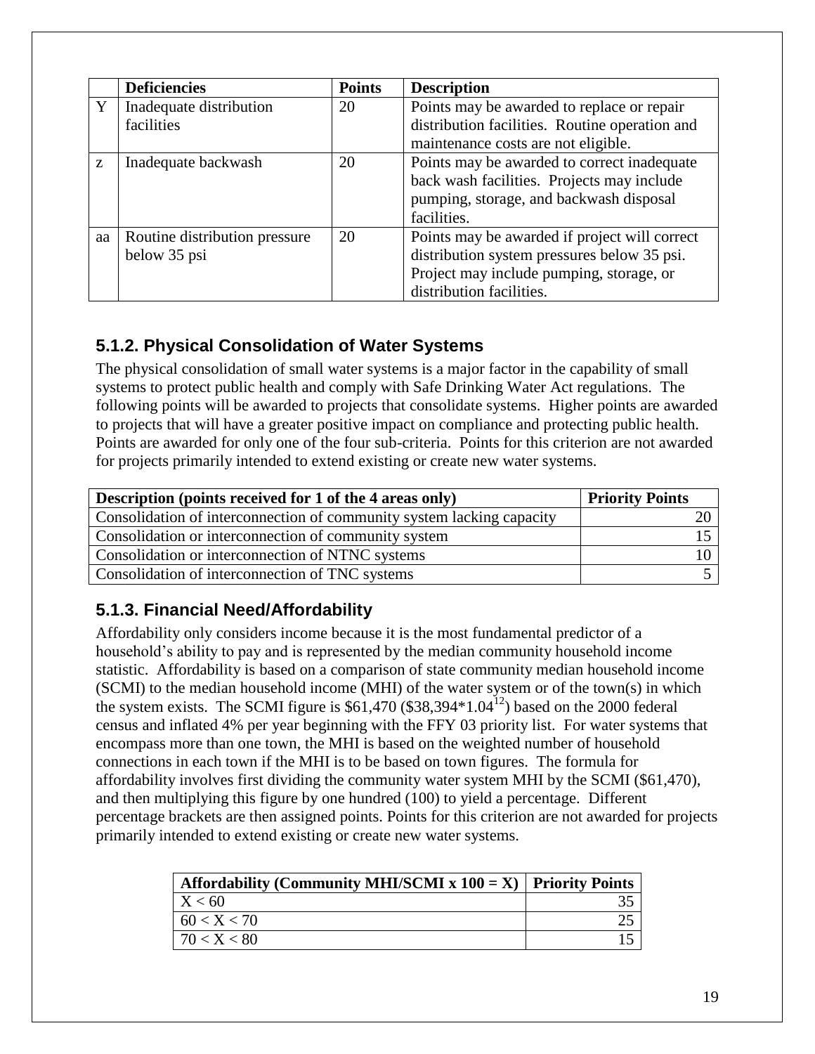| | Deficiencies | Points | Description |
|---|---|---|---|
| Y | Inadequate distribution facilities | 20 | Points may be awarded to replace or repair distribution facilities. Routine operation and maintenance costs are not eligible. |
| z | Inadequate backwash | 20 | Points may be awarded to correct inadequate back wash facilities. Projects may include pumping, storage, and backwash disposal facilities. |
| aa | Routine distribution pressure below 35 psi | 20 | Points may be awarded if project will correct distribution system pressures below 35 psi. Project may include pumping, storage, or distribution facilities. |

### 5.1.2. Physical Consolidation of Water Systems

The physical consolidation of small water systems is a major factor in the capability of small systems to protect public health and comply with Safe Drinking Water Act regulations. The following points will be awarded to projects that consolidate systems. Higher points are awarded to projects that will have a greater positive impact on compliance and protecting public health. Points are awarded for only one of the four sub-criteria. Points for this criterion are not awarded for projects primarily intended to extend existing or create new water systems.

| Description (points received for 1 of the 4 areas only) | Priority Points |
|---|---|
| Consolidation of interconnection of community system lacking capacity | 20 |
| Consolidation or interconnection of community system | 15 |
| Consolidation or interconnection of NTNC systems | 10 |
| Consolidation of interconnection of TNC systems | 5 |

### 5.1.3. Financial Need/Affordability

Affordability only considers income because it is the most fundamental predictor of a household's ability to pay and is represented by the median community household income statistic. Affordability is based on a comparison of state community median household income (SCMI) to the median household income (MHI) of the water system or of the town(s) in which the system exists. The SCMI figure is \$61,470 ($\$38,394 * 1.04^{12}$) based on the 2000 federal census and inflated 4% per year beginning with the FFY 03 priority list. For water systems that encompass more than one town, the MHI is based on the weighted number of household connections in each town if the MHI is to be based on town figures. The formula for affordability involves first dividing the community water system MHI by the SCMI (\$61,470), and then multiplying this figure by one hundred (100) to yield a percentage. Different percentage brackets are then assigned points. Points for this criterion are not awarded for projects primarily intended to extend existing or create new water systems.

| Affordability (Community MHI/SCMI x 100 = X) | Priority Points |
|---|---|
| $X < 60$ | 35 |
| $60 < X < 70$ | 25 |
| $70 < X < 80$ | 15 |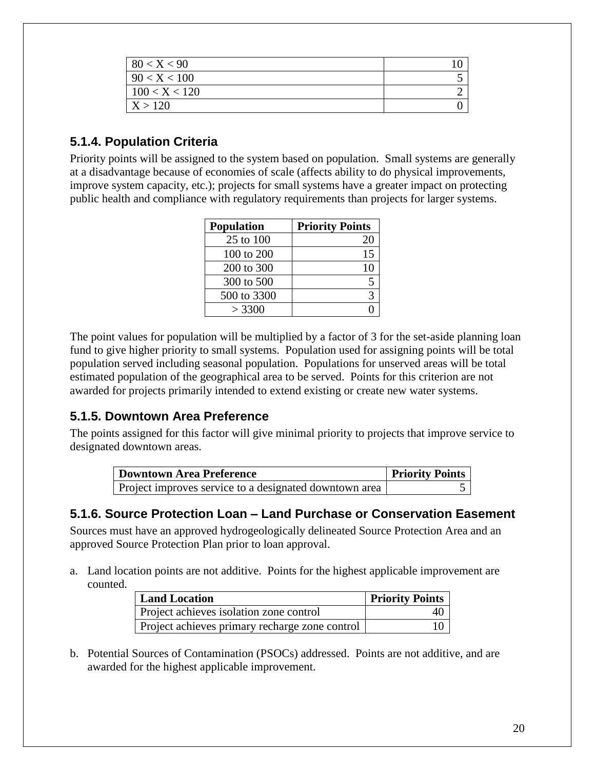| | |
|---|---|
| 80 < X < 90 | 10 |
| 90 < X < 100 | 5 |
| 100 < X < 120 | 2 |
| X > 120 | 0 |

### 5.1.4. Population Criteria

Priority points will be assigned to the system based on population. Small systems are generally at a disadvantage because of economies of scale (affects ability to do physical improvements, improve system capacity, etc.); projects for small systems have a greater impact on protecting public health and compliance with regulatory requirements than projects for larger systems.

| Population | Priority Points |
|---|---|
| 25 to 100 | 20 |
| 100 to 200 | 15 |
| 200 to 300 | 10 |
| 300 to 500 | 5 |
| 500 to 3300 | 3 |
| > 3300 | 0 |

The point values for population will be multiplied by a factor of 3 for the set-aside planning loan fund to give higher priority to small systems. Population used for assigning points will be total population served including seasonal population. Populations for unserved areas will be total estimated population of the geographical area to be served. Points for this criterion are not awarded for projects primarily intended to extend existing or create new water systems.

### 5.1.5. Downtown Area Preference

The points assigned for this factor will give minimal priority to projects that improve service to designated downtown areas.

| Downtown Area Preference | Priority Points |
|---|---|
| Project improves service to a designated downtown area | 5 |

### 5.1.6. Source Protection Loan – Land Purchase or Conservation Easement

Sources must have an approved hydrogeologically delineated Source Protection Area and an approved Source Protection Plan prior to loan approval.

a. Land location points are not additive. Points for the highest applicable improvement are counted.

| Land Location | Priority Points |
|---|---|
| Project achieves isolation zone control | 40 |
| Project achieves primary recharge zone control | 10 |

b. Potential Sources of Contamination (PSOCs) addressed. Points are not additive, and are awarded for the highest applicable improvement.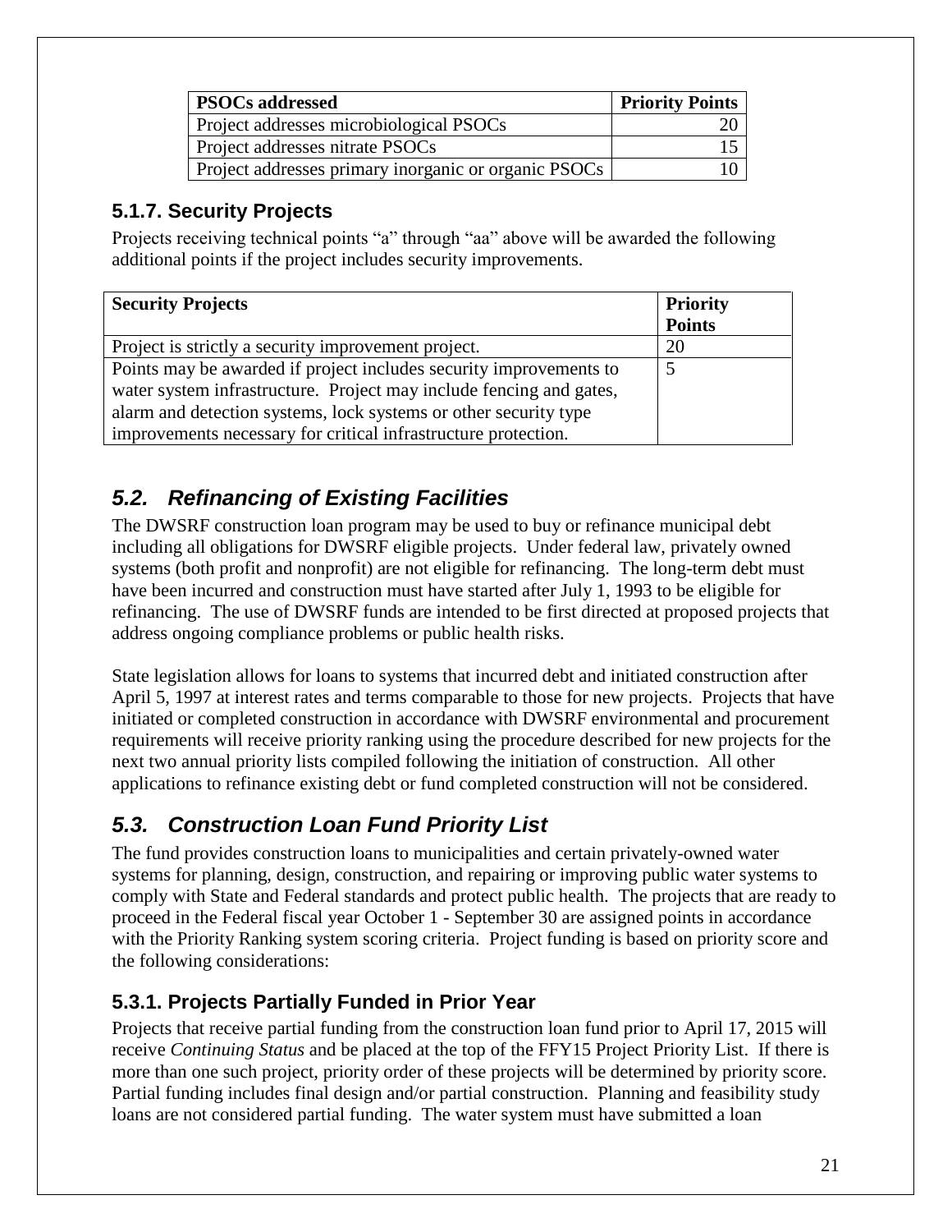| PSOCs addressed | Priority Points |
| --- | --- |
| Project addresses microbiological PSOCs | 20 |
| Project addresses nitrate PSOCs | 15 |
| Project addresses primary inorganic or organic PSOCs | 10 |

### 5.1.7. Security Projects

Projects receiving technical points "a" through "aa" above will be awarded the following additional points if the project includes security improvements.

| Security Projects | Priority Points |
| --- | --- |
| Project is strictly a security improvement project. | 20 |
| Points may be awarded if project includes security improvements to water system infrastructure. Project may include fencing and gates, alarm and detection systems, lock systems or other security type improvements necessary for critical infrastructure protection. | 5 |

## *5.2. Refinancing of Existing Facilities*

The DWSRF construction loan program may be used to buy or refinance municipal debt including all obligations for DWSRF eligible projects. Under federal law, privately owned systems (both profit and nonprofit) are not eligible for refinancing. The long-term debt must have been incurred and construction must have started after July 1, 1993 to be eligible for refinancing. The use of DWSRF funds are intended to be first directed at proposed projects that address ongoing compliance problems or public health risks.

State legislation allows for loans to systems that incurred debt and initiated construction after April 5, 1997 at interest rates and terms comparable to those for new projects. Projects that have initiated or completed construction in accordance with DWSRF environmental and procurement requirements will receive priority ranking using the procedure described for new projects for the next two annual priority lists compiled following the initiation of construction. All other applications to refinance existing debt or fund completed construction will not be considered.

## *5.3. Construction Loan Fund Priority List*

The fund provides construction loans to municipalities and certain privately-owned water systems for planning, design, construction, and repairing or improving public water systems to comply with State and Federal standards and protect public health. The projects that are ready to proceed in the Federal fiscal year October 1 - September 30 are assigned points in accordance with the Priority Ranking system scoring criteria. Project funding is based on priority score and the following considerations:

### 5.3.1. Projects Partially Funded in Prior Year

Projects that receive partial funding from the construction loan fund prior to April 17, 2015 will receive *Continuing Status* and be placed at the top of the FFY15 Project Priority List. If there is more than one such project, priority order of these projects will be determined by priority score. Partial funding includes final design and/or partial construction. Planning and feasibility study loans are not considered partial funding. The water system must have submitted a loan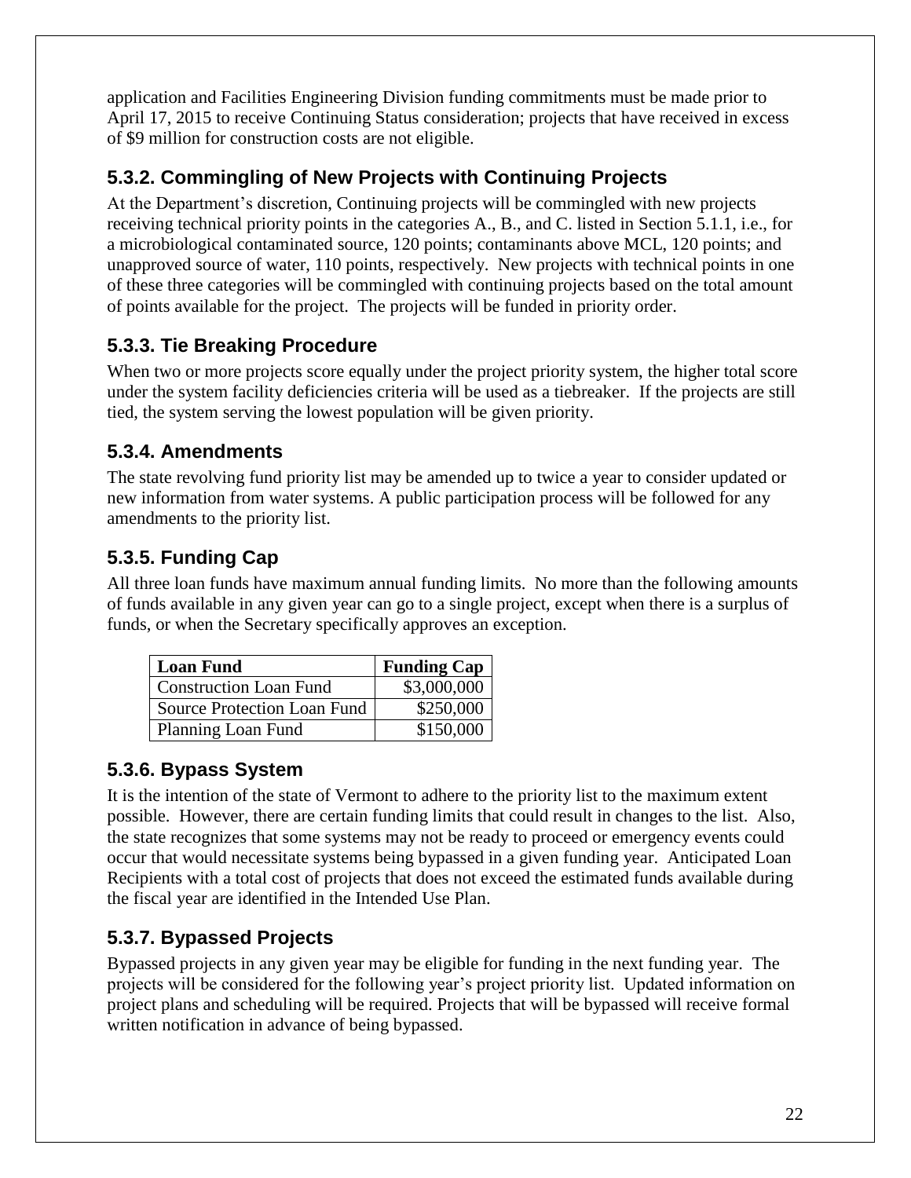application and Facilities Engineering Division funding commitments must be made prior to April 17, 2015 to receive Continuing Status consideration; projects that have received in excess of $9 million for construction costs are not eligible.

### 5.3.2. Commingling of New Projects with Continuing Projects

At the Department's discretion, Continuing projects will be commingled with new projects receiving technical priority points in the categories A., B., and C. listed in Section 5.1.1, i.e., for a microbiological contaminated source, 120 points; contaminants above MCL, 120 points; and unapproved source of water, 110 points, respectively. New projects with technical points in one of these three categories will be commingled with continuing projects based on the total amount of points available for the project. The projects will be funded in priority order.

### 5.3.3. Tie Breaking Procedure

When two or more projects score equally under the project priority system, the higher total score under the system facility deficiencies criteria will be used as a tiebreaker. If the projects are still tied, the system serving the lowest population will be given priority.

### 5.3.4. Amendments

The state revolving fund priority list may be amended up to twice a year to consider updated or new information from water systems. A public participation process will be followed for any amendments to the priority list.

### 5.3.5. Funding Cap

All three loan funds have maximum annual funding limits. No more than the following amounts of funds available in any given year can go to a single project, except when there is a surplus of funds, or when the Secretary specifically approves an exception.

| Loan Fund | Funding Cap |
|---|---|
| Construction Loan Fund | $3,000,000 |
| Source Protection Loan Fund | $250,000 |
| Planning Loan Fund | $150,000 |

### 5.3.6. Bypass System

It is the intention of the state of Vermont to adhere to the priority list to the maximum extent possible. However, there are certain funding limits that could result in changes to the list. Also, the state recognizes that some systems may not be ready to proceed or emergency events could occur that would necessitate systems being bypassed in a given funding year. Anticipated Loan Recipients with a total cost of projects that does not exceed the estimated funds available during the fiscal year are identified in the Intended Use Plan.

### 5.3.7. Bypassed Projects

Bypassed projects in any given year may be eligible for funding in the next funding year. The projects will be considered for the following year's project priority list. Updated information on project plans and scheduling will be required. Projects that will be bypassed will receive formal written notification in advance of being bypassed.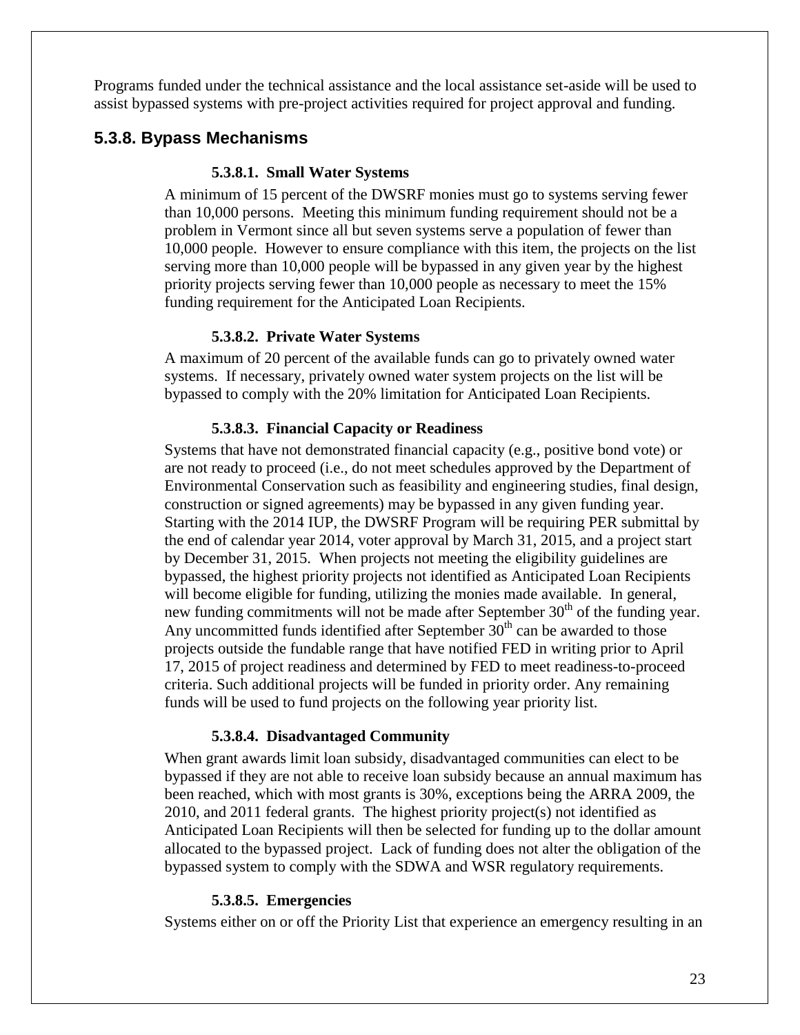Programs funded under the technical assistance and the local assistance set-aside will be used to assist bypassed systems with pre-project activities required for project approval and funding.

## 5.3.8. Bypass Mechanisms

#### 5.3.8.1. Small Water Systems

A minimum of 15 percent of the DWSRF monies must go to systems serving fewer than 10,000 persons. Meeting this minimum funding requirement should not be a problem in Vermont since all but seven systems serve a population of fewer than 10,000 people. However to ensure compliance with this item, the projects on the list serving more than 10,000 people will be bypassed in any given year by the highest priority projects serving fewer than 10,000 people as necessary to meet the 15% funding requirement for the Anticipated Loan Recipients.

#### 5.3.8.2. Private Water Systems

A maximum of 20 percent of the available funds can go to privately owned water systems. If necessary, privately owned water system projects on the list will be bypassed to comply with the 20% limitation for Anticipated Loan Recipients.

#### 5.3.8.3. Financial Capacity or Readiness

Systems that have not demonstrated financial capacity (e.g., positive bond vote) or are not ready to proceed (i.e., do not meet schedules approved by the Department of Environmental Conservation such as feasibility and engineering studies, final design, construction or signed agreements) may be bypassed in any given funding year. Starting with the 2014 IUP, the DWSRF Program will be requiring PER submittal by the end of calendar year 2014, voter approval by March 31, 2015, and a project start by December 31, 2015. When projects not meeting the eligibility guidelines are bypassed, the highest priority projects not identified as Anticipated Loan Recipients will become eligible for funding, utilizing the monies made available. In general, new funding commitments will not be made after September 30th of the funding year. Any uncommitted funds identified after September 30th can be awarded to those projects outside the fundable range that have notified FED in writing prior to April 17, 2015 of project readiness and determined by FED to meet readiness-to-proceed criteria. Such additional projects will be funded in priority order. Any remaining funds will be used to fund projects on the following year priority list.

#### 5.3.8.4. Disadvantaged Community

When grant awards limit loan subsidy, disadvantaged communities can elect to be bypassed if they are not able to receive loan subsidy because an annual maximum has been reached, which with most grants is 30%, exceptions being the ARRA 2009, the 2010, and 2011 federal grants. The highest priority project(s) not identified as Anticipated Loan Recipients will then be selected for funding up to the dollar amount allocated to the bypassed project. Lack of funding does not alter the obligation of the bypassed system to comply with the SDWA and WSR regulatory requirements.

#### 5.3.8.5. Emergencies

Systems either on or off the Priority List that experience an emergency resulting in an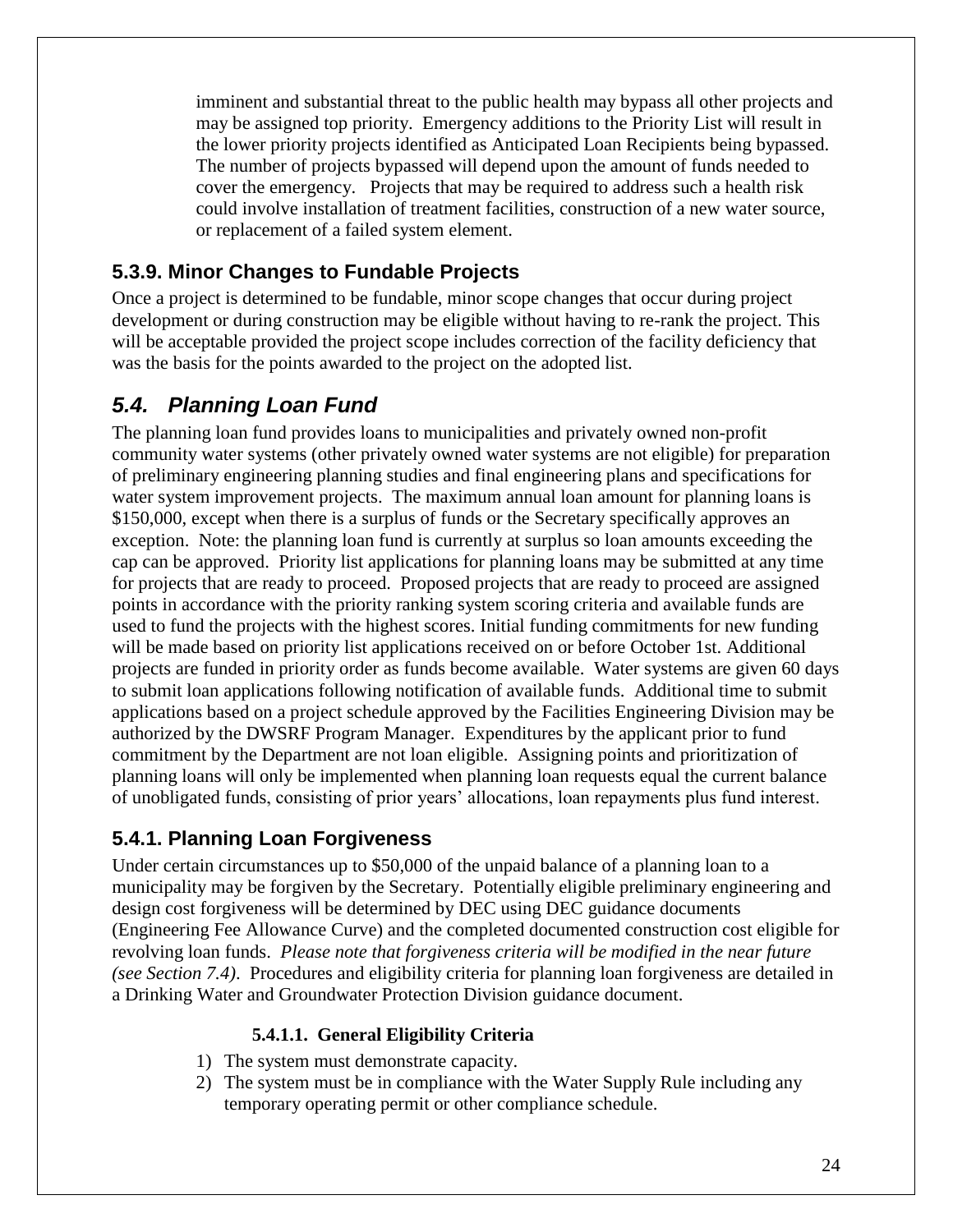imminent and substantial threat to the public health may bypass all other projects and may be assigned top priority. Emergency additions to the Priority List will result in the lower priority projects identified as Anticipated Loan Recipients being bypassed. The number of projects bypassed will depend upon the amount of funds needed to cover the emergency. Projects that may be required to address such a health risk could involve installation of treatment facilities, construction of a new water source, or replacement of a failed system element.

### 5.3.9. Minor Changes to Fundable Projects

Once a project is determined to be fundable, minor scope changes that occur during project development or during construction may be eligible without having to re-rank the project. This will be acceptable provided the project scope includes correction of the facility deficiency that was the basis for the points awarded to the project on the adopted list.

## *5.4. Planning Loan Fund*

The planning loan fund provides loans to municipalities and privately owned non-profit community water systems (other privately owned water systems are not eligible) for preparation of preliminary engineering planning studies and final engineering plans and specifications for water system improvement projects. The maximum annual loan amount for planning loans is $150,000, except when there is a surplus of funds or the Secretary specifically approves an exception. Note: the planning loan fund is currently at surplus so loan amounts exceeding the cap can be approved. Priority list applications for planning loans may be submitted at any time for projects that are ready to proceed. Proposed projects that are ready to proceed are assigned points in accordance with the priority ranking system scoring criteria and available funds are used to fund the projects with the highest scores. Initial funding commitments for new funding will be made based on priority list applications received on or before October 1st. Additional projects are funded in priority order as funds become available. Water systems are given 60 days to submit loan applications following notification of available funds. Additional time to submit applications based on a project schedule approved by the Facilities Engineering Division may be authorized by the DWSRF Program Manager. Expenditures by the applicant prior to fund commitment by the Department are not loan eligible. Assigning points and prioritization of planning loans will only be implemented when planning loan requests equal the current balance of unobligated funds, consisting of prior years' allocations, loan repayments plus fund interest.

### 5.4.1. Planning Loan Forgiveness

Under certain circumstances up to $50,000 of the unpaid balance of a planning loan to a municipality may be forgiven by the Secretary. Potentially eligible preliminary engineering and design cost forgiveness will be determined by DEC using DEC guidance documents (Engineering Fee Allowance Curve) and the completed documented construction cost eligible for revolving loan funds. *Please note that forgiveness criteria will be modified in the near future (see Section 7.4)*. Procedures and eligibility criteria for planning loan forgiveness are detailed in a Drinking Water and Groundwater Protection Division guidance document.

#### 5.4.1.1. General Eligibility Criteria

1) The system must demonstrate capacity.
2) The system must be in compliance with the Water Supply Rule including any temporary operating permit or other compliance schedule.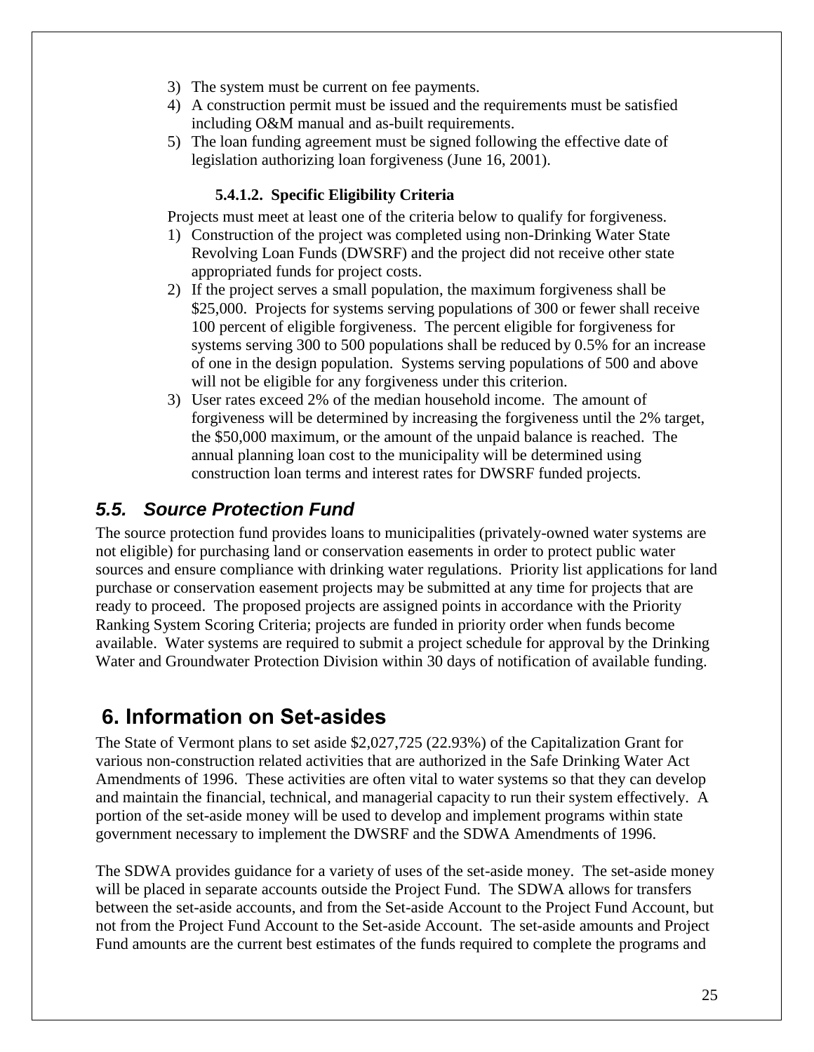3) The system must be current on fee payments.
4) A construction permit must be issued and the requirements must be satisfied including O&M manual and as-built requirements.
5) The loan funding agreement must be signed following the effective date of legislation authorizing loan forgiveness (June 16, 2001).

#### 5.4.1.2. Specific Eligibility Criteria

Projects must meet at least one of the criteria below to qualify for forgiveness.

1) Construction of the project was completed using non-Drinking Water State Revolving Loan Funds (DWSRF) and the project did not receive other state appropriated funds for project costs.
2) If the project serves a small population, the maximum forgiveness shall be \$25,000. Projects for systems serving populations of 300 or fewer shall receive 100 percent of eligible forgiveness. The percent eligible for forgiveness for systems serving 300 to 500 populations shall be reduced by 0.5% for an increase of one in the design population. Systems serving populations of 500 and above will not be eligible for any forgiveness under this criterion.
3) User rates exceed 2% of the median household income. The amount of forgiveness will be determined by increasing the forgiveness until the 2% target, the \$50,000 maximum, or the amount of the unpaid balance is reached. The annual planning loan cost to the municipality will be determined using construction loan terms and interest rates for DWSRF funded projects.

## *5.5. Source Protection Fund*

The source protection fund provides loans to municipalities (privately-owned water systems are not eligible) for purchasing land or conservation easements in order to protect public water sources and ensure compliance with drinking water regulations. Priority list applications for land purchase or conservation easement projects may be submitted at any time for projects that are ready to proceed. The proposed projects are assigned points in accordance with the Priority Ranking System Scoring Criteria; projects are funded in priority order when funds become available. Water systems are required to submit a project schedule for approval by the Drinking Water and Groundwater Protection Division within 30 days of notification of available funding.

# 6. Information on Set-asides

The State of Vermont plans to set aside \$2,027,725 (22.93%) of the Capitalization Grant for various non-construction related activities that are authorized in the Safe Drinking Water Act Amendments of 1996. These activities are often vital to water systems so that they can develop and maintain the financial, technical, and managerial capacity to run their system effectively. A portion of the set-aside money will be used to develop and implement programs within state government necessary to implement the DWSRF and the SDWA Amendments of 1996.

The SDWA provides guidance for a variety of uses of the set-aside money. The set-aside money will be placed in separate accounts outside the Project Fund. The SDWA allows for transfers between the set-aside accounts, and from the Set-aside Account to the Project Fund Account, but not from the Project Fund Account to the Set-aside Account. The set-aside amounts and Project Fund amounts are the current best estimates of the funds required to complete the programs and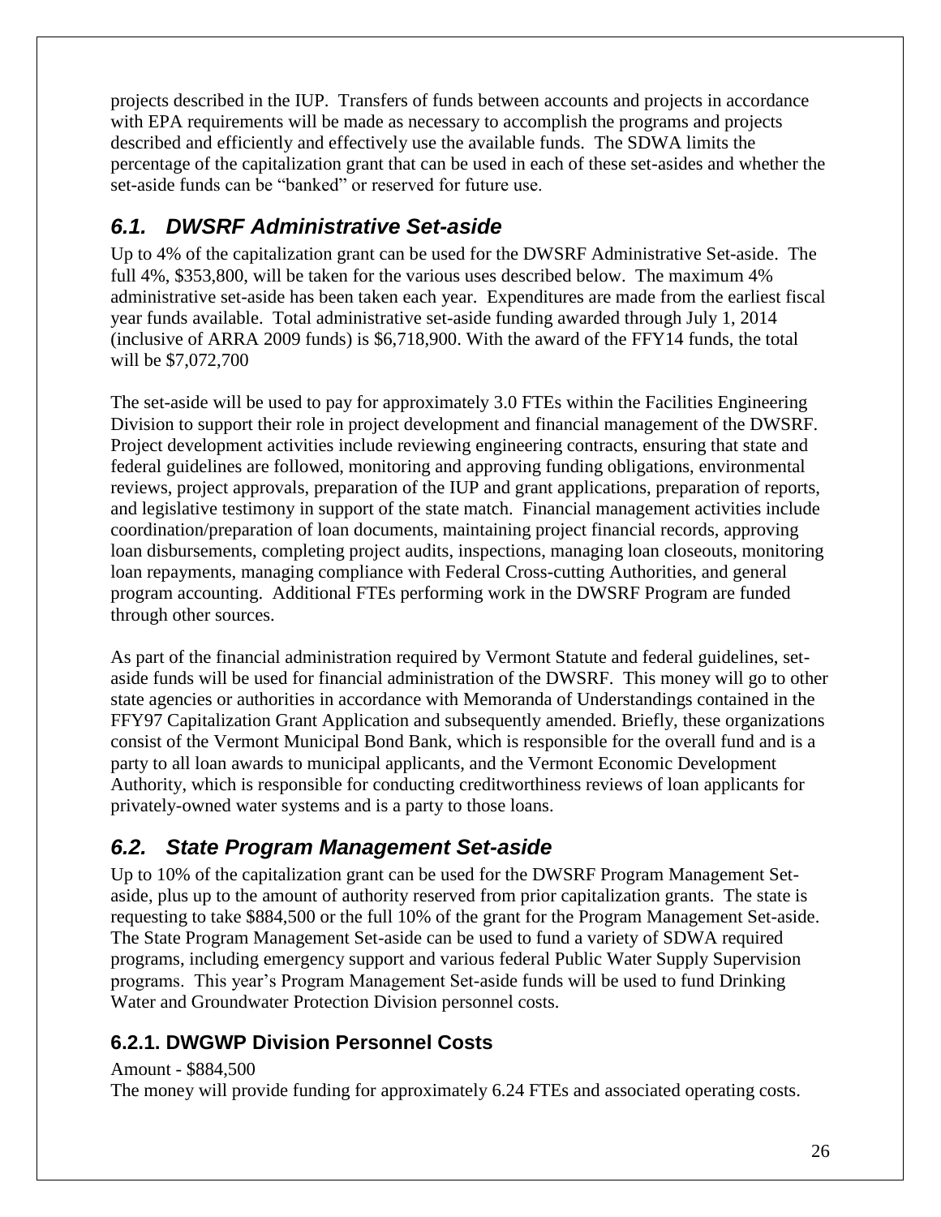projects described in the IUP. Transfers of funds between accounts and projects in accordance with EPA requirements will be made as necessary to accomplish the programs and projects described and efficiently and effectively use the available funds. The SDWA limits the percentage of the capitalization grant that can be used in each of these set-asides and whether the set-aside funds can be "banked" or reserved for future use.

## *6.1. DWSRF Administrative Set-aside*

Up to 4% of the capitalization grant can be used for the DWSRF Administrative Set-aside. The full 4%, $353,800, will be taken for the various uses described below. The maximum 4% administrative set-aside has been taken each year. Expenditures are made from the earliest fiscal year funds available. Total administrative set-aside funding awarded through July 1, 2014 (inclusive of ARRA 2009 funds) is $6,718,900. With the award of the FFY14 funds, the total will be $7,072,700

The set-aside will be used to pay for approximately 3.0 FTEs within the Facilities Engineering Division to support their role in project development and financial management of the DWSRF. Project development activities include reviewing engineering contracts, ensuring that state and federal guidelines are followed, monitoring and approving funding obligations, environmental reviews, project approvals, preparation of the IUP and grant applications, preparation of reports, and legislative testimony in support of the state match. Financial management activities include coordination/preparation of loan documents, maintaining project financial records, approving loan disbursements, completing project audits, inspections, managing loan closeouts, monitoring loan repayments, managing compliance with Federal Cross-cutting Authorities, and general program accounting. Additional FTEs performing work in the DWSRF Program are funded through other sources.

As part of the financial administration required by Vermont Statute and federal guidelines, set-aside funds will be used for financial administration of the DWSRF. This money will go to other state agencies or authorities in accordance with Memoranda of Understandings contained in the FFY97 Capitalization Grant Application and subsequently amended. Briefly, these organizations consist of the Vermont Municipal Bond Bank, which is responsible for the overall fund and is a party to all loan awards to municipal applicants, and the Vermont Economic Development Authority, which is responsible for conducting creditworthiness reviews of loan applicants for privately-owned water systems and is a party to those loans.

## *6.2. State Program Management Set-aside*

Up to 10% of the capitalization grant can be used for the DWSRF Program Management Set-aside, plus up to the amount of authority reserved from prior capitalization grants. The state is requesting to take $884,500 or the full 10% of the grant for the Program Management Set-aside. The State Program Management Set-aside can be used to fund a variety of SDWA required programs, including emergency support and various federal Public Water Supply Supervision programs. This year's Program Management Set-aside funds will be used to fund Drinking Water and Groundwater Protection Division personnel costs.

### 6.2.1. DWGWP Division Personnel Costs

Amount - $884,500

The money will provide funding for approximately 6.24 FTEs and associated operating costs.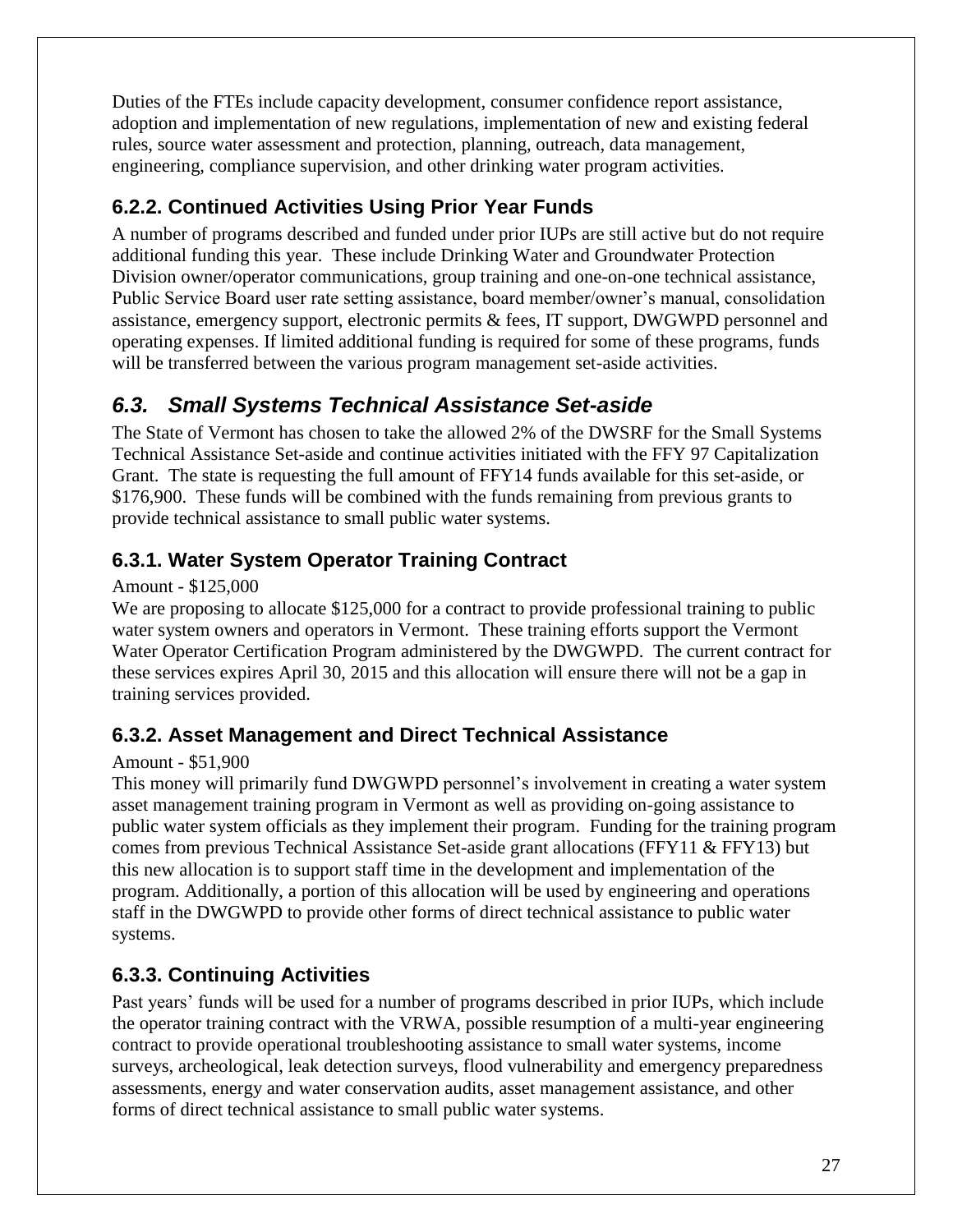Duties of the FTEs include capacity development, consumer confidence report assistance, adoption and implementation of new regulations, implementation of new and existing federal rules, source water assessment and protection, planning, outreach, data management, engineering, compliance supervision, and other drinking water program activities.

### 6.2.2. Continued Activities Using Prior Year Funds

A number of programs described and funded under prior IUPs are still active but do not require additional funding this year. These include Drinking Water and Groundwater Protection Division owner/operator communications, group training and one-on-one technical assistance, Public Service Board user rate setting assistance, board member/owner's manual, consolidation assistance, emergency support, electronic permits & fees, IT support, DWGWPD personnel and operating expenses. If limited additional funding is required for some of these programs, funds will be transferred between the various program management set-aside activities.

## *6.3. Small Systems Technical Assistance Set-aside*

The State of Vermont has chosen to take the allowed 2% of the DWSRF for the Small Systems Technical Assistance Set-aside and continue activities initiated with the FFY 97 Capitalization Grant. The state is requesting the full amount of FFY14 funds available for this set-aside, or $176,900. These funds will be combined with the funds remaining from previous grants to provide technical assistance to small public water systems.

### 6.3.1. Water System Operator Training Contract

Amount - $125,000

We are proposing to allocate $125,000 for a contract to provide professional training to public water system owners and operators in Vermont. These training efforts support the Vermont Water Operator Certification Program administered by the DWGWPD. The current contract for these services expires April 30, 2015 and this allocation will ensure there will not be a gap in training services provided.

### 6.3.2. Asset Management and Direct Technical Assistance

Amount - $51,900

This money will primarily fund DWGWPD personnel's involvement in creating a water system asset management training program in Vermont as well as providing on-going assistance to public water system officials as they implement their program. Funding for the training program comes from previous Technical Assistance Set-aside grant allocations (FFY11 & FFY13) but this new allocation is to support staff time in the development and implementation of the program. Additionally, a portion of this allocation will be used by engineering and operations staff in the DWGWPD to provide other forms of direct technical assistance to public water systems.

### 6.3.3. Continuing Activities

Past years' funds will be used for a number of programs described in prior IUPs, which include the operator training contract with the VRWA, possible resumption of a multi-year engineering contract to provide operational troubleshooting assistance to small water systems, income surveys, archeological, leak detection surveys, flood vulnerability and emergency preparedness assessments, energy and water conservation audits, asset management assistance, and other forms of direct technical assistance to small public water systems.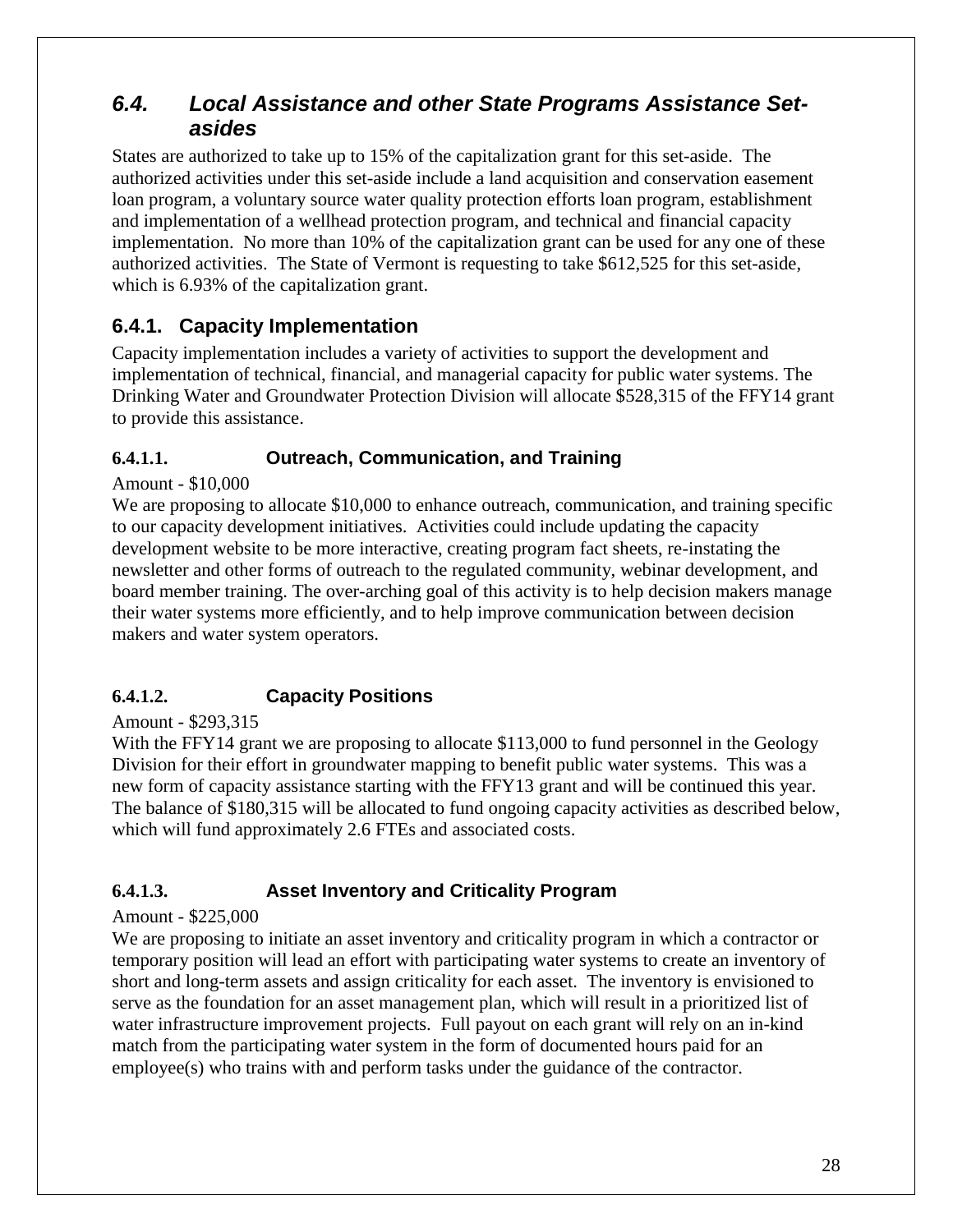## *6.4. Local Assistance and other State Programs Assistance Set-asides*

States are authorized to take up to 15% of the capitalization grant for this set-aside. The authorized activities under this set-aside include a land acquisition and conservation easement loan program, a voluntary source water quality protection efforts loan program, establishment and implementation of a wellhead protection program, and technical and financial capacity implementation. No more than 10% of the capitalization grant can be used for any one of these authorized activities. The State of Vermont is requesting to take $612,525 for this set-aside, which is 6.93% of the capitalization grant.

### 6.4.1. Capacity Implementation

Capacity implementation includes a variety of activities to support the development and implementation of technical, financial, and managerial capacity for public water systems. The Drinking Water and Groundwater Protection Division will allocate $528,315 of the FFY14 grant to provide this assistance.

#### 6.4.1.1. Outreach, Communication, and Training

Amount - $10,000

We are proposing to allocate $10,000 to enhance outreach, communication, and training specific to our capacity development initiatives. Activities could include updating the capacity development website to be more interactive, creating program fact sheets, re-instating the newsletter and other forms of outreach to the regulated community, webinar development, and board member training. The over-arching goal of this activity is to help decision makers manage their water systems more efficiently, and to help improve communication between decision makers and water system operators.

#### 6.4.1.2. Capacity Positions

Amount - $293,315

With the FFY14 grant we are proposing to allocate $113,000 to fund personnel in the Geology Division for their effort in groundwater mapping to benefit public water systems. This was a new form of capacity assistance starting with the FFY13 grant and will be continued this year. The balance of $180,315 will be allocated to fund ongoing capacity activities as described below, which will fund approximately 2.6 FTEs and associated costs.

#### 6.4.1.3. Asset Inventory and Criticality Program

Amount - $225,000

We are proposing to initiate an asset inventory and criticality program in which a contractor or temporary position will lead an effort with participating water systems to create an inventory of short and long-term assets and assign criticality for each asset. The inventory is envisioned to serve as the foundation for an asset management plan, which will result in a prioritized list of water infrastructure improvement projects. Full payout on each grant will rely on an in-kind match from the participating water system in the form of documented hours paid for an employee(s) who trains with and perform tasks under the guidance of the contractor.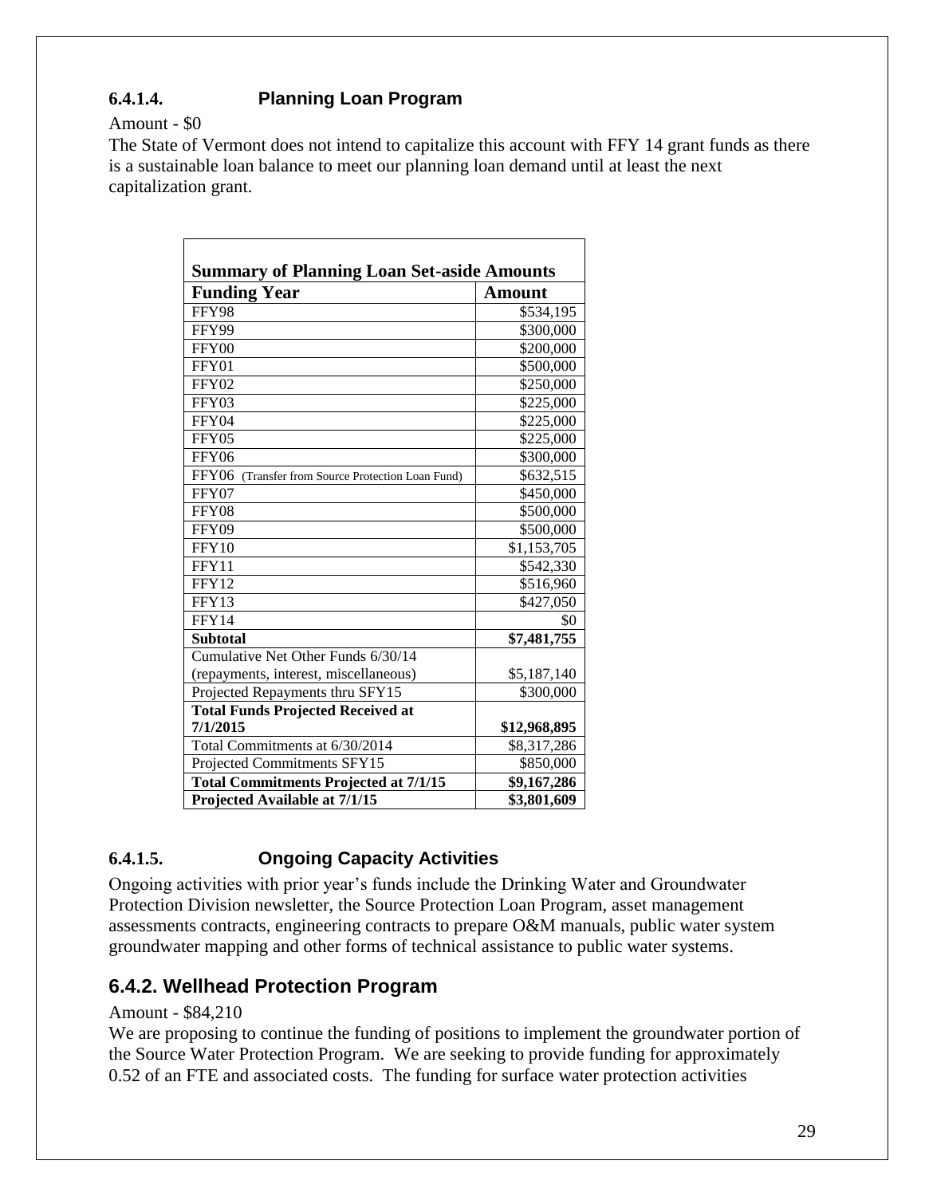#### 6.4.1.4. Planning Loan Program

Amount - $0

The State of Vermont does not intend to capitalize this account with FFY 14 grant funds as there is a sustainable loan balance to meet our planning loan demand until at least the next capitalization grant.

| Summary of Planning Loan Set-aside Amounts | |
|---|---|
| **Funding Year** | **Amount** |
| FFY98 | $534,195 |
| FFY99 | $300,000 |
| FFY00 | $200,000 |
| FFY01 | $500,000 |
| FFY02 | $250,000 |
| FFY03 | $225,000 |
| FFY04 | $225,000 |
| FFY05 | $225,000 |
| FFY06 | $300,000 |
| FFY06 (Transfer from Source Protection Loan Fund) | $632,515 |
| FFY07 | $450,000 |
| FFY08 | $500,000 |
| FFY09 | $500,000 |
| FFY10 | $1,153,705 |
| FFY11 | $542,330 |
| FFY12 | $516,960 |
| FFY13 | $427,050 |
| FFY14 | $0 |
| **Subtotal** | **$7,481,755** |
| Cumulative Net Other Funds 6/30/14 (repayments, interest, miscellaneous) | $5,187,140 |
| Projected Repayments thru SFY15 | $300,000 |
| **Total Funds Projected Received at 7/1/2015** | **$12,968,895** |
| Total Commitments at 6/30/2014 | $8,317,286 |
| Projected Commitments SFY15 | $850,000 |
| **Total Commitments Projected at 7/1/15** | **$9,167,286** |
| **Projected Available at 7/1/15** | **$3,801,609** |

#### 6.4.1.5. Ongoing Capacity Activities

Ongoing activities with prior year's funds include the Drinking Water and Groundwater Protection Division newsletter, the Source Protection Loan Program, asset management assessments contracts, engineering contracts to prepare O&M manuals, public water system groundwater mapping and other forms of technical assistance to public water systems.

### 6.4.2. Wellhead Protection Program

Amount - $84,210

We are proposing to continue the funding of positions to implement the groundwater portion of the Source Water Protection Program. We are seeking to provide funding for approximately 0.52 of an FTE and associated costs. The funding for surface water protection activities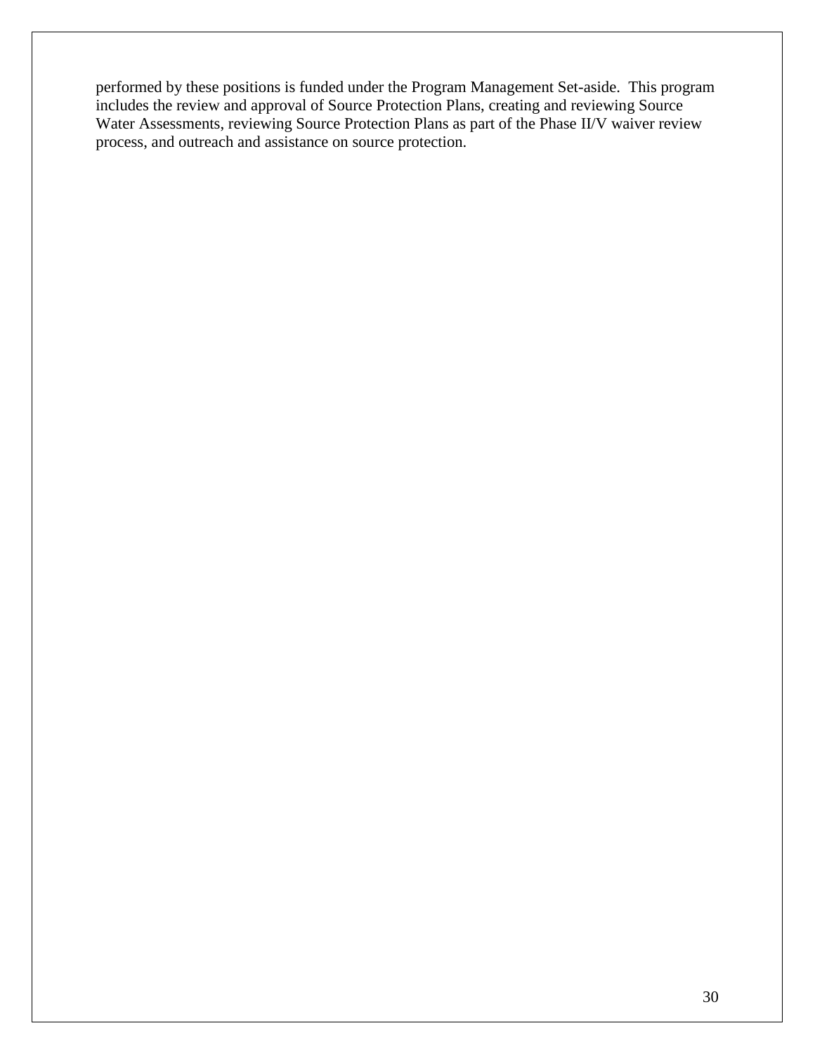performed by these positions is funded under the Program Management Set-aside. This program includes the review and approval of Source Protection Plans, creating and reviewing Source Water Assessments, reviewing Source Protection Plans as part of the Phase II/V waiver review process, and outreach and assistance on source protection.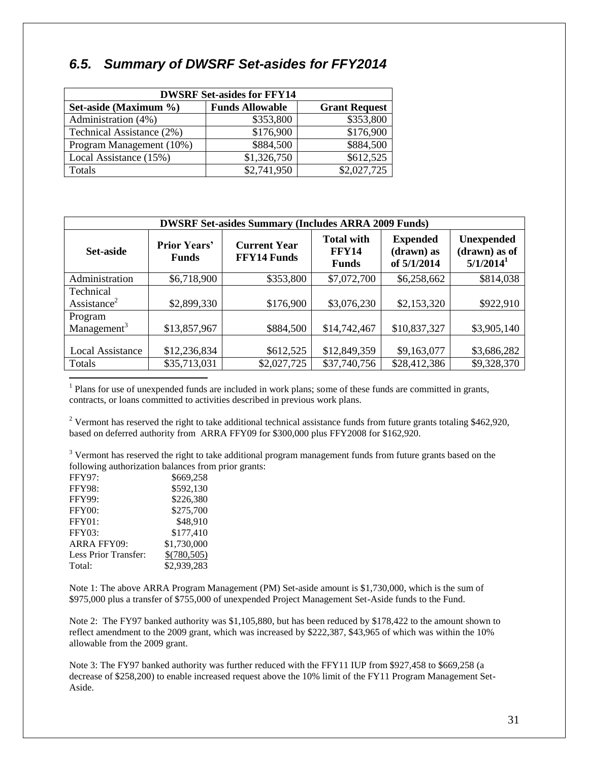## *6.5. Summary of DWSRF Set-asides for FFY2014*

| DWSRF Set-asides for FFY14 | | |
|---|---|---|
| **Set-aside (Maximum %)** | **Funds Allowable** | **Grant Request** |
| Administration (4%) | $353,800 | $353,800 |
| Technical Assistance (2%) | $176,900 | $176,900 |
| Program Management (10%) | $884,500 | $884,500 |
| Local Assistance (15%) | $1,326,750 | $612,525 |
| Totals | $2,741,950 | $2,027,725 |

| DWSRF Set-asides Summary (Includes ARRA 2009 Funds) | | | | | |
|---|---|---|---|---|---|
| **Set-aside** | **Prior Years' Funds** | **Current Year FFY14 Funds** | **Total with FFY14 Funds** | **Expended (drawn) as of 5/1/2014** | **Unexpended (drawn) as of 5/1/2014[1]** |
| Administration | $6,718,900 | $353,800 | $7,072,700 | $6,258,662 | $814,038 |
| Technical Assistance[2] | $2,899,330 | $176,900 | $3,076,230 | $2,153,320 | $922,910 |
| Program Management[3] | $13,857,967 | $884,500 | $14,742,467 | $10,837,327 | $3,905,140 |
| Local Assistance | $12,236,834 | $612,525 | $12,849,359 | $9,163,077 | $3,686,282 |
| Totals | $35,713,031 | $2,027,725 | $37,740,756 | $28,412,386 | $9,328,370 |

[1] Plans for use of unexpended funds are included in work plans; some of these funds are committed in grants, contracts, or loans committed to activities described in previous work plans.

[2] Vermont has reserved the right to take additional technical assistance funds from future grants totaling $462,920, based on deferred authority from ARRA FFY09 for $300,000 plus FFY2008 for $162,920.

[3] Vermont has reserved the right to take additional program management funds from future grants based on the following authorization balances from prior grants:

| | |
|---|---|
| FFY97: | $669,258 |
| FFY98: | $592,130 |
| FFY99: | $226,380 |
| FFY00: | $275,700 |
| FFY01: | $48,910 |
| FFY03: | $177,410 |
| ARRA FFY09: | $1,730,000 |
| Less Prior Transfer: | $(780,505) |
| Total: | $2,939,283 |

Note 1: The above ARRA Program Management (PM) Set-aside amount is $1,730,000, which is the sum of $975,000 plus a transfer of $755,000 of unexpended Project Management Set-Aside funds to the Fund.

Note 2: The FY97 banked authority was $1,105,880, but has been reduced by $178,422 to the amount shown to reflect amendment to the 2009 grant, which was increased by $222,387, $43,965 of which was within the 10% allowable from the 2009 grant.

Note 3: The FY97 banked authority was further reduced with the FFY11 IUP from $927,458 to $669,258 (a decrease of $258,200) to enable increased request above the 10% limit of the FY11 Program Management Set-Aside.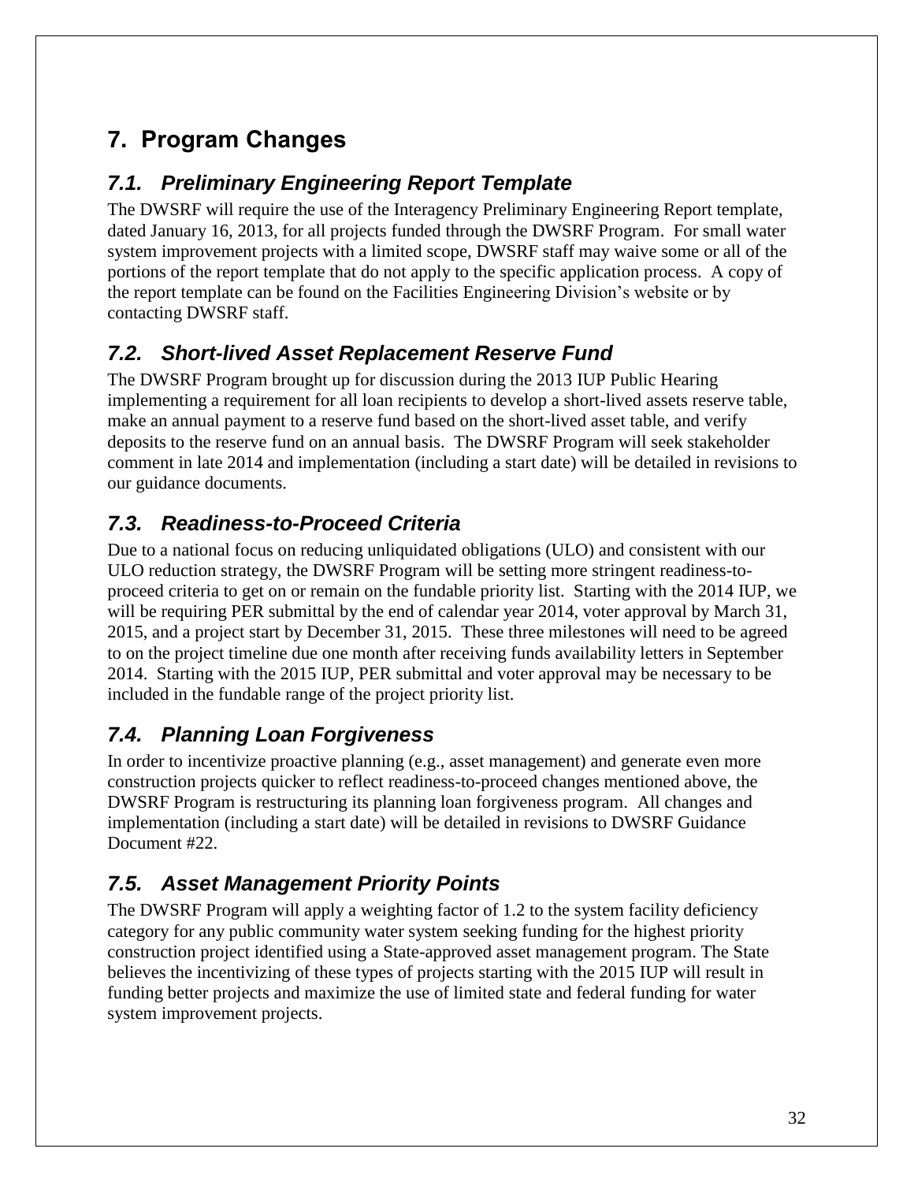# 7. Program Changes

## *7.1. Preliminary Engineering Report Template*

The DWSRF will require the use of the Interagency Preliminary Engineering Report template, dated January 16, 2013, for all projects funded through the DWSRF Program. For small water system improvement projects with a limited scope, DWSRF staff may waive some or all of the portions of the report template that do not apply to the specific application process. A copy of the report template can be found on the Facilities Engineering Division's website or by contacting DWSRF staff.

## *7.2. Short-lived Asset Replacement Reserve Fund*

The DWSRF Program brought up for discussion during the 2013 IUP Public Hearing implementing a requirement for all loan recipients to develop a short-lived assets reserve table, make an annual payment to a reserve fund based on the short-lived asset table, and verify deposits to the reserve fund on an annual basis. The DWSRF Program will seek stakeholder comment in late 2014 and implementation (including a start date) will be detailed in revisions to our guidance documents.

## *7.3. Readiness-to-Proceed Criteria*

Due to a national focus on reducing unliquidated obligations (ULO) and consistent with our ULO reduction strategy, the DWSRF Program will be setting more stringent readiness-to-proceed criteria to get on or remain on the fundable priority list. Starting with the 2014 IUP, we will be requiring PER submittal by the end of calendar year 2014, voter approval by March 31, 2015, and a project start by December 31, 2015. These three milestones will need to be agreed to on the project timeline due one month after receiving funds availability letters in September 2014. Starting with the 2015 IUP, PER submittal and voter approval may be necessary to be included in the fundable range of the project priority list.

## *7.4. Planning Loan Forgiveness*

In order to incentivize proactive planning (e.g., asset management) and generate even more construction projects quicker to reflect readiness-to-proceed changes mentioned above, the DWSRF Program is restructuring its planning loan forgiveness program. All changes and implementation (including a start date) will be detailed in revisions to DWSRF Guidance Document #22.

## *7.5. Asset Management Priority Points*

The DWSRF Program will apply a weighting factor of 1.2 to the system facility deficiency category for any public community water system seeking funding for the highest priority construction project identified using a State-approved asset management program. The State believes the incentivizing of these types of projects starting with the 2015 IUP will result in funding better projects and maximize the use of limited state and federal funding for water system improvement projects.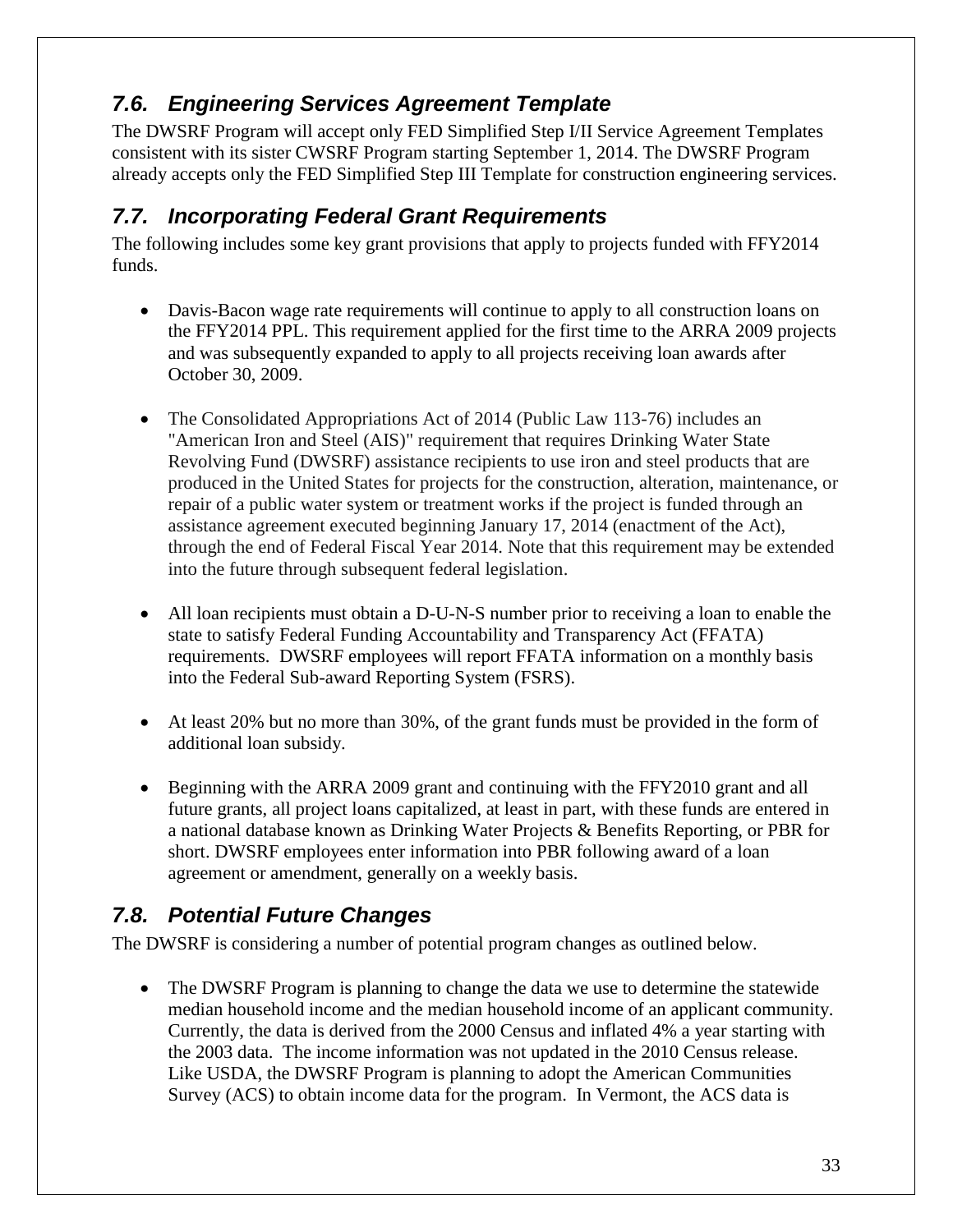## *7.6. Engineering Services Agreement Template*

The DWSRF Program will accept only FED Simplified Step I/II Service Agreement Templates consistent with its sister CWSRF Program starting September 1, 2014. The DWSRF Program already accepts only the FED Simplified Step III Template for construction engineering services.

## *7.7. Incorporating Federal Grant Requirements*

The following includes some key grant provisions that apply to projects funded with FFY2014 funds.

- Davis-Bacon wage rate requirements will continue to apply to all construction loans on the FFY2014 PPL. This requirement applied for the first time to the ARRA 2009 projects and was subsequently expanded to apply to all projects receiving loan awards after October 30, 2009.

- The Consolidated Appropriations Act of 2014 (Public Law 113-76) includes an "American Iron and Steel (AIS)" requirement that requires Drinking Water State Revolving Fund (DWSRF) assistance recipients to use iron and steel products that are produced in the United States for projects for the construction, alteration, maintenance, or repair of a public water system or treatment works if the project is funded through an assistance agreement executed beginning January 17, 2014 (enactment of the Act), through the end of Federal Fiscal Year 2014. Note that this requirement may be extended into the future through subsequent federal legislation.

- All loan recipients must obtain a D-U-N-S number prior to receiving a loan to enable the state to satisfy Federal Funding Accountability and Transparency Act (FFATA) requirements. DWSRF employees will report FFATA information on a monthly basis into the Federal Sub-award Reporting System (FSRS).

- At least 20% but no more than 30%, of the grant funds must be provided in the form of additional loan subsidy.

- Beginning with the ARRA 2009 grant and continuing with the FFY2010 grant and all future grants, all project loans capitalized, at least in part, with these funds are entered in a national database known as Drinking Water Projects & Benefits Reporting, or PBR for short. DWSRF employees enter information into PBR following award of a loan agreement or amendment, generally on a weekly basis.

## *7.8. Potential Future Changes*

The DWSRF is considering a number of potential program changes as outlined below.

- The DWSRF Program is planning to change the data we use to determine the statewide median household income and the median household income of an applicant community. Currently, the data is derived from the 2000 Census and inflated 4% a year starting with the 2003 data. The income information was not updated in the 2010 Census release. Like USDA, the DWSRF Program is planning to adopt the American Communities Survey (ACS) to obtain income data for the program. In Vermont, the ACS data is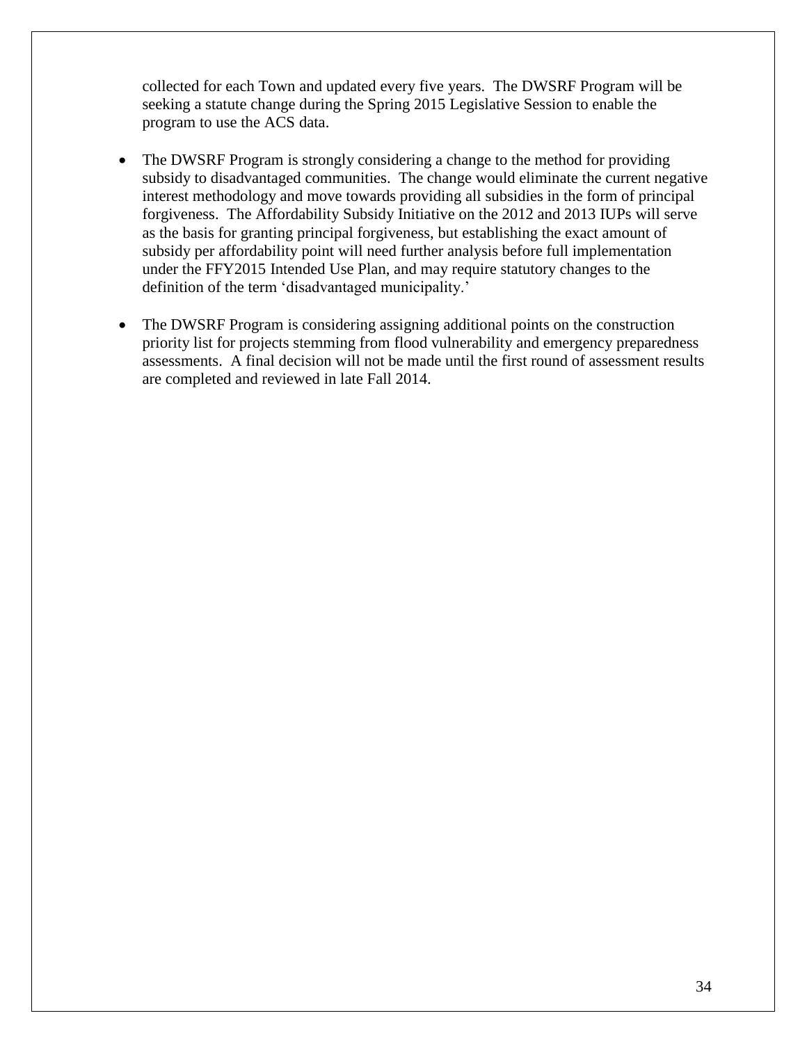collected for each Town and updated every five years. The DWSRF Program will be seeking a statute change during the Spring 2015 Legislative Session to enable the program to use the ACS data.

- The DWSRF Program is strongly considering a change to the method for providing subsidy to disadvantaged communities. The change would eliminate the current negative interest methodology and move towards providing all subsidies in the form of principal forgiveness. The Affordability Subsidy Initiative on the 2012 and 2013 IUPs will serve as the basis for granting principal forgiveness, but establishing the exact amount of subsidy per affordability point will need further analysis before full implementation under the FFY2015 Intended Use Plan, and may require statutory changes to the definition of the term 'disadvantaged municipality.'

- The DWSRF Program is considering assigning additional points on the construction priority list for projects stemming from flood vulnerability and emergency preparedness assessments. A final decision will not be made until the first round of assessment results are completed and reviewed in late Fall 2014.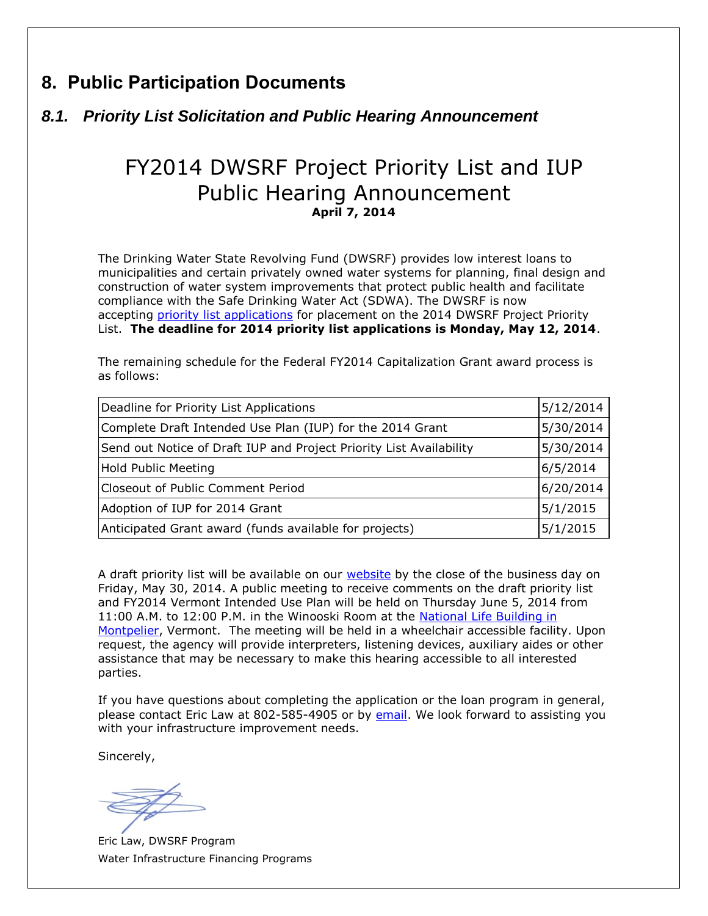## 8. Public Participation Documents

### *8.1. Priority List Solicitation and Public Hearing Announcement*

# FY2014 DWSRF Project Priority List and IUP Public Hearing Announcement

**April 7, 2014**

The Drinking Water State Revolving Fund (DWSRF) provides low interest loans to municipalities and certain privately owned water systems for planning, final design and construction of water system improvements that protect public health and facilitate compliance with the Safe Drinking Water Act (SDWA). The DWSRF is now accepting priority list applications for placement on the 2014 DWSRF Project Priority List. **The deadline for 2014 priority list applications is Monday, May 12, 2014**.

The remaining schedule for the Federal FY2014 Capitalization Grant award process is as follows:

| Milestone | Date |
|---|---|
| Deadline for Priority List Applications | 5/12/2014 |
| Complete Draft Intended Use Plan (IUP) for the 2014 Grant | 5/30/2014 |
| Send out Notice of Draft IUP and Project Priority List Availability | 5/30/2014 |
| Hold Public Meeting | 6/5/2014 |
| Closeout of Public Comment Period | 6/20/2014 |
| Adoption of IUP for 2014 Grant | 5/1/2015 |
| Anticipated Grant award (funds available for projects) | 5/1/2015 |

A draft priority list will be available on our website by the close of the business day on Friday, May 30, 2014. A public meeting to receive comments on the draft priority list and FY2014 Vermont Intended Use Plan will be held on Thursday June 5, 2014 from 11:00 A.M. to 12:00 P.M. in the Winooski Room at the National Life Building in Montpelier, Vermont. The meeting will be held in a wheelchair accessible facility. Upon request, the agency will provide interpreters, listening devices, auxiliary aides or other assistance that may be necessary to make this hearing accessible to all interested parties.

If you have questions about completing the application or the loan program in general, please contact Eric Law at 802-585-4905 or by email. We look forward to assisting you with your infrastructure improvement needs.

Sincerely,

Eric Law, DWSRF Program
Water Infrastructure Financing Programs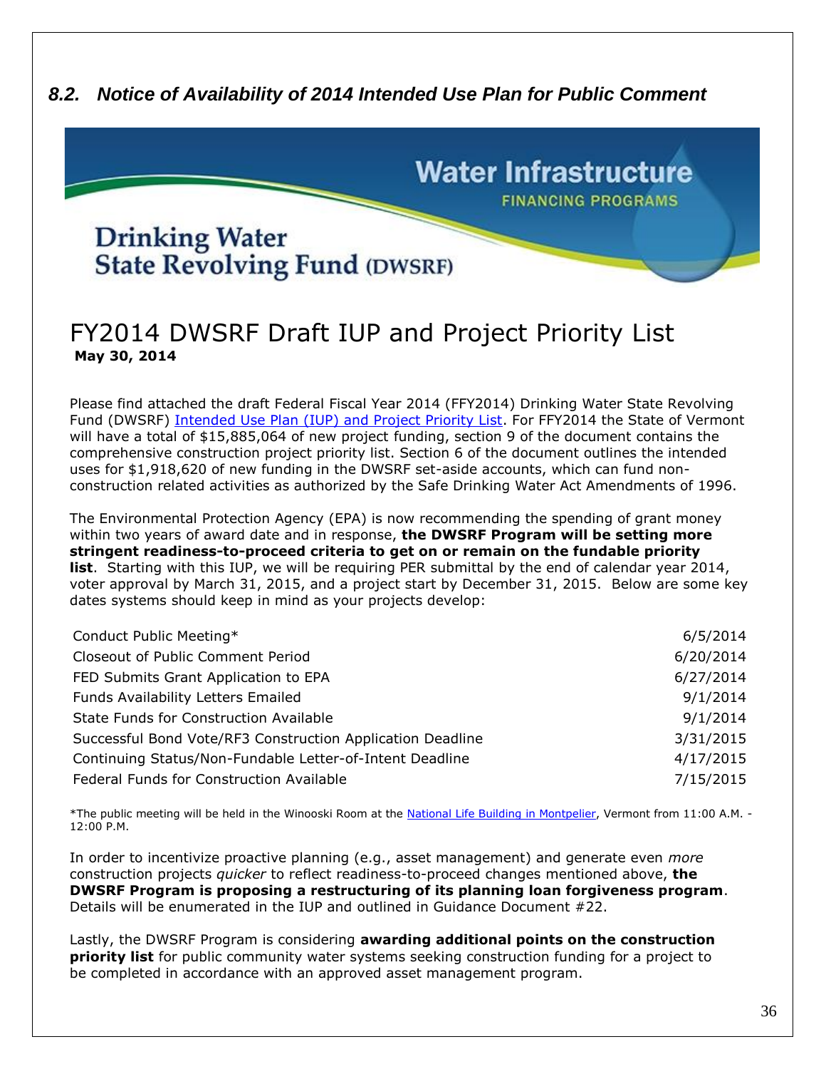## *8.2. Notice of Availability of 2014 Intended Use Plan for Public Comment*

Water Infrastructure
FINANCING PROGRAMS

Drinking Water
State Revolving Fund (DWSRF)

# FY2014 DWSRF Draft IUP and Project Priority List

**May 30, 2014**

Please find attached the draft Federal Fiscal Year 2014 (FFY2014) Drinking Water State Revolving Fund (DWSRF) Intended Use Plan (IUP) and Project Priority List. For FFY2014 the State of Vermont will have a total of $15,885,064 of new project funding, section 9 of the document contains the comprehensive construction project priority list. Section 6 of the document outlines the intended uses for $1,918,620 of new funding in the DWSRF set-aside accounts, which can fund non-construction related activities as authorized by the Safe Drinking Water Act Amendments of 1996.

The Environmental Protection Agency (EPA) is now recommending the spending of grant money within two years of award date and in response, **the DWSRF Program will be setting more stringent readiness-to-proceed criteria to get on or remain on the fundable priority list**. Starting with this IUP, we will be requiring PER submittal by the end of calendar year 2014, voter approval by March 31, 2015, and a project start by December 31, 2015. Below are some key dates systems should keep in mind as your projects develop:

| | |
|---|---|
| Conduct Public Meeting* | 6/5/2014 |
| Closeout of Public Comment Period | 6/20/2014 |
| FED Submits Grant Application to EPA | 6/27/2014 |
| Funds Availability Letters Emailed | 9/1/2014 |
| State Funds for Construction Available | 9/1/2014 |
| Successful Bond Vote/RF3 Construction Application Deadline | 3/31/2015 |
| Continuing Status/Non-Fundable Letter-of-Intent Deadline | 4/17/2015 |
| Federal Funds for Construction Available | 7/15/2015 |

*The public meeting will be held in the Winooski Room at the National Life Building in Montpelier, Vermont from 11:00 A.M. - 12:00 P.M.

In order to incentivize proactive planning (e.g., asset management) and generate even *more* construction projects *quicker* to reflect readiness-to-proceed changes mentioned above, **the DWSRF Program is proposing a restructuring of its planning loan forgiveness program**. Details will be enumerated in the IUP and outlined in Guidance Document #22.

Lastly, the DWSRF Program is considering **awarding additional points on the construction priority list** for public community water systems seeking construction funding for a project to be completed in accordance with an approved asset management program.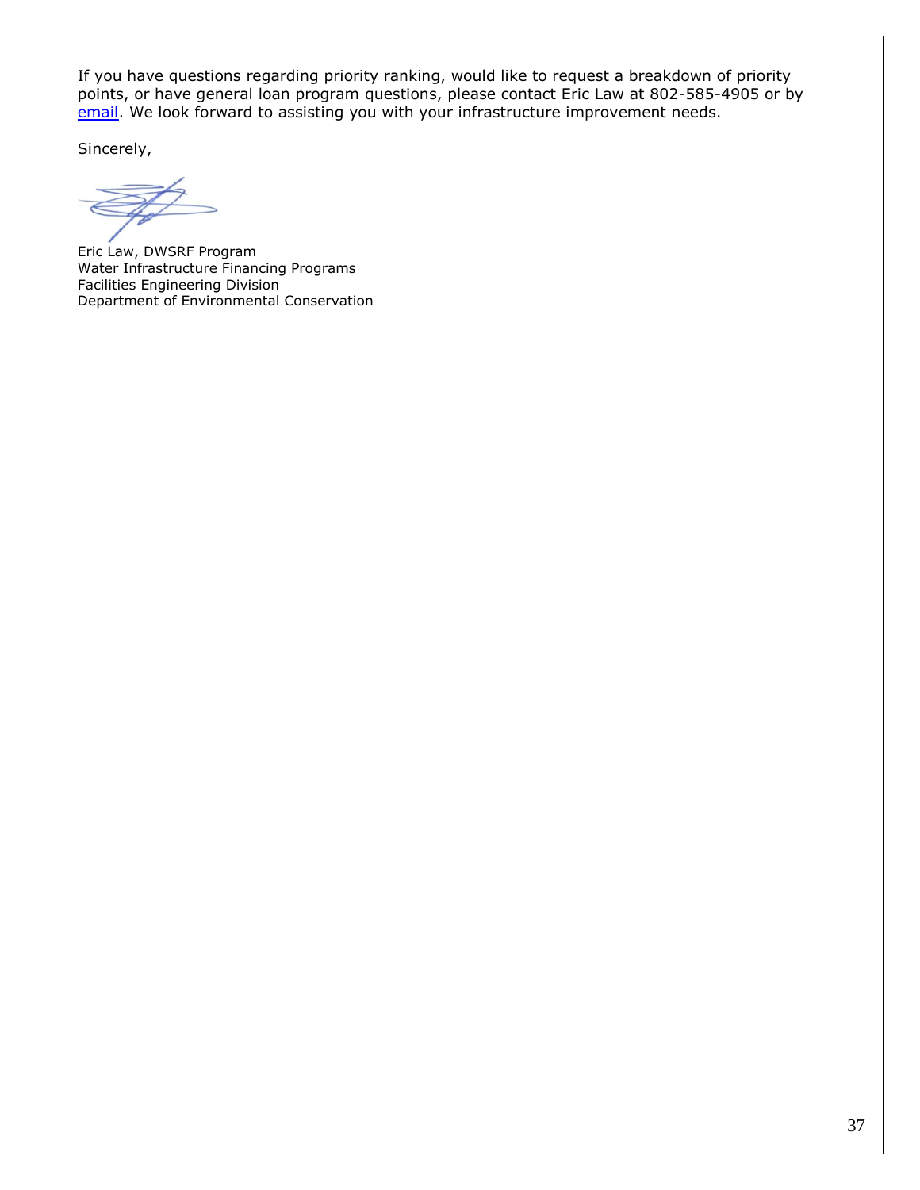If you have questions regarding priority ranking, would like to request a breakdown of priority points, or have general loan program questions, please contact Eric Law at 802-585-4905 or by email. We look forward to assisting you with your infrastructure improvement needs.

Sincerely,

Eric Law, DWSRF Program
Water Infrastructure Financing Programs
Facilities Engineering Division
Department of Environmental Conservation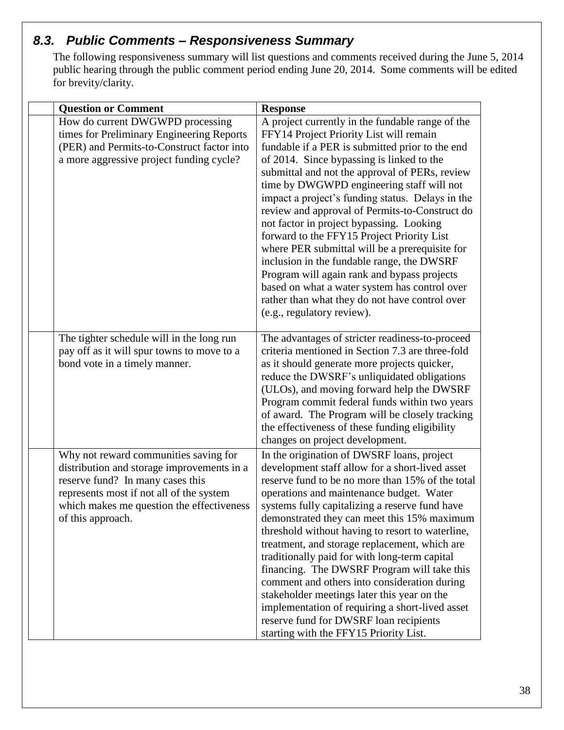## *8.3. Public Comments – Responsiveness Summary*

The following responsiveness summary will list questions and comments received during the June 5, 2014 public hearing through the public comment period ending June 20, 2014. Some comments will be edited for brevity/clarity.

| | **Question or Comment** | **Response** |
|---|---|---|
| | How do current DWGWPD processing times for Preliminary Engineering Reports (PER) and Permits-to-Construct factor into a more aggressive project funding cycle? | A project currently in the fundable range of the FFY14 Project Priority List will remain fundable if a PER is submitted prior to the end of 2014. Since bypassing is linked to the submittal and not the approval of PERs, review time by DWGWPD engineering staff will not impact a project's funding status. Delays in the review and approval of Permits-to-Construct do not factor in project bypassing. Looking forward to the FFY15 Project Priority List where PER submittal will be a prerequisite for inclusion in the fundable range, the DWSRF Program will again rank and bypass projects based on what a water system has control over rather than what they do not have control over (e.g., regulatory review). |
| | The tighter schedule will in the long run pay off as it will spur towns to move to a bond vote in a timely manner. | The advantages of stricter readiness-to-proceed criteria mentioned in Section 7.3 are three-fold as it should generate more projects quicker, reduce the DWSRF's unliquidated obligations (ULOs), and moving forward help the DWSRF Program commit federal funds within two years of award. The Program will be closely tracking the effectiveness of these funding eligibility changes on project development. |
| | Why not reward communities saving for distribution and storage improvements in a reserve fund? In many cases this represents most if not all of the system which makes me question the effectiveness of this approach. | In the origination of DWSRF loans, project development staff allow for a short-lived asset reserve fund to be no more than 15% of the total operations and maintenance budget. Water systems fully capitalizing a reserve fund have demonstrated they can meet this 15% maximum threshold without having to resort to waterline, treatment, and storage replacement, which are traditionally paid for with long-term capital financing. The DWSRF Program will take this comment and others into consideration during stakeholder meetings later this year on the implementation of requiring a short-lived asset reserve fund for DWSRF loan recipients starting with the FFY15 Priority List. |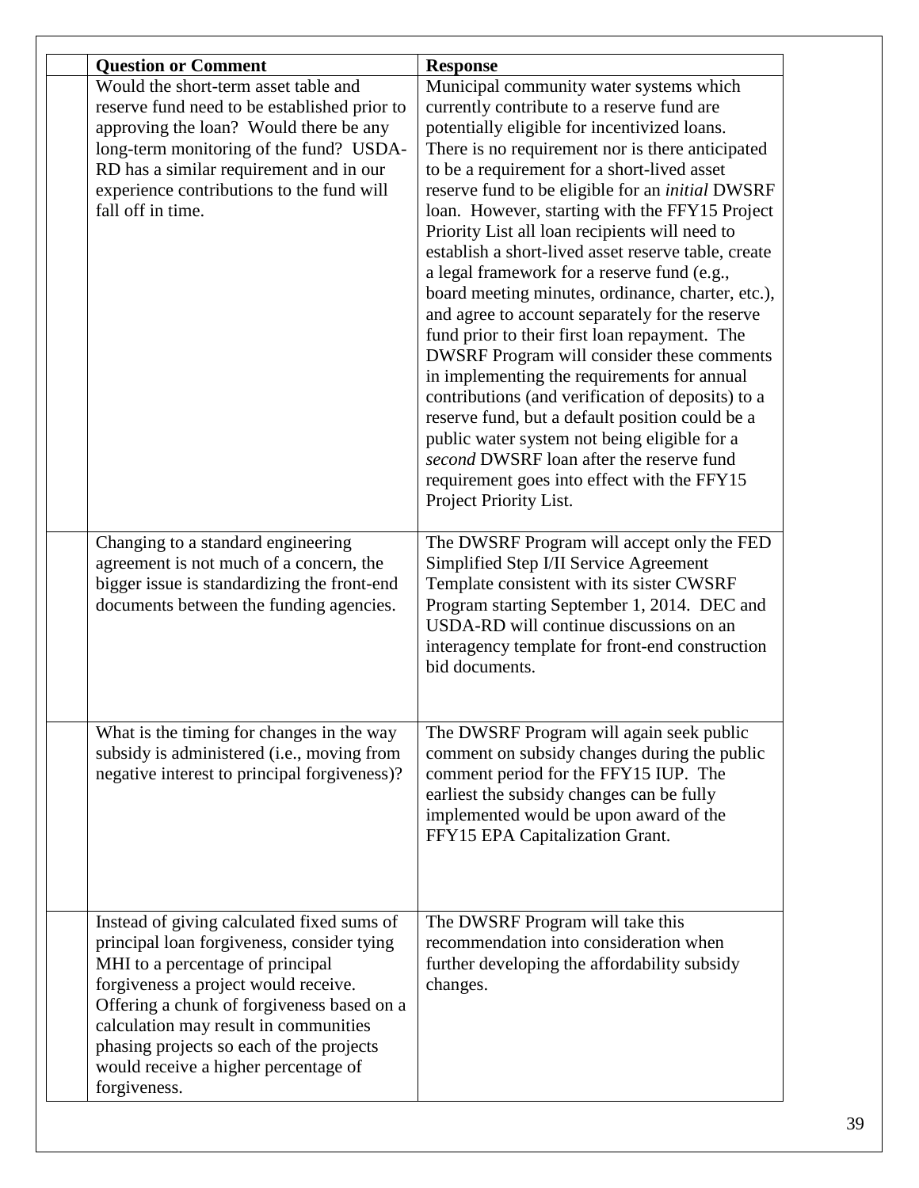| | Question or Comment | Response |
|---|---|---|
| | Would the short-term asset table and reserve fund need to be established prior to approving the loan? Would there be any long-term monitoring of the fund? USDA-RD has a similar requirement and in our experience contributions to the fund will fall off in time. | Municipal community water systems which currently contribute to a reserve fund are potentially eligible for incentivized loans. There is no requirement nor is there anticipated to be a requirement for a short-lived asset reserve fund to be eligible for an *initial* DWSRF loan. However, starting with the FFY15 Project Priority List all loan recipients will need to establish a short-lived asset reserve table, create a legal framework for a reserve fund (e.g., board meeting minutes, ordinance, charter, etc.), and agree to account separately for the reserve fund prior to their first loan repayment. The DWSRF Program will consider these comments in implementing the requirements for annual contributions (and verification of deposits) to a reserve fund, but a default position could be a public water system not being eligible for a *second* DWSRF loan after the reserve fund requirement goes into effect with the FFY15 Project Priority List. |
| | Changing to a standard engineering agreement is not much of a concern, the bigger issue is standardizing the front-end documents between the funding agencies. | The DWSRF Program will accept only the FED Simplified Step I/II Service Agreement Template consistent with its sister CWSRF Program starting September 1, 2014. DEC and USDA-RD will continue discussions on an interagency template for front-end construction bid documents. |
| | What is the timing for changes in the way subsidy is administered (i.e., moving from negative interest to principal forgiveness)? | The DWSRF Program will again seek public comment on subsidy changes during the public comment period for the FFY15 IUP. The earliest the subsidy changes can be fully implemented would be upon award of the FFY15 EPA Capitalization Grant. |
| | Instead of giving calculated fixed sums of principal loan forgiveness, consider tying MHI to a percentage of principal forgiveness a project would receive. Offering a chunk of forgiveness based on a calculation may result in communities phasing projects so each of the projects would receive a higher percentage of forgiveness. | The DWSRF Program will take this recommendation into consideration when further developing the affordability subsidy changes. |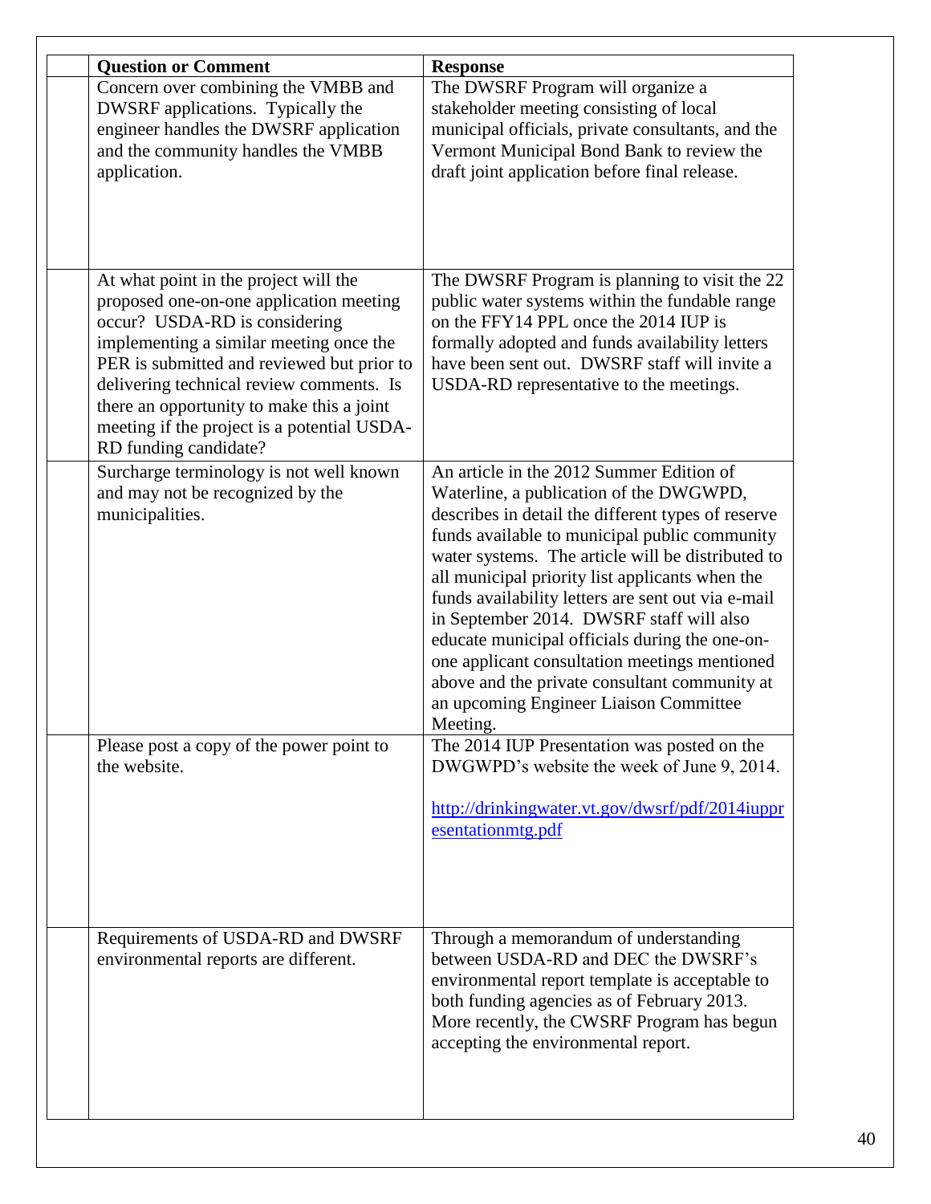| | Question or Comment | Response |
|---|---|---|
| | Concern over combining the VMBB and DWSRF applications. Typically the engineer handles the DWSRF application and the community handles the VMBB application. | The DWSRF Program will organize a stakeholder meeting consisting of local municipal officials, private consultants, and the Vermont Municipal Bond Bank to review the draft joint application before final release. |
| | At what point in the project will the proposed one-on-one application meeting occur? USDA-RD is considering implementing a similar meeting once the PER is submitted and reviewed but prior to delivering technical review comments. Is there an opportunity to make this a joint meeting if the project is a potential USDA-RD funding candidate? | The DWSRF Program is planning to visit the 22 public water systems within the fundable range on the FFY14 PPL once the 2014 IUP is formally adopted and funds availability letters have been sent out. DWSRF staff will invite a USDA-RD representative to the meetings. |
| | Surcharge terminology is not well known and may not be recognized by the municipalities. | An article in the 2012 Summer Edition of Waterline, a publication of the DWGWPD, describes in detail the different types of reserve funds available to municipal public community water systems. The article will be distributed to all municipal priority list applicants when the funds availability letters are sent out via e-mail in September 2014. DWSRF staff will also educate municipal officials during the one-on-one applicant consultation meetings mentioned above and the private consultant community at an upcoming Engineer Liaison Committee Meeting. |
| | Please post a copy of the power point to the website. | The 2014 IUP Presentation was posted on the DWGWPD's website the week of June 9, 2014. http://drinkingwater.vt.gov/dwsrf/pdf/2014iupp resentationmtg.pdf |
| | Requirements of USDA-RD and DWSRF environmental reports are different. | Through a memorandum of understanding between USDA-RD and DEC the DWSRF's environmental report template is acceptable to both funding agencies as of February 2013. More recently, the CWSRF Program has begun accepting the environmental report. |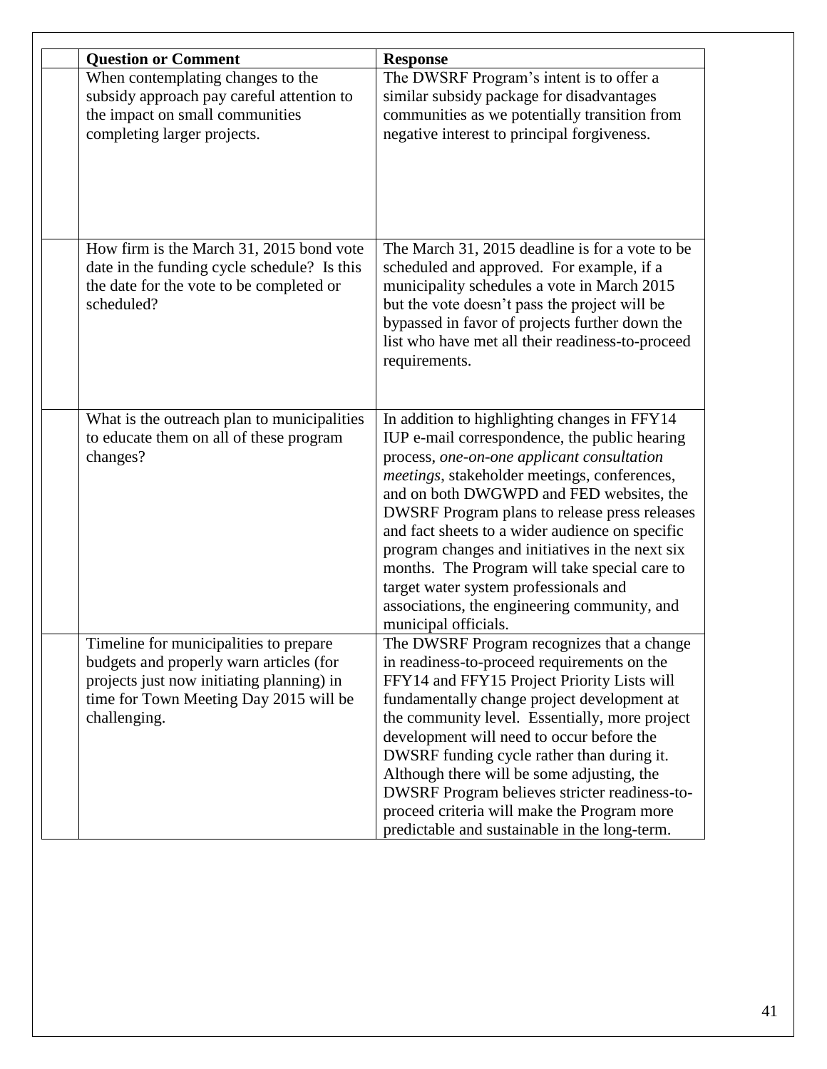| | Question or Comment | Response |
|---|---|---|
| | When contemplating changes to the subsidy approach pay careful attention to the impact on small communities completing larger projects. | The DWSRF Program's intent is to offer a similar subsidy package for disadvantages communities as we potentially transition from negative interest to principal forgiveness. |
| | How firm is the March 31, 2015 bond vote date in the funding cycle schedule? Is this the date for the vote to be completed or scheduled? | The March 31, 2015 deadline is for a vote to be scheduled and approved. For example, if a municipality schedules a vote in March 2015 but the vote doesn't pass the project will be bypassed in favor of projects further down the list who have met all their readiness-to-proceed requirements. |
| | What is the outreach plan to municipalities to educate them on all of these program changes? | In addition to highlighting changes in FFY14 IUP e-mail correspondence, the public hearing process, *one-on-one applicant consultation meetings*, stakeholder meetings, conferences, and on both DWGWPD and FED websites, the DWSRF Program plans to release press releases and fact sheets to a wider audience on specific program changes and initiatives in the next six months. The Program will take special care to target water system professionals and associations, the engineering community, and municipal officials. |
| | Timeline for municipalities to prepare budgets and properly warn articles (for projects just now initiating planning) in time for Town Meeting Day 2015 will be challenging. | The DWSRF Program recognizes that a change in readiness-to-proceed requirements on the FFY14 and FFY15 Project Priority Lists will fundamentally change project development at the community level. Essentially, more project development will need to occur before the DWSRF funding cycle rather than during it. Although there will be some adjusting, the DWSRF Program believes stricter readiness-to-proceed criteria will make the Program more predictable and sustainable in the long-term. |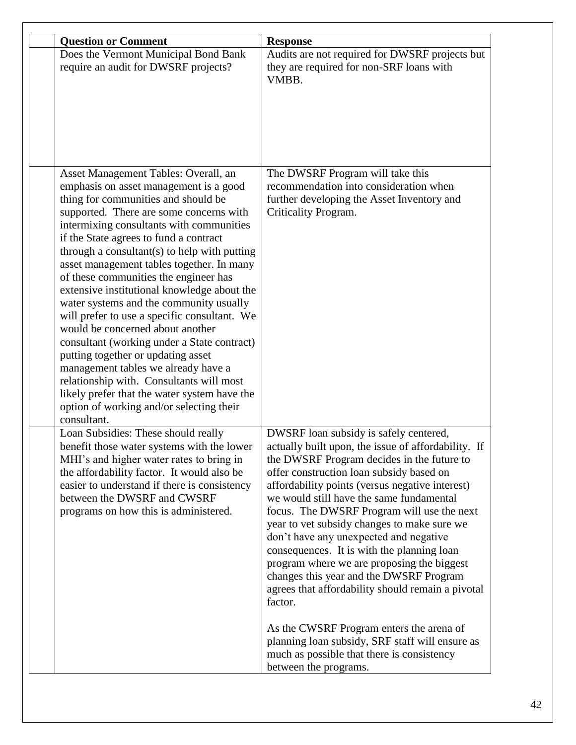| | Question or Comment | Response |
|---|---|---|
| | Does the Vermont Municipal Bond Bank require an audit for DWSRF projects? | Audits are not required for DWSRF projects but they are required for non-SRF loans with VMBB. |
| | Asset Management Tables: Overall, an emphasis on asset management is a good thing for communities and should be supported. There are some concerns with intermixing consultants with communities if the State agrees to fund a contract through a consultant(s) to help with putting asset management tables together. In many of these communities the engineer has extensive institutional knowledge about the water systems and the community usually will prefer to use a specific consultant. We would be concerned about another consultant (working under a State contract) putting together or updating asset management tables we already have a relationship with. Consultants will most likely prefer that the water system have the option of working and/or selecting their consultant. | The DWSRF Program will take this recommendation into consideration when further developing the Asset Inventory and Criticality Program. |
| | Loan Subsidies: These should really benefit those water systems with the lower MHI's and higher water rates to bring in the affordability factor. It would also be easier to understand if there is consistency between the DWSRF and CWSRF programs on how this is administered. | DWSRF loan subsidy is safely centered, actually built upon, the issue of affordability. If the DWSRF Program decides in the future to offer construction loan subsidy based on affordability points (versus negative interest) we would still have the same fundamental focus. The DWSRF Program will use the next year to vet subsidy changes to make sure we don't have any unexpected and negative consequences. It is with the planning loan program where we are proposing the biggest changes this year and the DWSRF Program agrees that affordability should remain a pivotal factor.<br><br>As the CWSRF Program enters the arena of planning loan subsidy, SRF staff will ensure as much as possible that there is consistency between the programs. |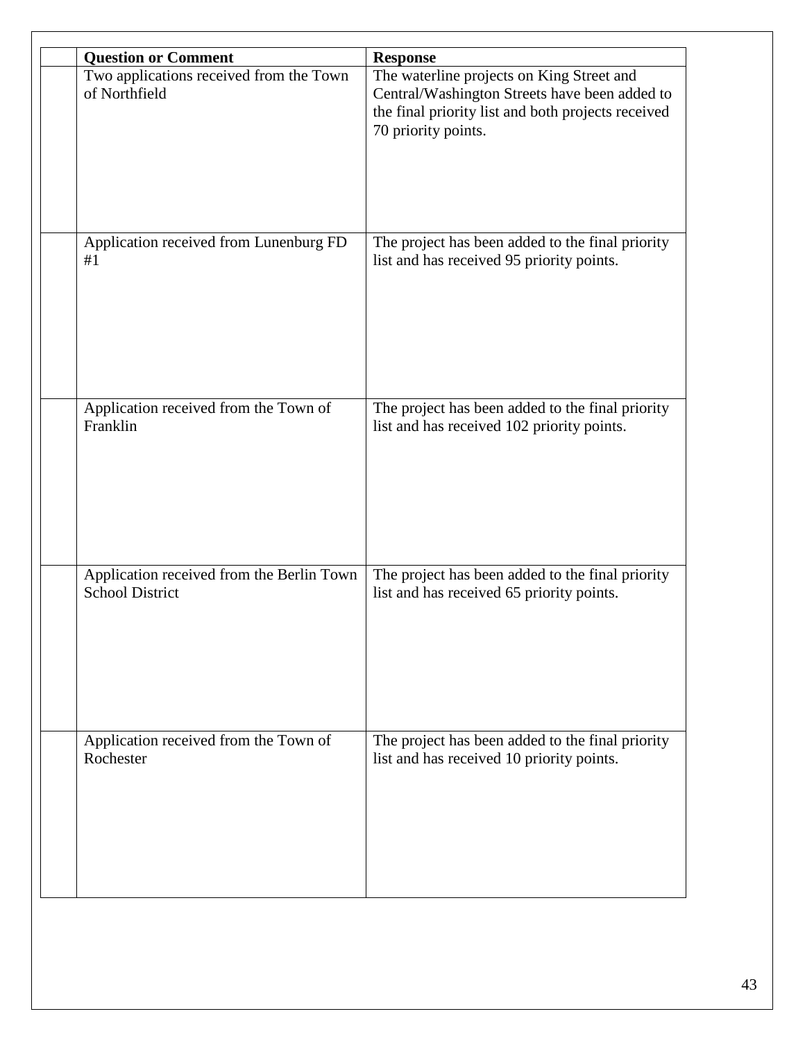| | Question or Comment | Response |
|---|---|---|
| | Two applications received from the Town of Northfield | The waterline projects on King Street and Central/Washington Streets have been added to the final priority list and both projects received 70 priority points. |
| | Application received from Lunenburg FD #1 | The project has been added to the final priority list and has received 95 priority points. |
| | Application received from the Town of Franklin | The project has been added to the final priority list and has received 102 priority points. |
| | Application received from the Berlin Town School District | The project has been added to the final priority list and has received 65 priority points. |
| | Application received from the Town of Rochester | The project has been added to the final priority list and has received 10 priority points. |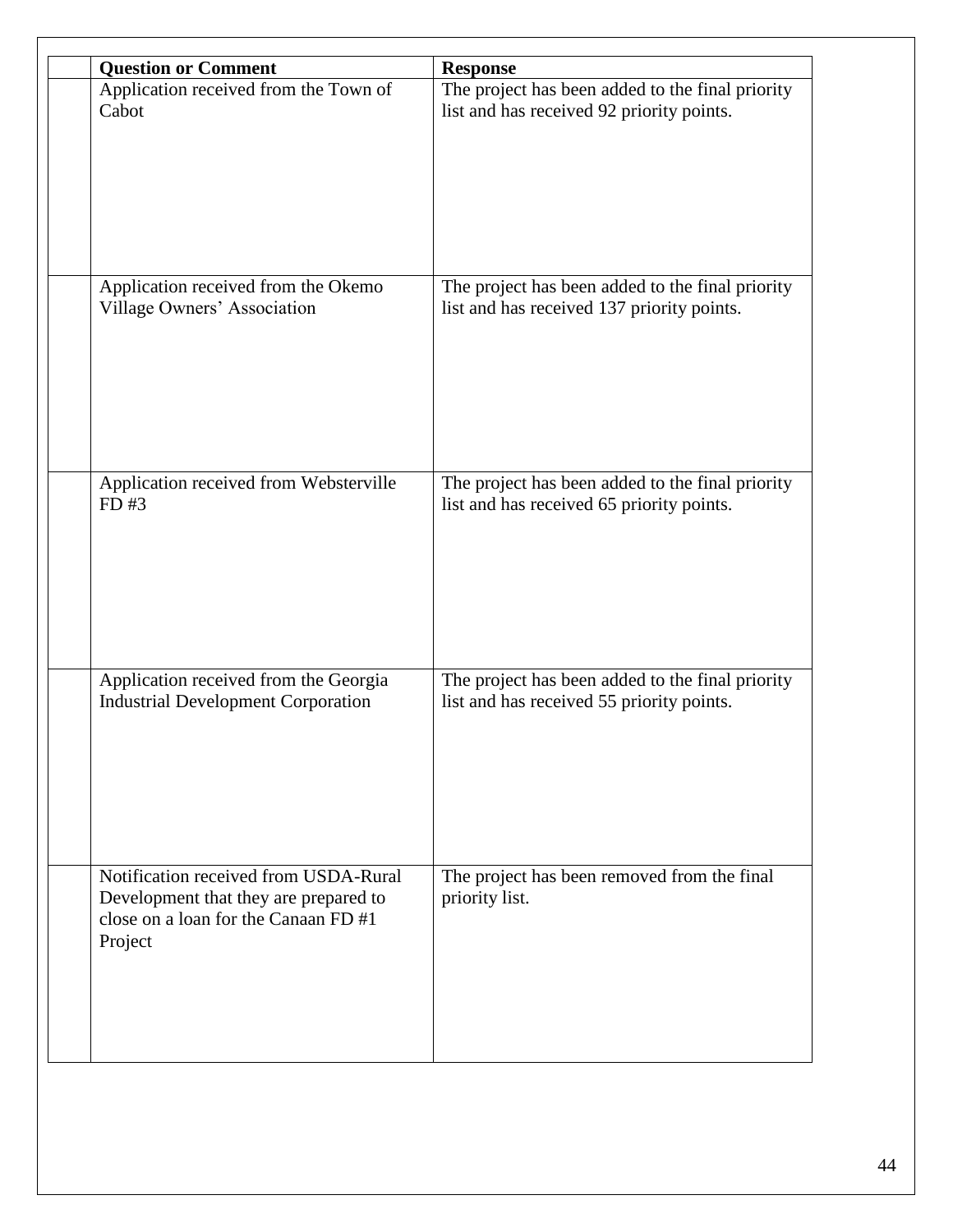| | Question or Comment | Response |
|---|---|---|
| | Application received from the Town of Cabot | The project has been added to the final priority list and has received 92 priority points. |
| | Application received from the Okemo Village Owners' Association | The project has been added to the final priority list and has received 137 priority points. |
| | Application received from Websterville FD #3 | The project has been added to the final priority list and has received 65 priority points. |
| | Application received from the Georgia Industrial Development Corporation | The project has been added to the final priority list and has received 55 priority points. |
| | Notification received from USDA-Rural Development that they are prepared to close on a loan for the Canaan FD #1 Project | The project has been removed from the final priority list. |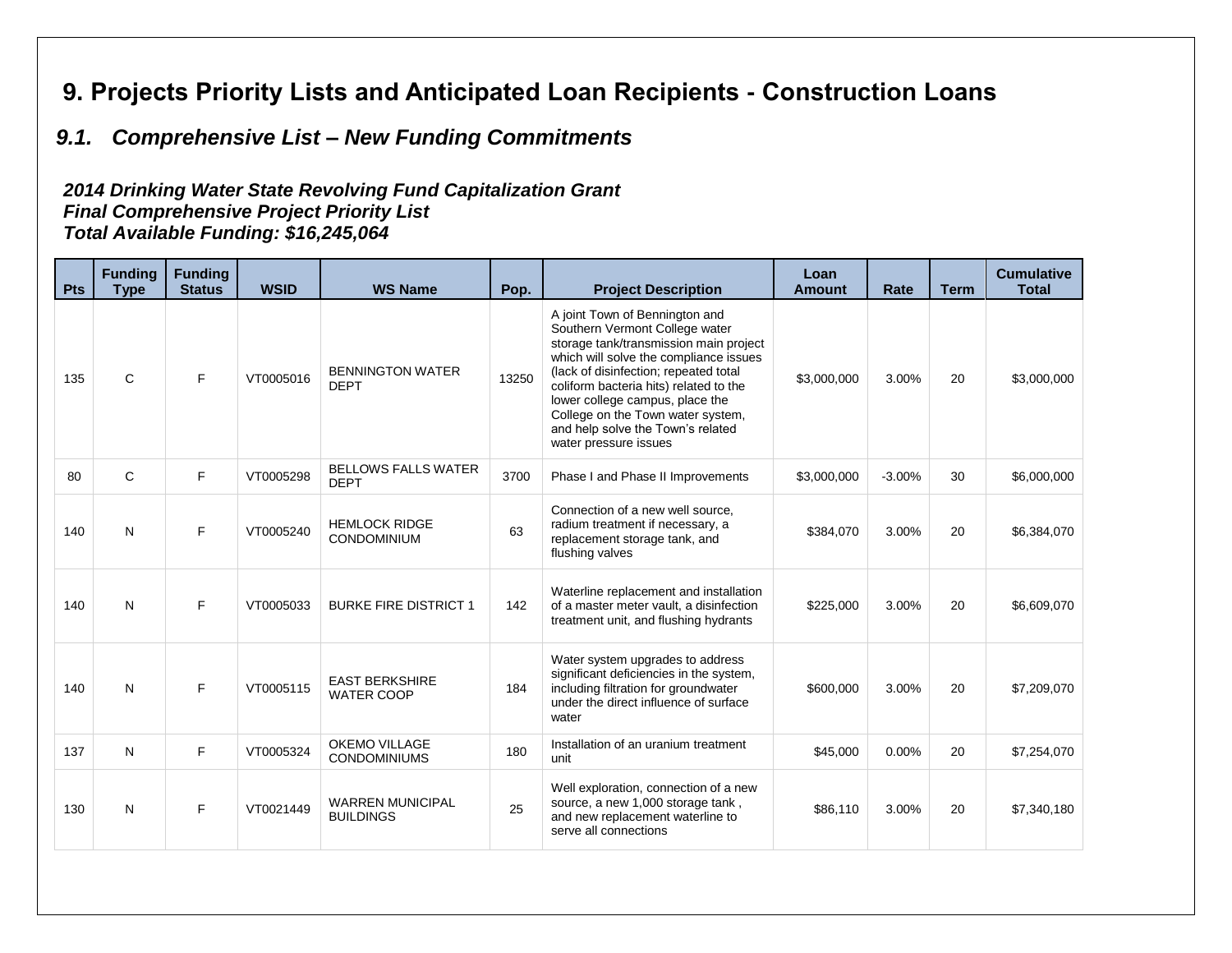# 9. Projects Priority Lists and Anticipated Loan Recipients - Construction Loans

## *9.1. Comprehensive List – New Funding Commitments*

***2014 Drinking Water State Revolving Fund Capitalization Grant***
***Final Comprehensive Project Priority List***
***Total Available Funding: $16,245,064***

| Pts | Funding Type | Funding Status | WSID | WS Name | Pop. | Project Description | Loan Amount | Rate | Term | Cumulative Total |
|---|---|---|---|---|---|---|---|---|---|---|
| 135 | C | F | VT0005016 | BENNINGTON WATER DEPT | 13250 | A joint Town of Bennington and Southern Vermont College water storage tank/transmission main project which will solve the compliance issues (lack of disinfection; repeated total coliform bacteria hits) related to the lower college campus, place the College on the Town water system, and help solve the Town's related water pressure issues | $3,000,000 | 3.00% | 20 | $3,000,000 |
| 80 | C | F | VT0005298 | BELLOWS FALLS WATER DEPT | 3700 | Phase I and Phase II Improvements | $3,000,000 | -3.00% | 30 | $6,000,000 |
| 140 | N | F | VT0005240 | HEMLOCK RIDGE CONDOMINIUM | 63 | Connection of a new well source, radium treatment if necessary, a replacement storage tank, and flushing valves | $384,070 | 3.00% | 20 | $6,384,070 |
| 140 | N | F | VT0005033 | BURKE FIRE DISTRICT 1 | 142 | Waterline replacement and installation of a master meter vault, a disinfection treatment unit, and flushing hydrants | $225,000 | 3.00% | 20 | $6,609,070 |
| 140 | N | F | VT0005115 | EAST BERKSHIRE WATER COOP | 184 | Water system upgrades to address significant deficiencies in the system, including filtration for groundwater under the direct influence of surface water | $600,000 | 3.00% | 20 | $7,209,070 |
| 137 | N | F | VT0005324 | OKEMO VILLAGE CONDOMINIUMS | 180 | Installation of an uranium treatment unit | $45,000 | 0.00% | 20 | $7,254,070 |
| 130 | N | F | VT0021449 | WARREN MUNICIPAL BUILDINGS | 25 | Well exploration, connection of a new source, a new 1,000 storage tank , and new replacement waterline to serve all connections | $86,110 | 3.00% | 20 | $7,340,180 |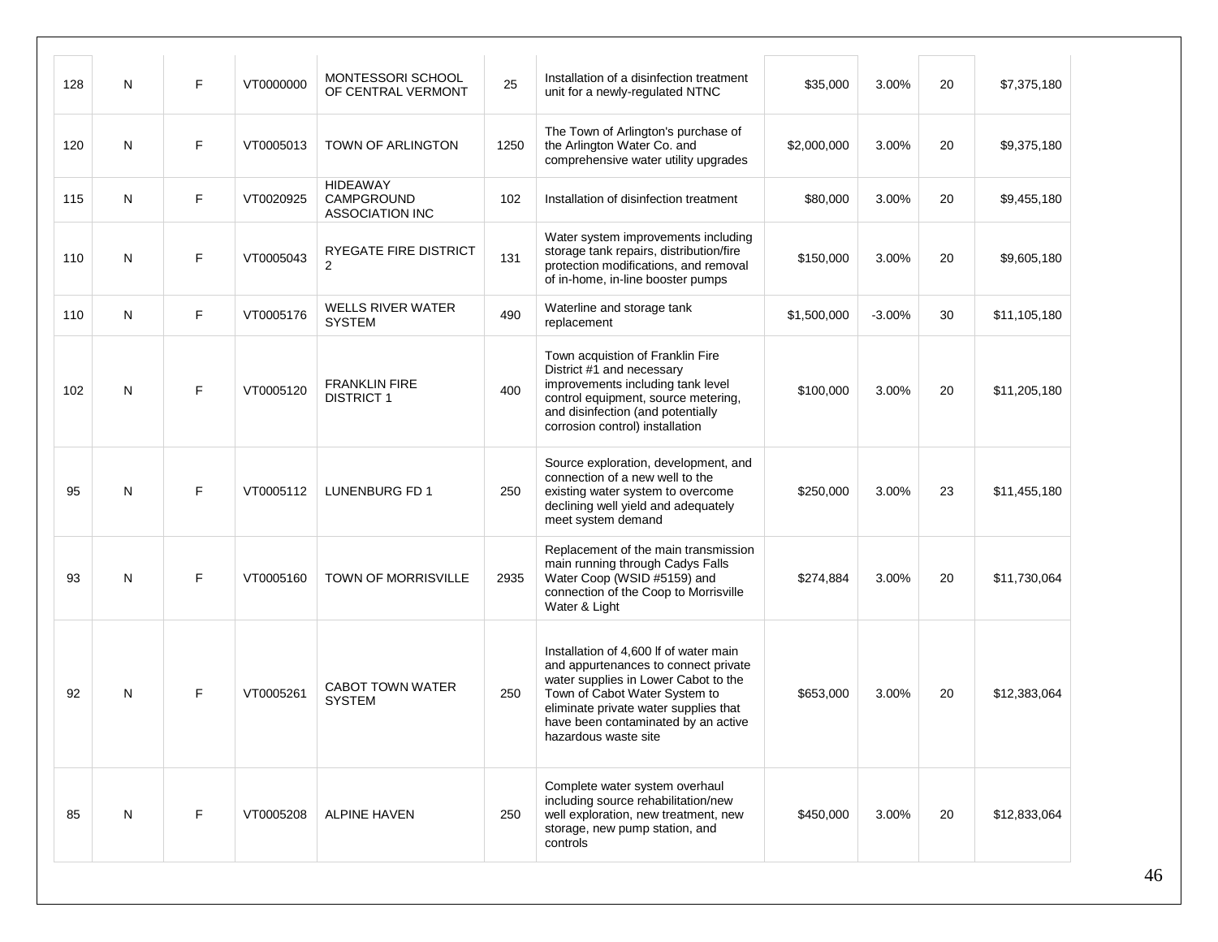| | | | | | | | | | | |
|---|---|---|---|---|---|---|---|---|---|---|
| 128 | N | F | VT0000000 | MONTESSORI SCHOOL OF CENTRAL VERMONT | 25 | Installation of a disinfection treatment unit for a newly-regulated NTNC | $35,000 | 3.00% | 20 | $7,375,180 |
| 120 | N | F | VT0005013 | TOWN OF ARLINGTON | 1250 | The Town of Arlington's purchase of the Arlington Water Co. and comprehensive water utility upgrades | $2,000,000 | 3.00% | 20 | $9,375,180 |
| 115 | N | F | VT0020925 | HIDEAWAY CAMPGROUND ASSOCIATION INC | 102 | Installation of disinfection treatment | $80,000 | 3.00% | 20 | $9,455,180 |
| 110 | N | F | VT0005043 | RYEGATE FIRE DISTRICT 2 | 131 | Water system improvements including storage tank repairs, distribution/fire protection modifications, and removal of in-home, in-line booster pumps | $150,000 | 3.00% | 20 | $9,605,180 |
| 110 | N | F | VT0005176 | WELLS RIVER WATER SYSTEM | 490 | Waterline and storage tank replacement | $1,500,000 | -3.00% | 30 | $11,105,180 |
| 102 | N | F | VT0005120 | FRANKLIN FIRE DISTRICT 1 | 400 | Town acquistion of Franklin Fire District #1 and necessary improvements including tank level control equipment, source metering, and disinfection (and potentially corrosion control) installation | $100,000 | 3.00% | 20 | $11,205,180 |
| 95 | N | F | VT0005112 | LUNENBURG FD 1 | 250 | Source exploration, development, and connection of a new well to the existing water system to overcome declining well yield and adequately meet system demand | $250,000 | 3.00% | 23 | $11,455,180 |
| 93 | N | F | VT0005160 | TOWN OF MORRISVILLE | 2935 | Replacement of the main transmission main running through Cadys Falls Water Coop (WSID #5159) and connection of the Coop to Morrisville Water & Light | $274,884 | 3.00% | 20 | $11,730,064 |
| 92 | N | F | VT0005261 | CABOT TOWN WATER SYSTEM | 250 | Installation of 4,600 lf of water main and appurtenances to connect private water supplies in Lower Cabot to the Town of Cabot Water System to eliminate private water supplies that have been contaminated by an active hazardous waste site | $653,000 | 3.00% | 20 | $12,383,064 |
| 85 | N | F | VT0005208 | ALPINE HAVEN | 250 | Complete water system overhaul including source rehabilitation/new well exploration, new treatment, new storage, new pump station, and controls | $450,000 | 3.00% | 20 | $12,833,064 |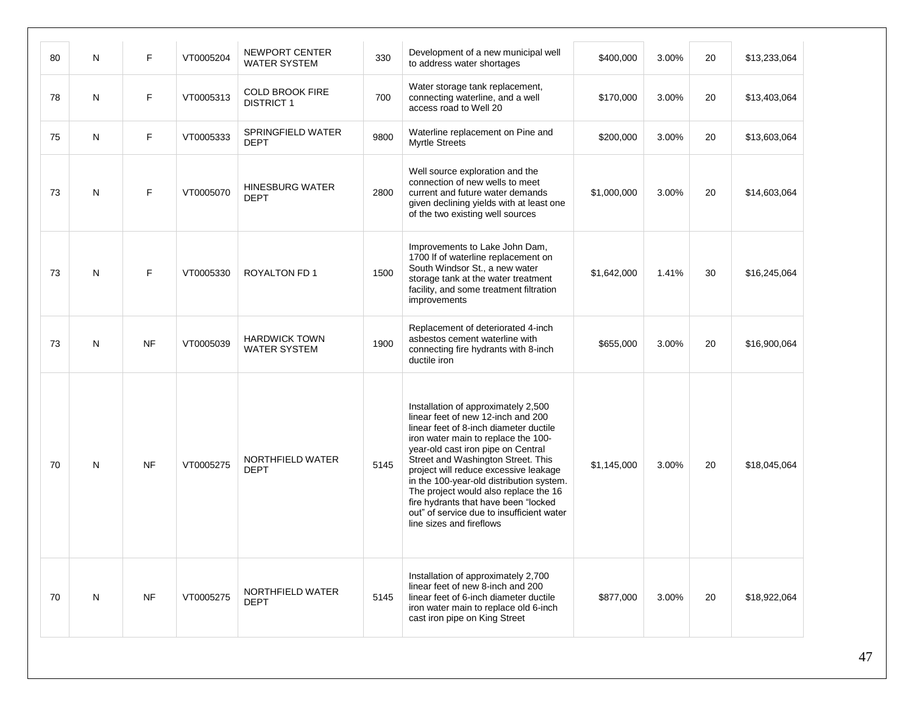| | | | | | | | | | | |
|---|---|---|---|---|---|---|---|---|---|---|
| 80 | N | F | VT0005204 | NEWPORT CENTER WATER SYSTEM | 330 | Development of a new municipal well to address water shortages | $400,000 | 3.00% | 20 | $13,233,064 |
| 78 | N | F | VT0005313 | COLD BROOK FIRE DISTRICT 1 | 700 | Water storage tank replacement, connecting waterline, and a well access road to Well 20 | $170,000 | 3.00% | 20 | $13,403,064 |
| 75 | N | F | VT0005333 | SPRINGFIELD WATER DEPT | 9800 | Waterline replacement on Pine and Myrtle Streets | $200,000 | 3.00% | 20 | $13,603,064 |
| 73 | N | F | VT0005070 | HINESBURG WATER DEPT | 2800 | Well source exploration and the connection of new wells to meet current and future water demands given declining yields with at least one of the two existing well sources | $1,000,000 | 3.00% | 20 | $14,603,064 |
| 73 | N | F | VT0005330 | ROYALTON FD 1 | 1500 | Improvements to Lake John Dam, 1700 lf of waterline replacement on South Windsor St., a new water storage tank at the water treatment facility, and some treatment filtration improvements | $1,642,000 | 1.41% | 30 | $16,245,064 |
| 73 | N | NF | VT0005039 | HARDWICK TOWN WATER SYSTEM | 1900 | Replacement of deteriorated 4-inch asbestos cement waterline with connecting fire hydrants with 8-inch ductile iron | $655,000 | 3.00% | 20 | $16,900,064 |
| 70 | N | NF | VT0005275 | NORTHFIELD WATER DEPT | 5145 | Installation of approximately 2,500 linear feet of new 12-inch and 200 linear feet of 8-inch diameter ductile iron water main to replace the 100-year-old cast iron pipe on Central Street and Washington Street. This project will reduce excessive leakage in the 100-year-old distribution system. The project would also replace the 16 fire hydrants that have been "locked out" of service due to insufficient water line sizes and fireflows | $1,145,000 | 3.00% | 20 | $18,045,064 |
| 70 | N | NF | VT0005275 | NORTHFIELD WATER DEPT | 5145 | Installation of approximately 2,700 linear feet of new 8-inch and 200 linear feet of 6-inch diameter ductile iron water main to replace old 6-inch cast iron pipe on King Street | $877,000 | 3.00% | 20 | $18,922,064 |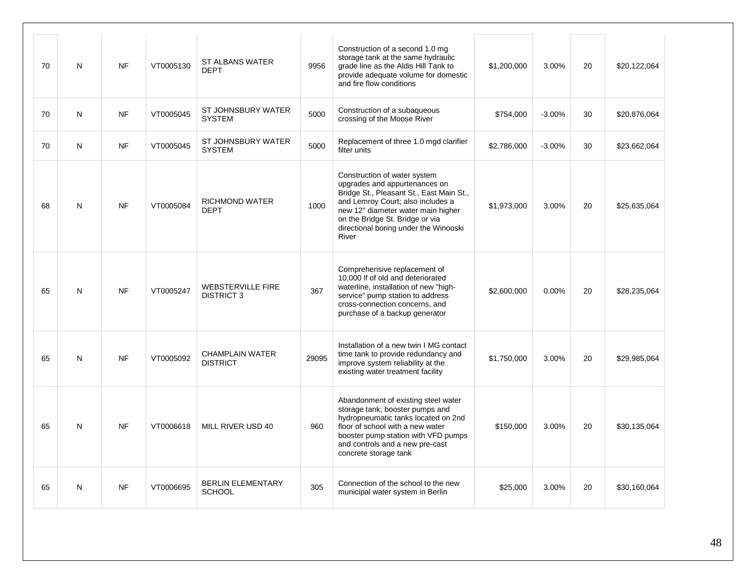| | | | | | | | | | | |
|---|---|---|---|---|---|---|---|---|---|---|
| 70 | N | NF | VT0005130 | ST ALBANS WATER DEPT | 9956 | Construction of a second 1.0 mg storage tank at the same hydraulic grade line as the Aldis Hill Tank to provide adequate volume for domestic and fire flow conditions | $1,200,000 | 3.00% | 20 | $20,122,064 |
| 70 | N | NF | VT0005045 | ST JOHNSBURY WATER SYSTEM | 5000 | Construction of a subaqueous crossing of the Moose River | $754,000 | -3.00% | 30 | $20,876,064 |
| 70 | N | NF | VT0005045 | ST JOHNSBURY WATER SYSTEM | 5000 | Replacement of three 1.0 mgd clarifier filter units | $2,786,000 | -3.00% | 30 | $23,662,064 |
| 68 | N | NF | VT0005084 | RICHMOND WATER DEPT | 1000 | Construction of water system upgrades and appurtenances on Bridge St., Pleasant St., East Main St., and Lemroy Court; also includes a new 12" diameter water main higher on the Bridge St. Bridge or via directional boring under the Winooski River | $1,973,000 | 3.00% | 20 | $25,635,064 |
| 65 | N | NF | VT0005247 | WEBSTERVILLE FIRE DISTRICT 3 | 367 | Comprehensive replacement of 10,000 lf of old and deteriorated waterline, installation of new "high-service" pump station to address cross-connection concerns, and purchase of a backup generator | $2,600,000 | 0.00% | 20 | $28,235,064 |
| 65 | N | NF | VT0005092 | CHAMPLAIN WATER DISTRICT | 29095 | Installation of a new twin I MG contact time tank to provide redundancy and improve system reliability at the existing water treatment facility | $1,750,000 | 3.00% | 20 | $29,985,064 |
| 65 | N | NF | VT0006618 | MILL RIVER USD 40 | 960 | Abandonment of existing steel water storage tank, booster pumps and hydropneumatic tanks located on 2nd floor of school with a new water booster pump station with VFD pumps and controls and a new pre-cast concrete storage tank | $150,000 | 3.00% | 20 | $30,135,064 |
| 65 | N | NF | VT0006695 | BERLIN ELEMENTARY SCHOOL | 305 | Connection of the school to the new municipal water system in Berlin | $25,000 | 3.00% | 20 | $30,160,064 |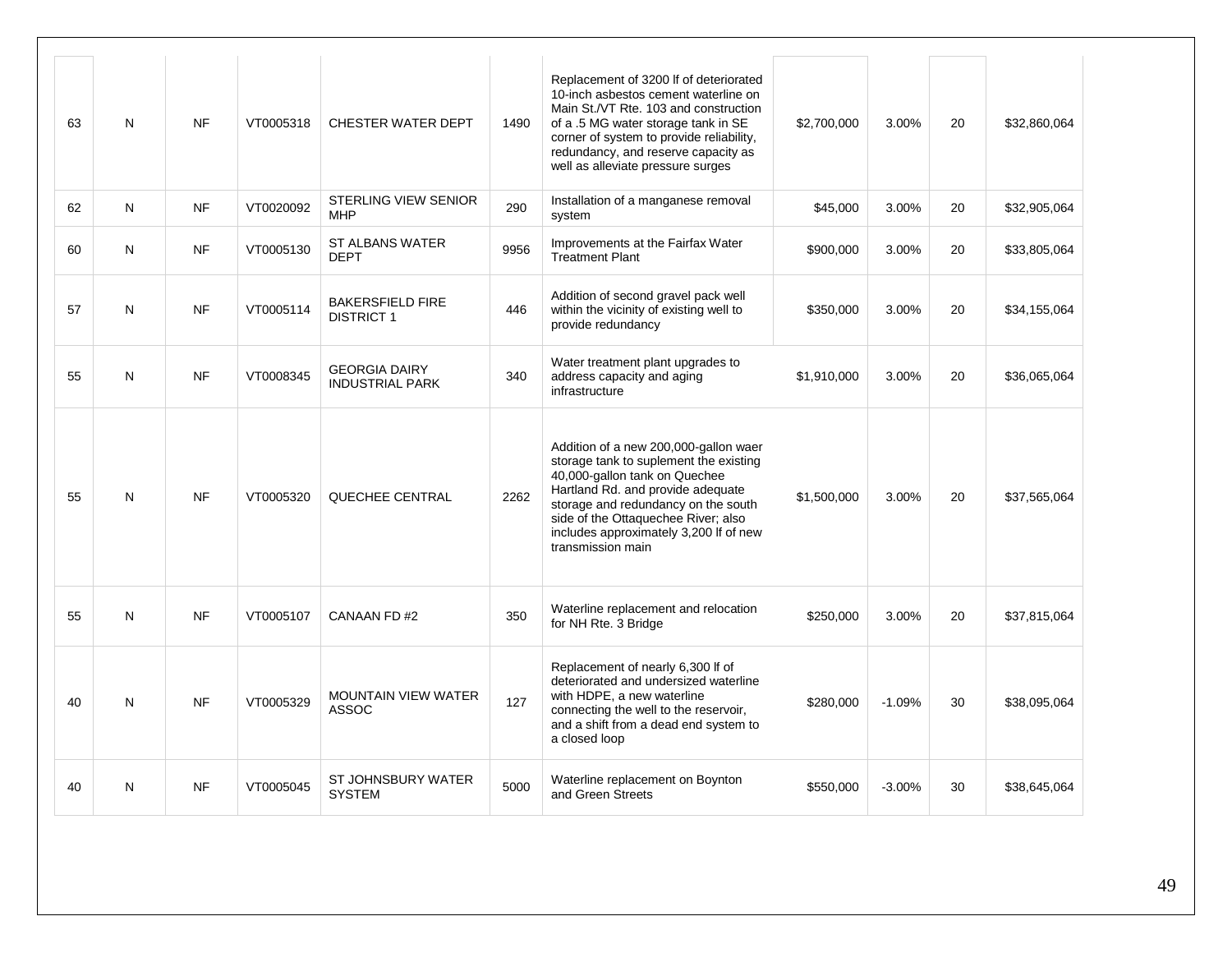| | | | | | | | | | | |
|---|---|---|---|---|---|---|---|---|---|---|
| 63 | N | NF | VT0005318 | CHESTER WATER DEPT | 1490 | Replacement of 3200 lf of deteriorated 10-inch asbestos cement waterline on Main St./VT Rte. 103 and construction of a .5 MG water storage tank in SE corner of system to provide reliability, redundancy, and reserve capacity as well as alleviate pressure surges | $2,700,000 | 3.00% | 20 | $32,860,064 |
| 62 | N | NF | VT0020092 | STERLING VIEW SENIOR MHP | 290 | Installation of a manganese removal system | $45,000 | 3.00% | 20 | $32,905,064 |
| 60 | N | NF | VT0005130 | ST ALBANS WATER DEPT | 9956 | Improvements at the Fairfax Water Treatment Plant | $900,000 | 3.00% | 20 | $33,805,064 |
| 57 | N | NF | VT0005114 | BAKERSFIELD FIRE DISTRICT 1 | 446 | Addition of second gravel pack well within the vicinity of existing well to provide redundancy | $350,000 | 3.00% | 20 | $34,155,064 |
| 55 | N | NF | VT0008345 | GEORGIA DAIRY INDUSTRIAL PARK | 340 | Water treatment plant upgrades to address capacity and aging infrastructure | $1,910,000 | 3.00% | 20 | $36,065,064 |
| 55 | N | NF | VT0005320 | QUECHEE CENTRAL | 2262 | Addition of a new 200,000-gallon waer storage tank to suplement the existing 40,000-gallon tank on Quechee Hartland Rd. and provide adequate storage and redundancy on the south side of the Ottaquechee River; also includes approximately 3,200 lf of new transmission main | $1,500,000 | 3.00% | 20 | $37,565,064 |
| 55 | N | NF | VT0005107 | CANAAN FD #2 | 350 | Waterline replacement and relocation for NH Rte. 3 Bridge | $250,000 | 3.00% | 20 | $37,815,064 |
| 40 | N | NF | VT0005329 | MOUNTAIN VIEW WATER ASSOC | 127 | Replacement of nearly 6,300 lf of deteriorated and undersized waterline with HDPE, a new waterline connecting the well to the reservoir, and a shift from a dead end system to a closed loop | $280,000 | -1.09% | 30 | $38,095,064 |
| 40 | N | NF | VT0005045 | ST JOHNSBURY WATER SYSTEM | 5000 | Waterline replacement on Boynton and Green Streets | $550,000 | -3.00% | 30 | $38,645,064 |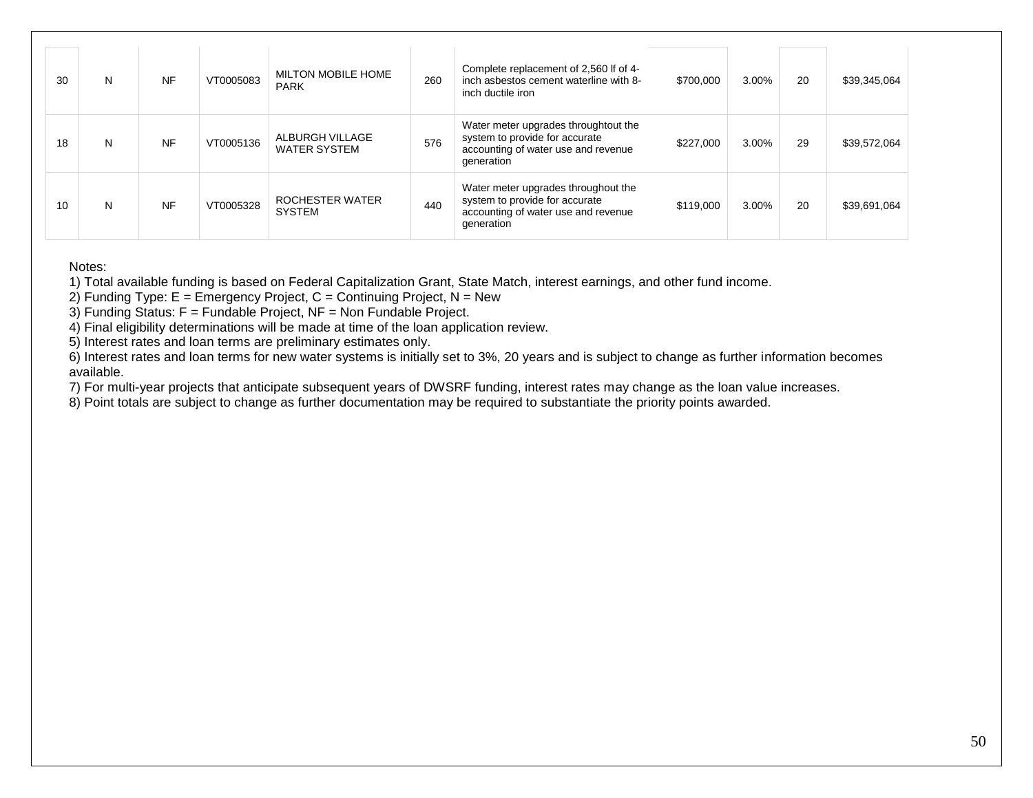| | | | | | | | | | | |
|---|---|---|---|---|---|---|---|---|---|---|
| 30 | N | NF | VT0005083 | MILTON MOBILE HOME PARK | 260 | Complete replacement of 2,560 lf of 4-inch asbestos cement waterline with 8-inch ductile iron | $700,000 | 3.00% | 20 | $39,345,064 |
| 18 | N | NF | VT0005136 | ALBURGH VILLAGE WATER SYSTEM | 576 | Water meter upgrades throughtout the system to provide for accurate accounting of water use and revenue generation | $227,000 | 3.00% | 29 | $39,572,064 |
| 10 | N | NF | VT0005328 | ROCHESTER WATER SYSTEM | 440 | Water meter upgrades throughout the system to provide for accurate accounting of water use and revenue generation | $119,000 | 3.00% | 20 | $39,691,064 |

Notes:
1) Total available funding is based on Federal Capitalization Grant, State Match, interest earnings, and other fund income.
2) Funding Type: E = Emergency Project, C = Continuing Project, N = New
3) Funding Status: F = Fundable Project, NF = Non Fundable Project.
4) Final eligibility determinations will be made at time of the loan application review.
5) Interest rates and loan terms are preliminary estimates only.
6) Interest rates and loan terms for new water systems is initially set to 3%, 20 years and is subject to change as further information becomes available.
7) For multi-year projects that anticipate subsequent years of DWSRF funding, interest rates may change as the loan value increases.
8) Point totals are subject to change as further documentation may be required to substantiate the priority points awarded.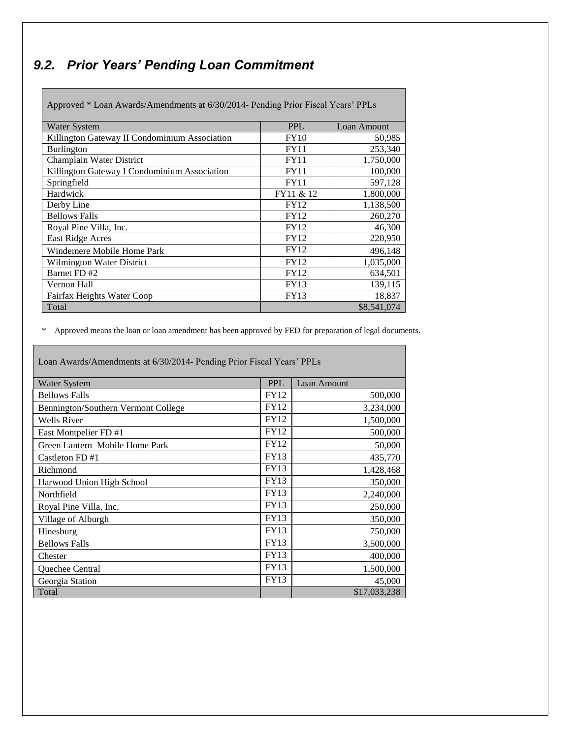## 9.2. Prior Years' Pending Loan Commitment

| Approved * Loan Awards/Amendments at 6/30/2014- Pending Prior Fiscal Years' PPLs | | |
|---|---|---|
| Water System | PPL | Loan Amount |
| Killington Gateway II Condominium Association | FY10 | 50,985 |
| Burlington | FY11 | 253,340 |
| Champlain Water District | FY11 | 1,750,000 |
| Killington Gateway I Condominium Association | FY11 | 100,000 |
| Springfield | FY11 | 597,128 |
| Hardwick | FY11 & 12 | 1,800,000 |
| Derby Line | FY12 | 1,138,500 |
| Bellows Falls | FY12 | 260,270 |
| Royal Pine Villa, Inc. | FY12 | 46,300 |
| East Ridge Acres | FY12 | 220,950 |
| Windemere Mobile Home Park | FY12 | 496,148 |
| Wilmington Water District | FY12 | 1,035,000 |
| Barnet FD #2 | FY12 | 634,501 |
| Vernon Hall | FY13 | 139,115 |
| Fairfax Heights Water Coop | FY13 | 18,837 |
| Total | | $8,541,074 |

\* Approved means the loan or loan amendment has been approved by FED for preparation of legal documents.

| Loan Awards/Amendments at 6/30/2014- Pending Prior Fiscal Years' PPLs | | |
|---|---|---|
| Water System | PPL | Loan Amount |
| Bellows Falls | FY12 | 500,000 |
| Bennington/Southern Vermont College | FY12 | 3,234,000 |
| Wells River | FY12 | 1,500,000 |
| East Montpelier FD #1 | FY12 | 500,000 |
| Green Lantern Mobile Home Park | FY12 | 50,000 |
| Castleton FD #1 | FY13 | 435,770 |
| Richmond | FY13 | 1,428,468 |
| Harwood Union High School | FY13 | 350,000 |
| Northfield | FY13 | 2,240,000 |
| Royal Pine Villa, Inc. | FY13 | 250,000 |
| Village of Alburgh | FY13 | 350,000 |
| Hinesburg | FY13 | 750,000 |
| Bellows Falls | FY13 | 3,500,000 |
| Chester | FY13 | 400,000 |
| Quechee Central | FY13 | 1,500,000 |
| Georgia Station | FY13 | 45,000 |
| Total | | $17,033,238 |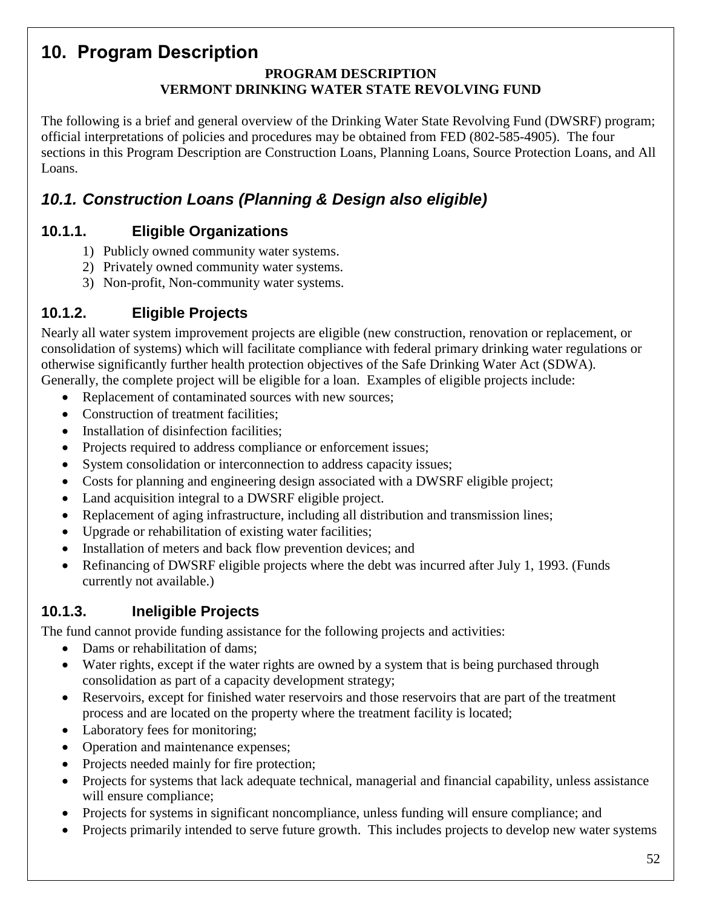# 10. Program Description

**PROGRAM DESCRIPTION**
**VERMONT DRINKING WATER STATE REVOLVING FUND**

The following is a brief and general overview of the Drinking Water State Revolving Fund (DWSRF) program; official interpretations of policies and procedures may be obtained from FED (802-585-4905). The four sections in this Program Description are Construction Loans, Planning Loans, Source Protection Loans, and All Loans.

## *10.1. Construction Loans (Planning & Design also eligible)*

### 10.1.1. Eligible Organizations

1) Publicly owned community water systems.
2) Privately owned community water systems.
3) Non-profit, Non-community water systems.

### 10.1.2. Eligible Projects

Nearly all water system improvement projects are eligible (new construction, renovation or replacement, or consolidation of systems) which will facilitate compliance with federal primary drinking water regulations or otherwise significantly further health protection objectives of the Safe Drinking Water Act (SDWA). Generally, the complete project will be eligible for a loan. Examples of eligible projects include:

- Replacement of contaminated sources with new sources;
- Construction of treatment facilities;
- Installation of disinfection facilities;
- Projects required to address compliance or enforcement issues;
- System consolidation or interconnection to address capacity issues;
- Costs for planning and engineering design associated with a DWSRF eligible project;
- Land acquisition integral to a DWSRF eligible project.
- Replacement of aging infrastructure, including all distribution and transmission lines;
- Upgrade or rehabilitation of existing water facilities;
- Installation of meters and back flow prevention devices; and
- Refinancing of DWSRF eligible projects where the debt was incurred after July 1, 1993. (Funds currently not available.)

### 10.1.3. Ineligible Projects

The fund cannot provide funding assistance for the following projects and activities:

- Dams or rehabilitation of dams;
- Water rights, except if the water rights are owned by a system that is being purchased through consolidation as part of a capacity development strategy;
- Reservoirs, except for finished water reservoirs and those reservoirs that are part of the treatment process and are located on the property where the treatment facility is located;
- Laboratory fees for monitoring;
- Operation and maintenance expenses;
- Projects needed mainly for fire protection;
- Projects for systems that lack adequate technical, managerial and financial capability, unless assistance will ensure compliance;
- Projects for systems in significant noncompliance, unless funding will ensure compliance; and
- Projects primarily intended to serve future growth. This includes projects to develop new water systems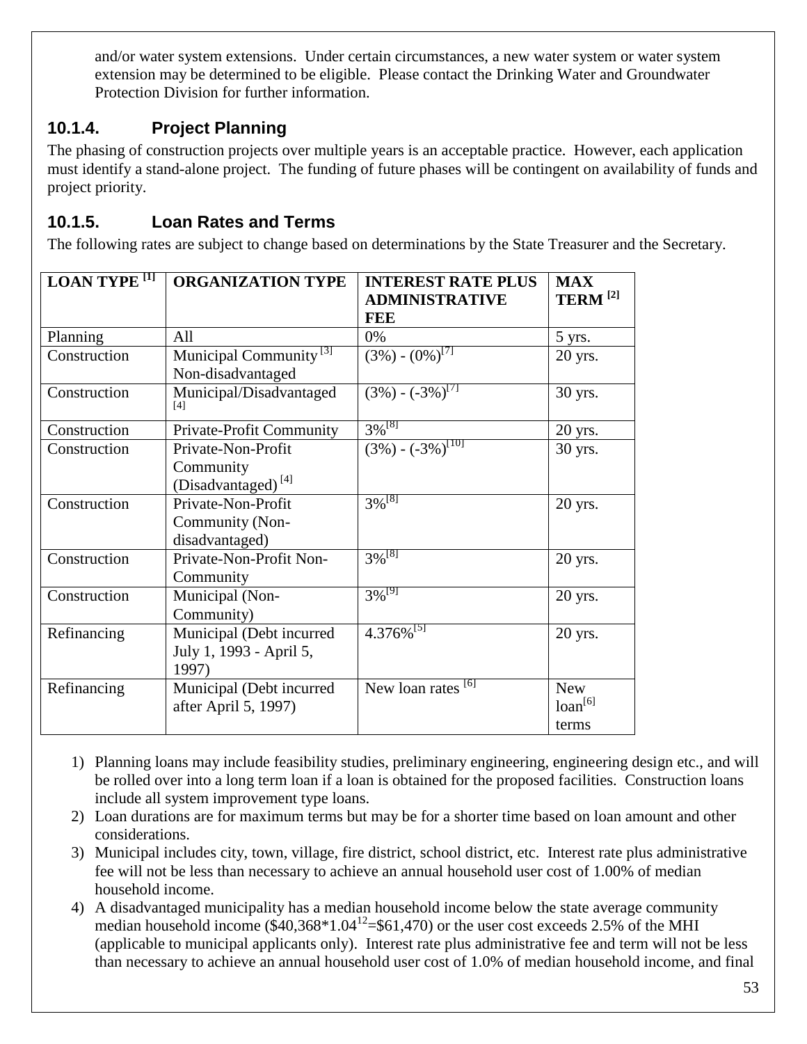and/or water system extensions. Under certain circumstances, a new water system or water system extension may be determined to be eligible. Please contact the Drinking Water and Groundwater Protection Division for further information.

### 10.1.4. Project Planning

The phasing of construction projects over multiple years is an acceptable practice. However, each application must identify a stand-alone project. The funding of future phases will be contingent on availability of funds and project priority.

### 10.1.5. Loan Rates and Terms

The following rates are subject to change based on determinations by the State Treasurer and the Secretary.

| LOAN TYPE [1] | ORGANIZATION TYPE | INTEREST RATE PLUS ADMINISTRATIVE FEE | MAX TERM [2] |
|---|---|---|---|
| Planning | All | 0% | 5 yrs. |
| Construction | Municipal Community [3] Non-disadvantaged | (3%) - (0%)[7] | 20 yrs. |
| Construction | Municipal/Disadvantaged [4] | (3%) - (-3%)[7] | 30 yrs. |
| Construction | Private-Profit Community | 3%[8] | 20 yrs. |
| Construction | Private-Non-Profit Community (Disadvantaged) [4] | (3%) - (-3%)[10] | 30 yrs. |
| Construction | Private-Non-Profit Community (Non-disadvantaged) | 3%[8] | 20 yrs. |
| Construction | Private-Non-Profit Non-Community | 3%[8] | 20 yrs. |
| Construction | Municipal (Non-Community) | 3%[9] | 20 yrs. |
| Refinancing | Municipal (Debt incurred July 1, 1993 - April 5, 1997) | 4.376%[5] | 20 yrs. |
| Refinancing | Municipal (Debt incurred after April 5, 1997) | New loan rates [6] | New loan[6] terms |

1) Planning loans may include feasibility studies, preliminary engineering, engineering design etc., and will be rolled over into a long term loan if a loan is obtained for the proposed facilities. Construction loans include all system improvement type loans.
2) Loan durations are for maximum terms but may be for a shorter time based on loan amount and other considerations.
3) Municipal includes city, town, village, fire district, school district, etc. Interest rate plus administrative fee will not be less than necessary to achieve an annual household user cost of 1.00% of median household income.
4) A disadvantaged municipality has a median household income below the state average community median household income ($\$40,368 * 1.04^{12} = \$61,470$) or the user cost exceeds 2.5% of the MHI (applicable to municipal applicants only). Interest rate plus administrative fee and term will not be less than necessary to achieve an annual household user cost of 1.0% of median household income, and final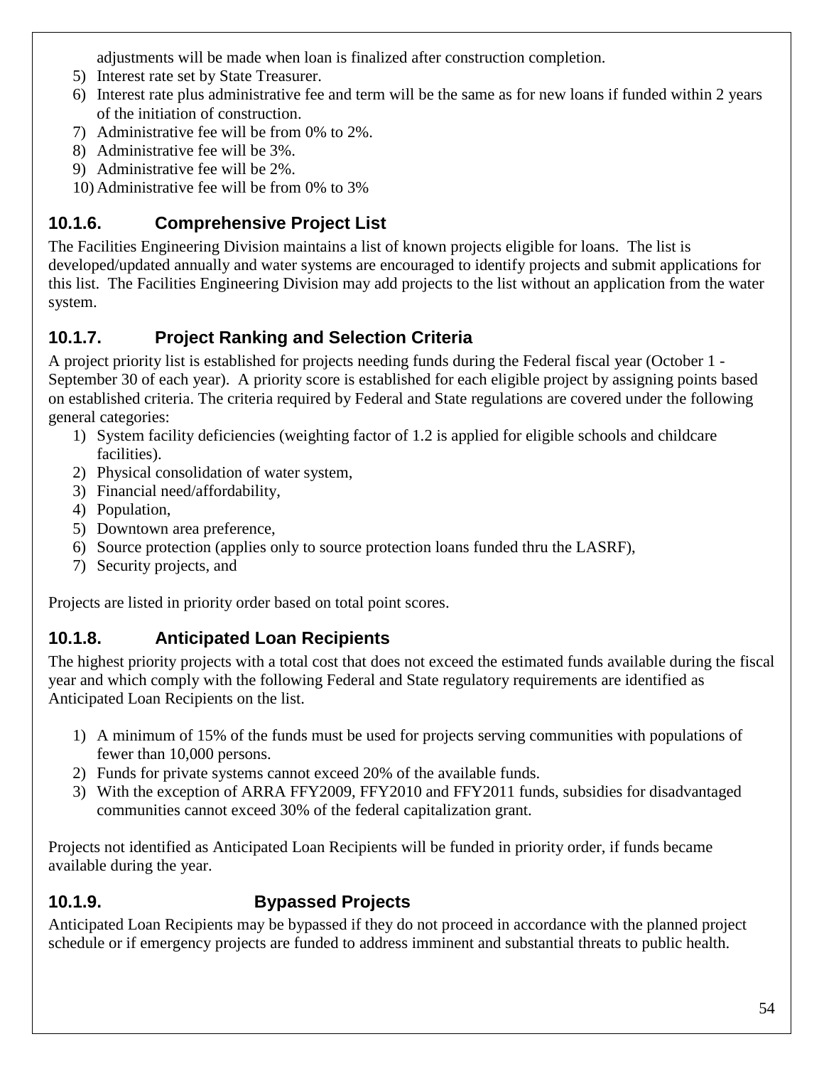adjustments will be made when loan is finalized after construction completion.

5) Interest rate set by State Treasurer.
6) Interest rate plus administrative fee and term will be the same as for new loans if funded within 2 years of the initiation of construction.
7) Administrative fee will be from 0% to 2%.
8) Administrative fee will be 3%.
9) Administrative fee will be 2%.
10) Administrative fee will be from 0% to 3%

### 10.1.6. Comprehensive Project List

The Facilities Engineering Division maintains a list of known projects eligible for loans. The list is developed/updated annually and water systems are encouraged to identify projects and submit applications for this list. The Facilities Engineering Division may add projects to the list without an application from the water system.

### 10.1.7. Project Ranking and Selection Criteria

A project priority list is established for projects needing funds during the Federal fiscal year (October 1 - September 30 of each year). A priority score is established for each eligible project by assigning points based on established criteria. The criteria required by Federal and State regulations are covered under the following general categories:

1) System facility deficiencies (weighting factor of 1.2 is applied for eligible schools and childcare facilities).
2) Physical consolidation of water system,
3) Financial need/affordability,
4) Population,
5) Downtown area preference,
6) Source protection (applies only to source protection loans funded thru the LASRF),
7) Security projects, and

Projects are listed in priority order based on total point scores.

### 10.1.8. Anticipated Loan Recipients

The highest priority projects with a total cost that does not exceed the estimated funds available during the fiscal year and which comply with the following Federal and State regulatory requirements are identified as Anticipated Loan Recipients on the list.

1) A minimum of 15% of the funds must be used for projects serving communities with populations of fewer than 10,000 persons.
2) Funds for private systems cannot exceed 20% of the available funds.
3) With the exception of ARRA FFY2009, FFY2010 and FFY2011 funds, subsidies for disadvantaged communities cannot exceed 30% of the federal capitalization grant.

Projects not identified as Anticipated Loan Recipients will be funded in priority order, if funds became available during the year.

### 10.1.9. Bypassed Projects

Anticipated Loan Recipients may be bypassed if they do not proceed in accordance with the planned project schedule or if emergency projects are funded to address imminent and substantial threats to public health.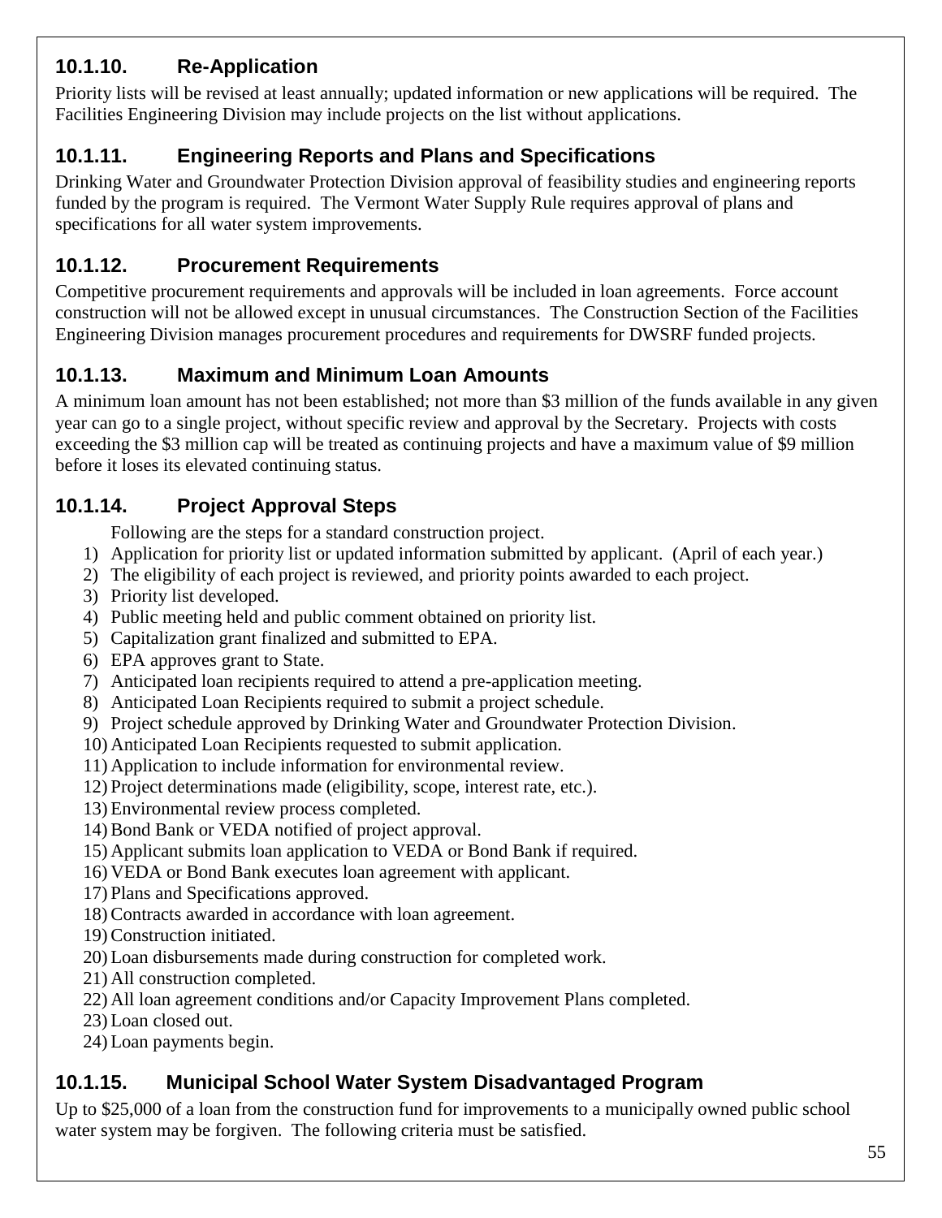### 10.1.10. Re-Application

Priority lists will be revised at least annually; updated information or new applications will be required. The Facilities Engineering Division may include projects on the list without applications.

### 10.1.11. Engineering Reports and Plans and Specifications

Drinking Water and Groundwater Protection Division approval of feasibility studies and engineering reports funded by the program is required. The Vermont Water Supply Rule requires approval of plans and specifications for all water system improvements.

### 10.1.12. Procurement Requirements

Competitive procurement requirements and approvals will be included in loan agreements. Force account construction will not be allowed except in unusual circumstances. The Construction Section of the Facilities Engineering Division manages procurement procedures and requirements for DWSRF funded projects.

### 10.1.13. Maximum and Minimum Loan Amounts

A minimum loan amount has not been established; not more than $3 million of the funds available in any given year can go to a single project, without specific review and approval by the Secretary. Projects with costs exceeding the $3 million cap will be treated as continuing projects and have a maximum value of $9 million before it loses its elevated continuing status.

### 10.1.14. Project Approval Steps

Following are the steps for a standard construction project.

1) Application for priority list or updated information submitted by applicant. (April of each year.)
2) The eligibility of each project is reviewed, and priority points awarded to each project.
3) Priority list developed.
4) Public meeting held and public comment obtained on priority list.
5) Capitalization grant finalized and submitted to EPA.
6) EPA approves grant to State.
7) Anticipated loan recipients required to attend a pre-application meeting.
8) Anticipated Loan Recipients required to submit a project schedule.
9) Project schedule approved by Drinking Water and Groundwater Protection Division.
10) Anticipated Loan Recipients requested to submit application.
11) Application to include information for environmental review.
12) Project determinations made (eligibility, scope, interest rate, etc.).
13) Environmental review process completed.
14) Bond Bank or VEDA notified of project approval.
15) Applicant submits loan application to VEDA or Bond Bank if required.
16) VEDA or Bond Bank executes loan agreement with applicant.
17) Plans and Specifications approved.
18) Contracts awarded in accordance with loan agreement.
19) Construction initiated.
20) Loan disbursements made during construction for completed work.
21) All construction completed.
22) All loan agreement conditions and/or Capacity Improvement Plans completed.
23) Loan closed out.
24) Loan payments begin.

### 10.1.15. Municipal School Water System Disadvantaged Program

Up to $25,000 of a loan from the construction fund for improvements to a municipally owned public school water system may be forgiven. The following criteria must be satisfied.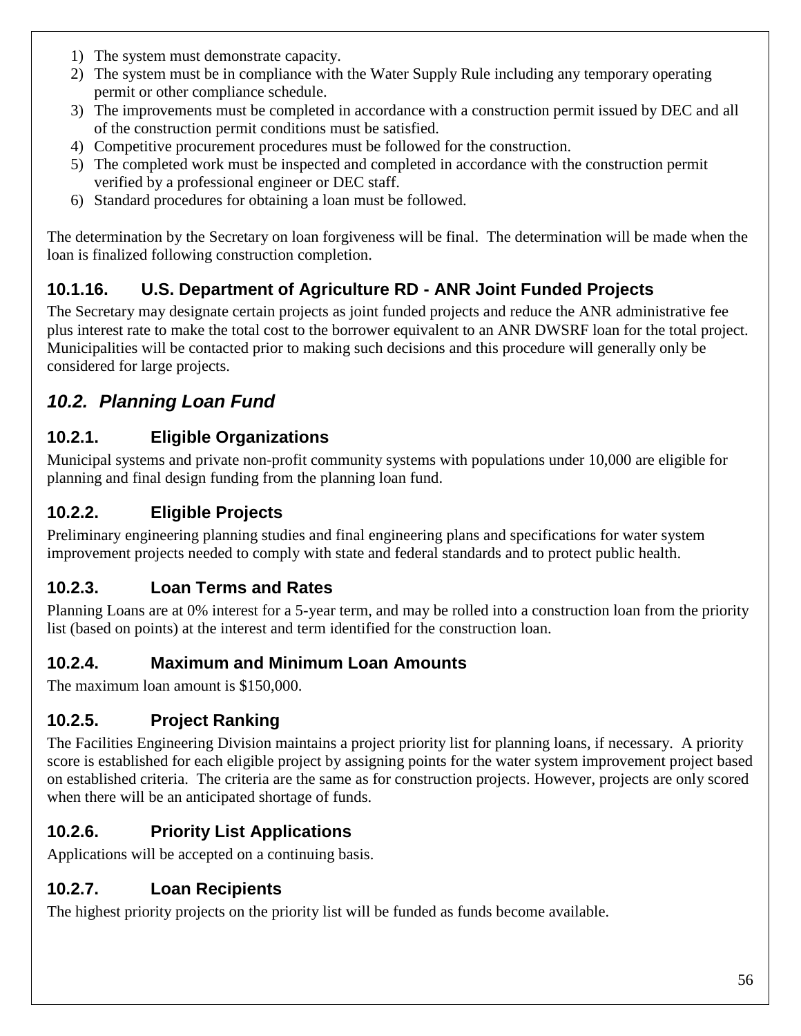1) The system must demonstrate capacity.
2) The system must be in compliance with the Water Supply Rule including any temporary operating permit or other compliance schedule.
3) The improvements must be completed in accordance with a construction permit issued by DEC and all of the construction permit conditions must be satisfied.
4) Competitive procurement procedures must be followed for the construction.
5) The completed work must be inspected and completed in accordance with the construction permit verified by a professional engineer or DEC staff.
6) Standard procedures for obtaining a loan must be followed.

The determination by the Secretary on loan forgiveness will be final. The determination will be made when the loan is finalized following construction completion.

### 10.1.16. U.S. Department of Agriculture RD - ANR Joint Funded Projects

The Secretary may designate certain projects as joint funded projects and reduce the ANR administrative fee plus interest rate to make the total cost to the borrower equivalent to an ANR DWSRF loan for the total project. Municipalities will be contacted prior to making such decisions and this procedure will generally only be considered for large projects.

## *10.2. Planning Loan Fund*

### 10.2.1. Eligible Organizations

Municipal systems and private non-profit community systems with populations under 10,000 are eligible for planning and final design funding from the planning loan fund.

### 10.2.2. Eligible Projects

Preliminary engineering planning studies and final engineering plans and specifications for water system improvement projects needed to comply with state and federal standards and to protect public health.

### 10.2.3. Loan Terms and Rates

Planning Loans are at 0% interest for a 5-year term, and may be rolled into a construction loan from the priority list (based on points) at the interest and term identified for the construction loan.

### 10.2.4. Maximum and Minimum Loan Amounts

The maximum loan amount is $150,000.

### 10.2.5. Project Ranking

The Facilities Engineering Division maintains a project priority list for planning loans, if necessary. A priority score is established for each eligible project by assigning points for the water system improvement project based on established criteria. The criteria are the same as for construction projects. However, projects are only scored when there will be an anticipated shortage of funds.

### 10.2.6. Priority List Applications

Applications will be accepted on a continuing basis.

### 10.2.7. Loan Recipients

The highest priority projects on the priority list will be funded as funds become available.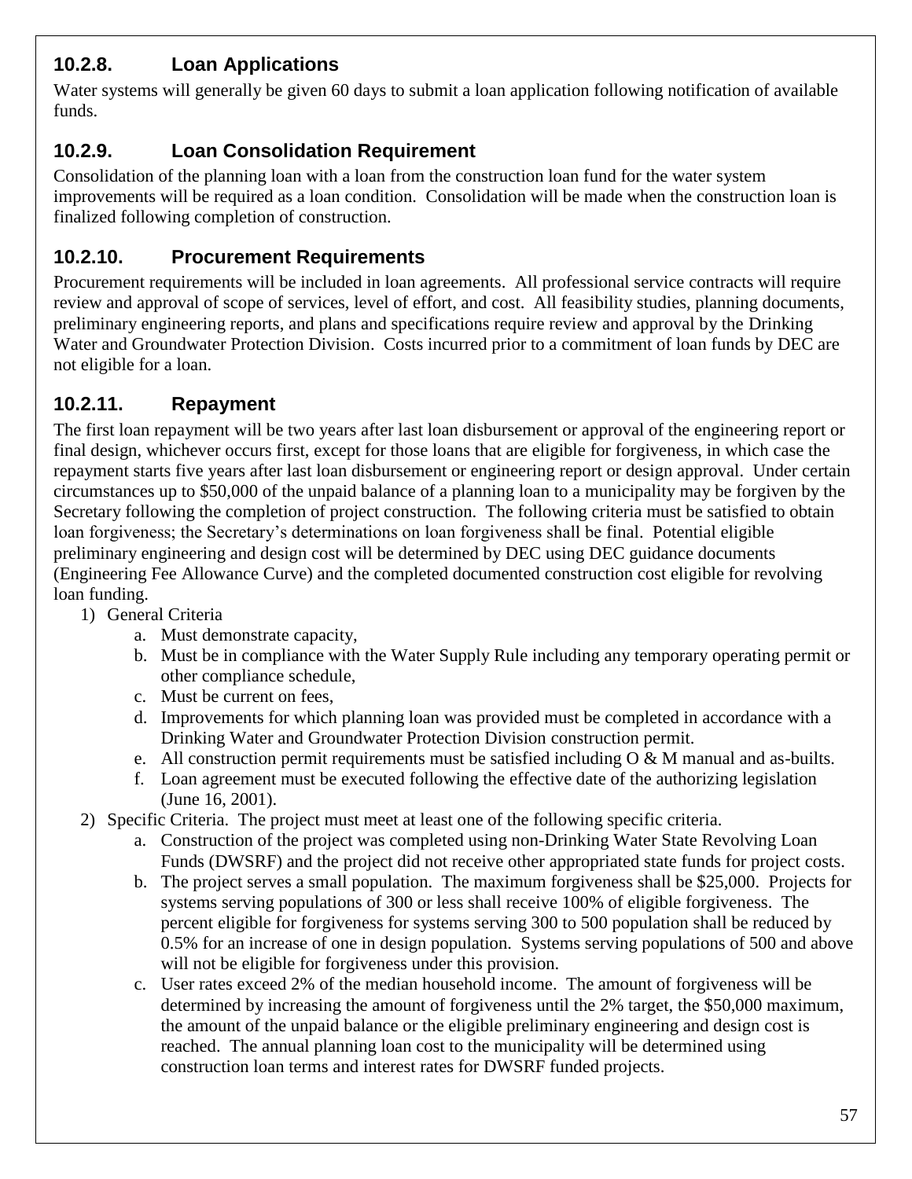### 10.2.8. Loan Applications

Water systems will generally be given 60 days to submit a loan application following notification of available funds.

### 10.2.9. Loan Consolidation Requirement

Consolidation of the planning loan with a loan from the construction loan fund for the water system improvements will be required as a loan condition. Consolidation will be made when the construction loan is finalized following completion of construction.

### 10.2.10. Procurement Requirements

Procurement requirements will be included in loan agreements. All professional service contracts will require review and approval of scope of services, level of effort, and cost. All feasibility studies, planning documents, preliminary engineering reports, and plans and specifications require review and approval by the Drinking Water and Groundwater Protection Division. Costs incurred prior to a commitment of loan funds by DEC are not eligible for a loan.

### 10.2.11. Repayment

The first loan repayment will be two years after last loan disbursement or approval of the engineering report or final design, whichever occurs first, except for those loans that are eligible for forgiveness, in which case the repayment starts five years after last loan disbursement or engineering report or design approval. Under certain circumstances up to $50,000 of the unpaid balance of a planning loan to a municipality may be forgiven by the Secretary following the completion of project construction. The following criteria must be satisfied to obtain loan forgiveness; the Secretary's determinations on loan forgiveness shall be final. Potential eligible preliminary engineering and design cost will be determined by DEC using DEC guidance documents (Engineering Fee Allowance Curve) and the completed documented construction cost eligible for revolving loan funding.

1) General Criteria
   a. Must demonstrate capacity,
   b. Must be in compliance with the Water Supply Rule including any temporary operating permit or other compliance schedule,
   c. Must be current on fees,
   d. Improvements for which planning loan was provided must be completed in accordance with a Drinking Water and Groundwater Protection Division construction permit.
   e. All construction permit requirements must be satisfied including O & M manual and as-builts.
   f. Loan agreement must be executed following the effective date of the authorizing legislation (June 16, 2001).
2) Specific Criteria. The project must meet at least one of the following specific criteria.
   a. Construction of the project was completed using non-Drinking Water State Revolving Loan Funds (DWSRF) and the project did not receive other appropriated state funds for project costs.
   b. The project serves a small population. The maximum forgiveness shall be $25,000. Projects for systems serving populations of 300 or less shall receive 100% of eligible forgiveness. The percent eligible for forgiveness for systems serving 300 to 500 population shall be reduced by 0.5% for an increase of one in design population. Systems serving populations of 500 and above will not be eligible for forgiveness under this provision.
   c. User rates exceed 2% of the median household income. The amount of forgiveness will be determined by increasing the amount of forgiveness until the 2% target, the $50,000 maximum, the amount of the unpaid balance or the eligible preliminary engineering and design cost is reached. The annual planning loan cost to the municipality will be determined using construction loan terms and interest rates for DWSRF funded projects.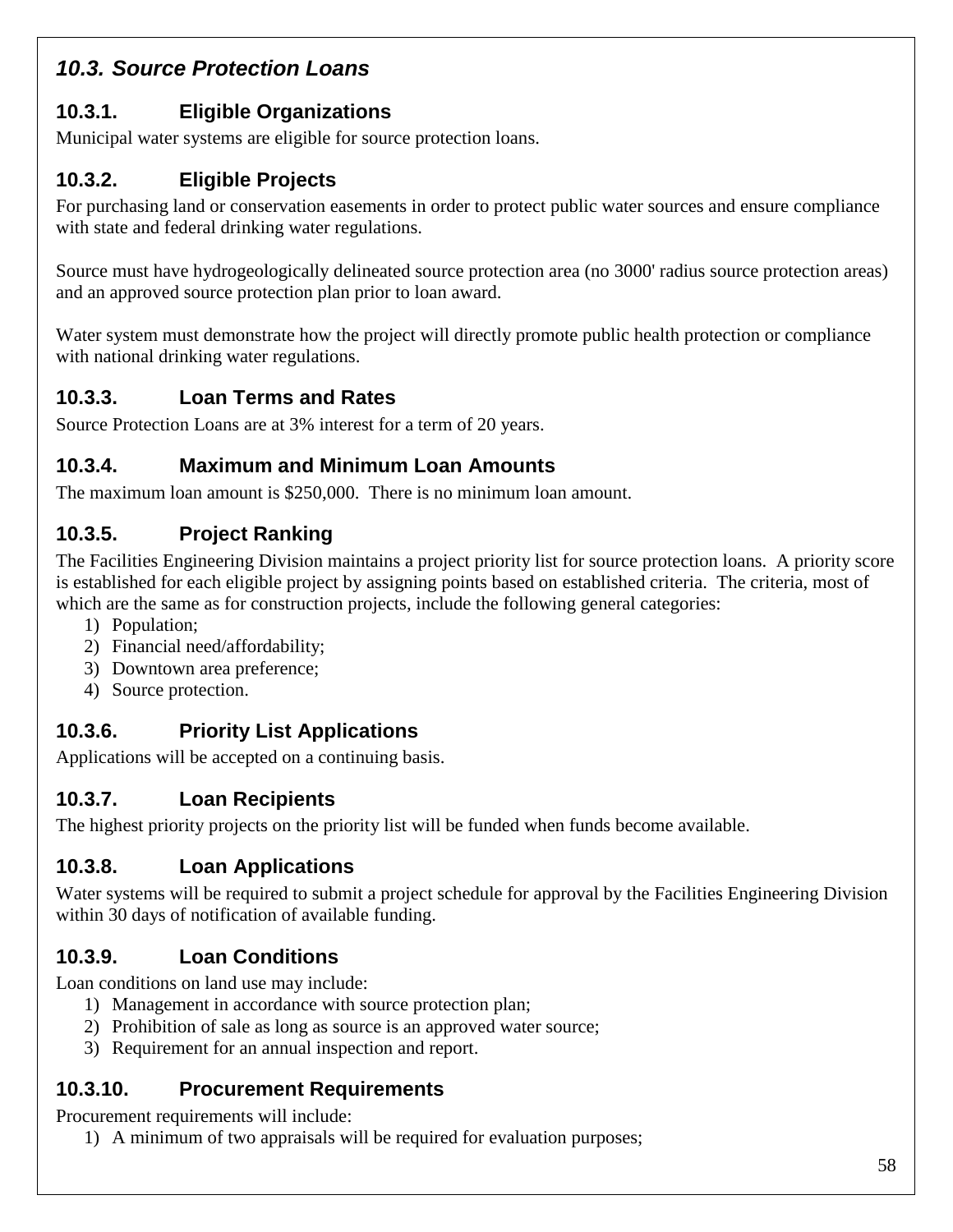## *10.3. Source Protection Loans*

### 10.3.1. Eligible Organizations

Municipal water systems are eligible for source protection loans.

### 10.3.2. Eligible Projects

For purchasing land or conservation easements in order to protect public water sources and ensure compliance with state and federal drinking water regulations.

Source must have hydrogeologically delineated source protection area (no 3000' radius source protection areas) and an approved source protection plan prior to loan award.

Water system must demonstrate how the project will directly promote public health protection or compliance with national drinking water regulations.

### 10.3.3. Loan Terms and Rates

Source Protection Loans are at 3% interest for a term of 20 years.

### 10.3.4. Maximum and Minimum Loan Amounts

The maximum loan amount is $250,000. There is no minimum loan amount.

### 10.3.5. Project Ranking

The Facilities Engineering Division maintains a project priority list for source protection loans. A priority score is established for each eligible project by assigning points based on established criteria. The criteria, most of which are the same as for construction projects, include the following general categories:

1) Population;
2) Financial need/affordability;
3) Downtown area preference;
4) Source protection.

### 10.3.6. Priority List Applications

Applications will be accepted on a continuing basis.

### 10.3.7. Loan Recipients

The highest priority projects on the priority list will be funded when funds become available.

### 10.3.8. Loan Applications

Water systems will be required to submit a project schedule for approval by the Facilities Engineering Division within 30 days of notification of available funding.

### 10.3.9. Loan Conditions

Loan conditions on land use may include:

1) Management in accordance with source protection plan;
2) Prohibition of sale as long as source is an approved water source;
3) Requirement for an annual inspection and report.

### 10.3.10. Procurement Requirements

Procurement requirements will include:

1) A minimum of two appraisals will be required for evaluation purposes;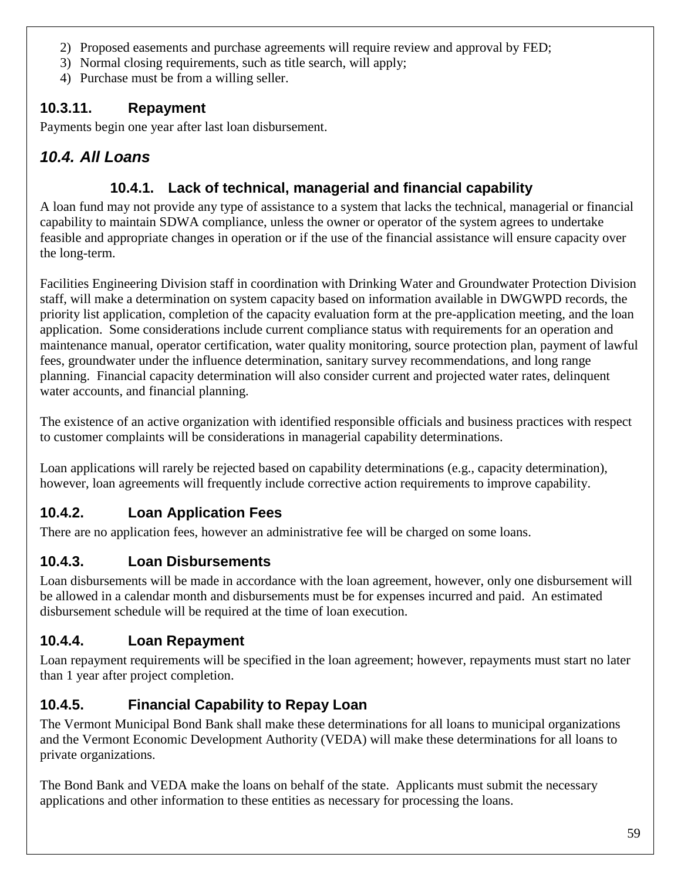2) Proposed easements and purchase agreements will require review and approval by FED;
3) Normal closing requirements, such as title search, will apply;
4) Purchase must be from a willing seller.

### 10.3.11. Repayment

Payments begin one year after last loan disbursement.

## *10.4. All Loans*

### 10.4.1. Lack of technical, managerial and financial capability

A loan fund may not provide any type of assistance to a system that lacks the technical, managerial or financial capability to maintain SDWA compliance, unless the owner or operator of the system agrees to undertake feasible and appropriate changes in operation or if the use of the financial assistance will ensure capacity over the long-term.

Facilities Engineering Division staff in coordination with Drinking Water and Groundwater Protection Division staff, will make a determination on system capacity based on information available in DWGWPD records, the priority list application, completion of the capacity evaluation form at the pre-application meeting, and the loan application. Some considerations include current compliance status with requirements for an operation and maintenance manual, operator certification, water quality monitoring, source protection plan, payment of lawful fees, groundwater under the influence determination, sanitary survey recommendations, and long range planning. Financial capacity determination will also consider current and projected water rates, delinquent water accounts, and financial planning.

The existence of an active organization with identified responsible officials and business practices with respect to customer complaints will be considerations in managerial capability determinations.

Loan applications will rarely be rejected based on capability determinations (e.g., capacity determination), however, loan agreements will frequently include corrective action requirements to improve capability.

### 10.4.2. Loan Application Fees

There are no application fees, however an administrative fee will be charged on some loans.

### 10.4.3. Loan Disbursements

Loan disbursements will be made in accordance with the loan agreement, however, only one disbursement will be allowed in a calendar month and disbursements must be for expenses incurred and paid. An estimated disbursement schedule will be required at the time of loan execution.

### 10.4.4. Loan Repayment

Loan repayment requirements will be specified in the loan agreement; however, repayments must start no later than 1 year after project completion.

### 10.4.5. Financial Capability to Repay Loan

The Vermont Municipal Bond Bank shall make these determinations for all loans to municipal organizations and the Vermont Economic Development Authority (VEDA) will make these determinations for all loans to private organizations.

The Bond Bank and VEDA make the loans on behalf of the state. Applicants must submit the necessary applications and other information to these entities as necessary for processing the loans.